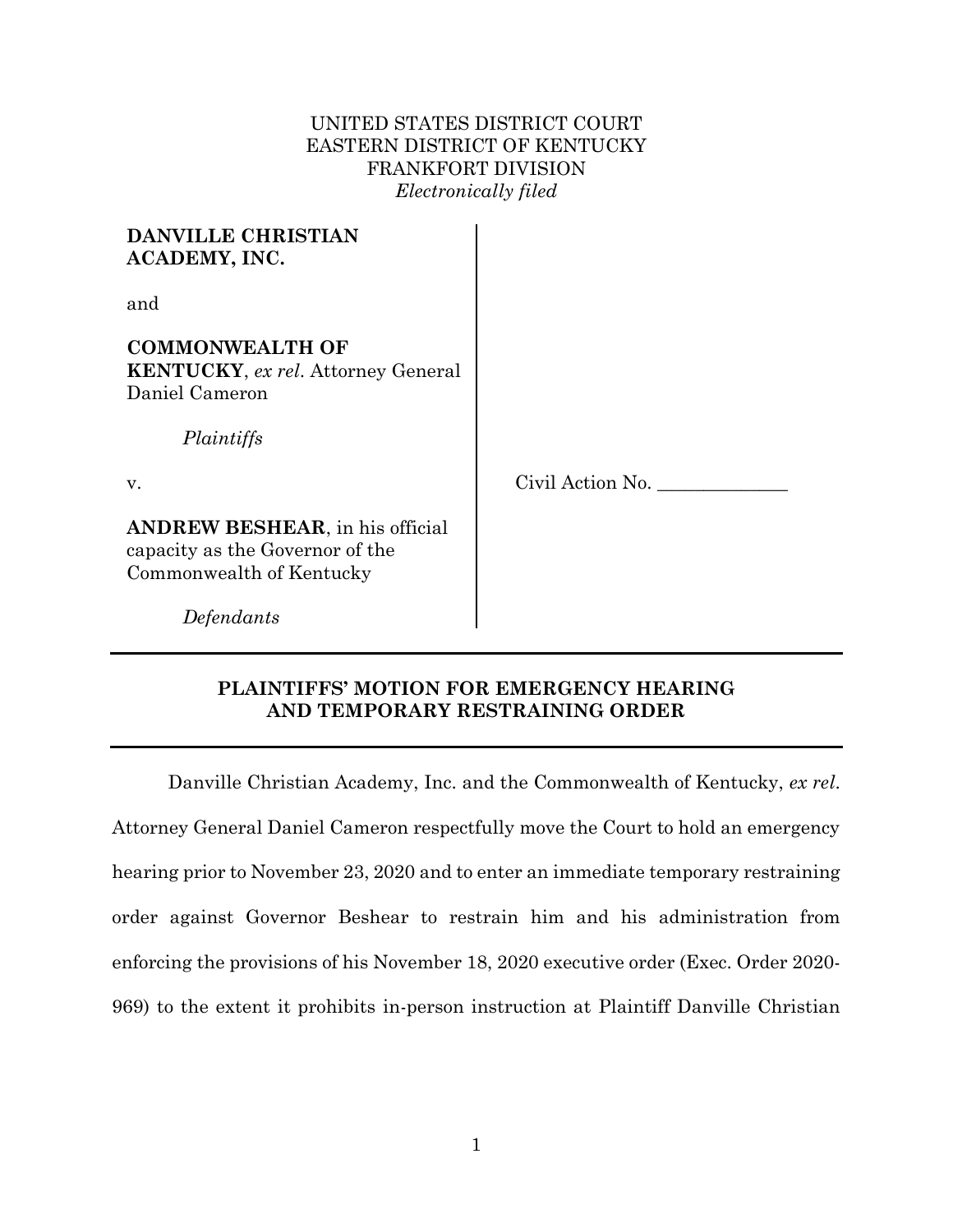UNITED STATES DISTRICT COURT
EASTERN DISTRICT OF KENTUCKY
FRANKFORT DIVISION
*Electronically filed*

| | |
|---|---|
| **DANVILLE CHRISTIAN ACADEMY, INC.**<br><br>and<br><br>**COMMONWEALTH OF KENTUCKY**, *ex rel.* Attorney General Daniel Cameron<br><br>*Plaintiffs*<br><br>v.<br><br>**ANDREW BESHEAR**, in his official capacity as the Governor of the Commonwealth of Kentucky<br><br>*Defendants* | Civil Action No. ______________ |

## PLAINTIFFS' MOTION FOR EMERGENCY HEARING AND TEMPORARY RESTRAINING ORDER

Danville Christian Academy, Inc. and the Commonwealth of Kentucky, *ex rel.* Attorney General Daniel Cameron respectfully move the Court to hold an emergency hearing prior to November 23, 2020 and to enter an immediate temporary restraining order against Governor Beshear to restrain him and his administration from enforcing the provisions of his November 18, 2020 executive order (Exec. Order 2020-969) to the extent it prohibits in-person instruction at Plaintiff Danville Christian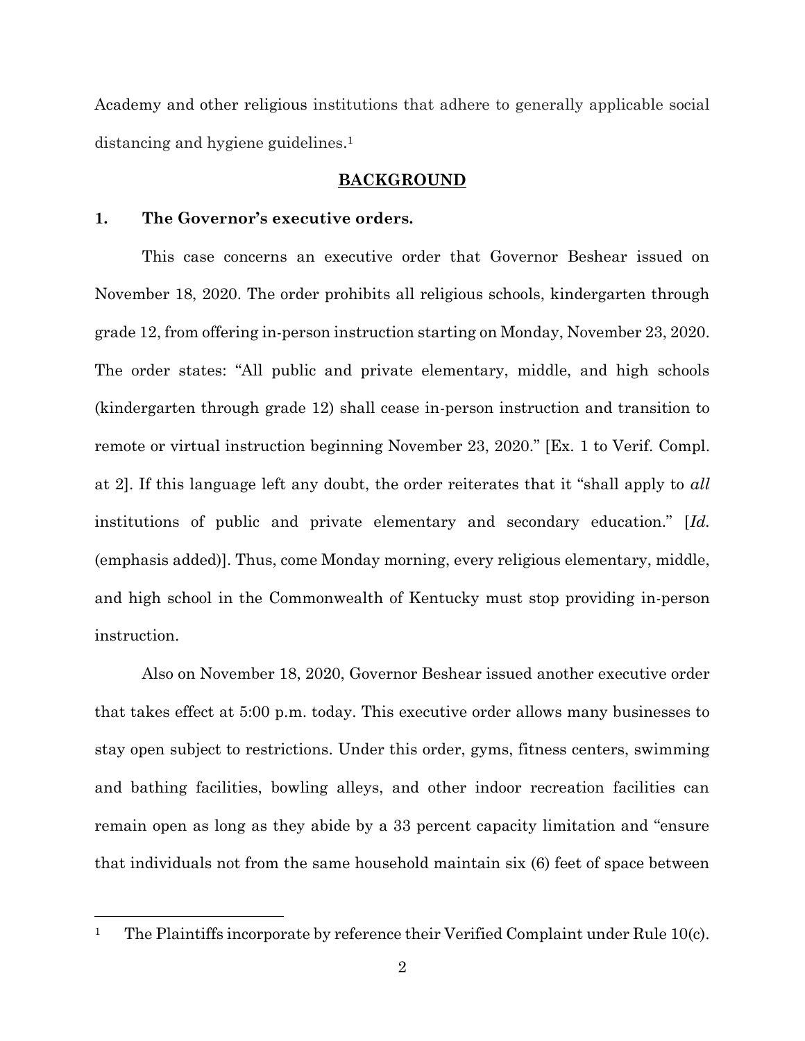Academy and other religious institutions that adhere to generally applicable social distancing and hygiene guidelines.[1]

## BACKGROUND

### 1. The Governor's executive orders.

This case concerns an executive order that Governor Beshear issued on November 18, 2020. The order prohibits all religious schools, kindergarten through grade 12, from offering in-person instruction starting on Monday, November 23, 2020. The order states: "All public and private elementary, middle, and high schools (kindergarten through grade 12) shall cease in-person instruction and transition to remote or virtual instruction beginning November 23, 2020." [Ex. 1 to Verif. Compl. at 2]. If this language left any doubt, the order reiterates that it "shall apply to *all* institutions of public and private elementary and secondary education." [*Id.* (emphasis added)]. Thus, come Monday morning, every religious elementary, middle, and high school in the Commonwealth of Kentucky must stop providing in-person instruction.

Also on November 18, 2020, Governor Beshear issued another executive order that takes effect at 5:00 p.m. today. This executive order allows many businesses to stay open subject to restrictions. Under this order, gyms, fitness centers, swimming and bathing facilities, bowling alleys, and other indoor recreation facilities can remain open as long as they abide by a 33 percent capacity limitation and "ensure that individuals not from the same household maintain six (6) feet of space between

---

[1] The Plaintiffs incorporate by reference their Verified Complaint under Rule 10(c).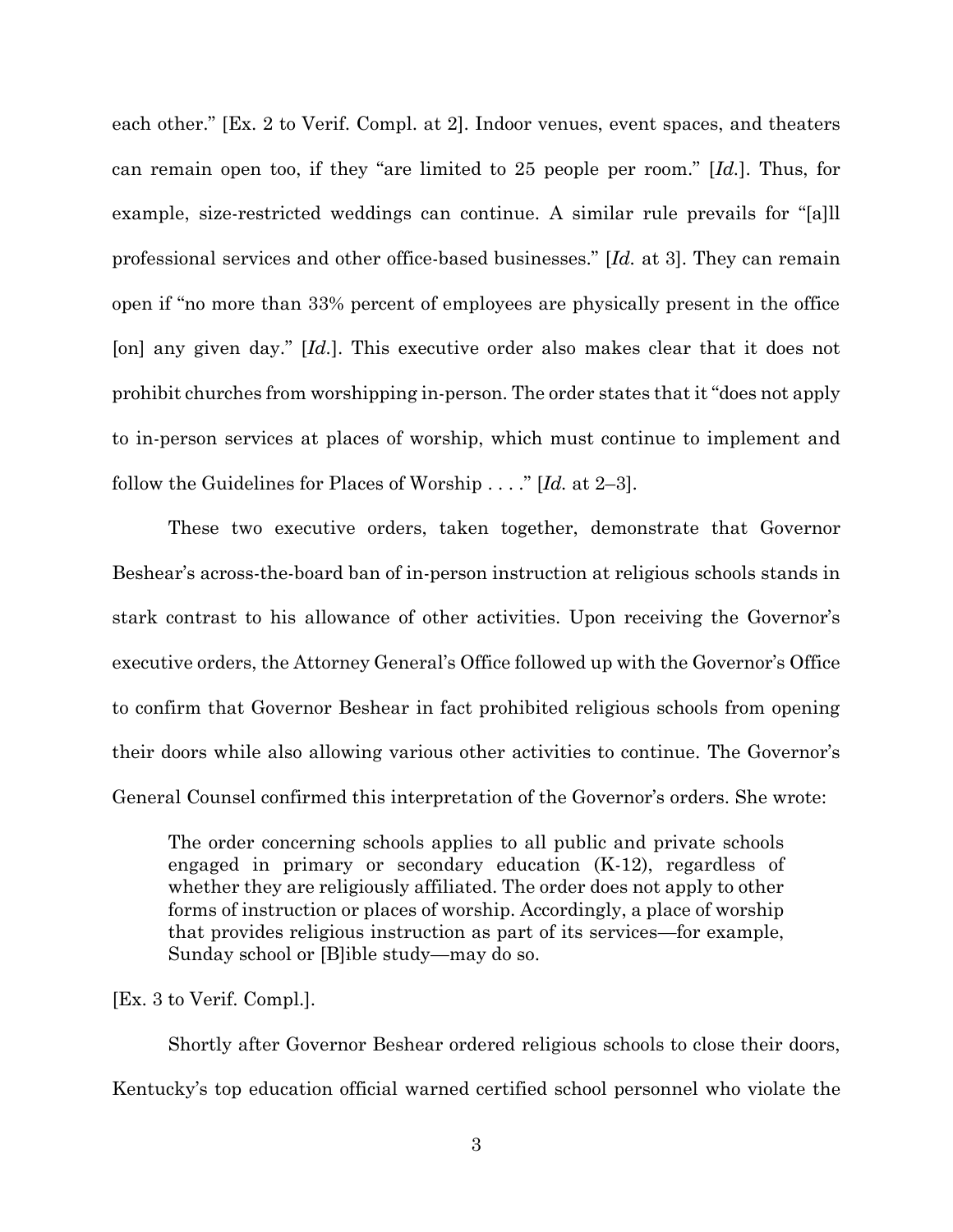each other." [Ex. 2 to Verif. Compl. at 2]. Indoor venues, event spaces, and theaters can remain open too, if they "are limited to 25 people per room." [*Id.*]. Thus, for example, size-restricted weddings can continue. A similar rule prevails for "[a]ll professional services and other office-based businesses." [*Id.* at 3]. They can remain open if "no more than 33% percent of employees are physically present in the office [on] any given day." [*Id.*]. This executive order also makes clear that it does not prohibit churches from worshipping in-person. The order states that it "does not apply to in-person services at places of worship, which must continue to implement and follow the Guidelines for Places of Worship . . . ." [*Id.* at 2–3].

These two executive orders, taken together, demonstrate that Governor Beshear's across-the-board ban of in-person instruction at religious schools stands in stark contrast to his allowance of other activities. Upon receiving the Governor's executive orders, the Attorney General's Office followed up with the Governor's Office to confirm that Governor Beshear in fact prohibited religious schools from opening their doors while also allowing various other activities to continue. The Governor's General Counsel confirmed this interpretation of the Governor's orders. She wrote:

> The order concerning schools applies to all public and private schools engaged in primary or secondary education (K-12), regardless of whether they are religiously affiliated. The order does not apply to other forms of instruction or places of worship. Accordingly, a place of worship that provides religious instruction as part of its services—for example, Sunday school or [B]ible study—may do so.

[Ex. 3 to Verif. Compl.].

Shortly after Governor Beshear ordered religious schools to close their doors, Kentucky's top education official warned certified school personnel who violate the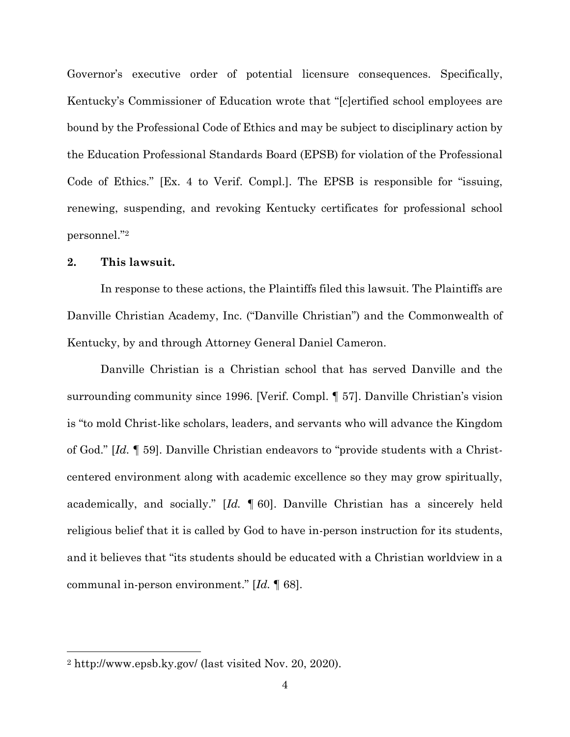Governor's executive order of potential licensure consequences. Specifically, Kentucky's Commissioner of Education wrote that "[c]ertified school employees are bound by the Professional Code of Ethics and may be subject to disciplinary action by the Education Professional Standards Board (EPSB) for violation of the Professional Code of Ethics." [Ex. 4 to Verif. Compl.]. The EPSB is responsible for "issuing, renewing, suspending, and revoking Kentucky certificates for professional school personnel."[2]

**2. This lawsuit.**

In response to these actions, the Plaintiffs filed this lawsuit. The Plaintiffs are Danville Christian Academy, Inc. ("Danville Christian") and the Commonwealth of Kentucky, by and through Attorney General Daniel Cameron.

Danville Christian is a Christian school that has served Danville and the surrounding community since 1996. [Verif. Compl. ¶ 57]. Danville Christian's vision is "to mold Christ-like scholars, leaders, and servants who will advance the Kingdom of God." [*Id.* ¶ 59]. Danville Christian endeavors to "provide students with a Christ-centered environment along with academic excellence so they may grow spiritually, academically, and socially." [*Id.* ¶ 60]. Danville Christian has a sincerely held religious belief that it is called by God to have in-person instruction for its students, and it believes that "its students should be educated with a Christian worldview in a communal in-person environment." [*Id.* ¶ 68].

---

[2] http://www.epsb.ky.gov/ (last visited Nov. 20, 2020).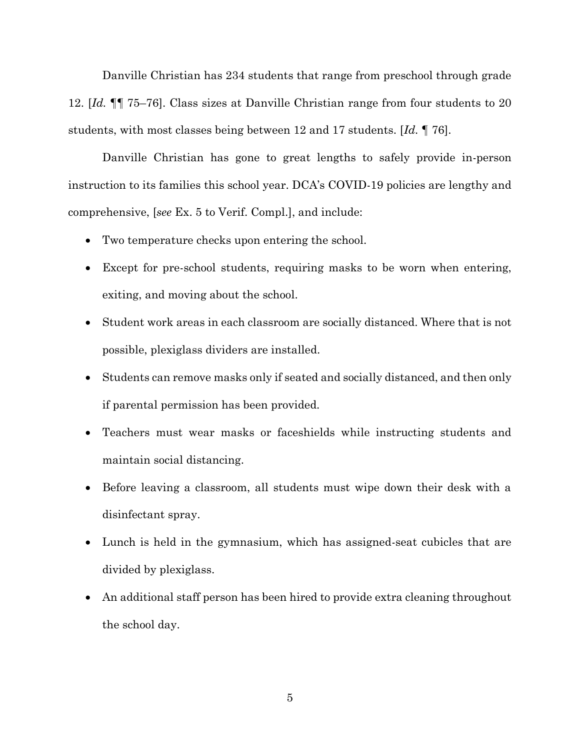Danville Christian has 234 students that range from preschool through grade 12. [*Id.* ¶¶ 75–76]. Class sizes at Danville Christian range from four students to 20 students, with most classes being between 12 and 17 students. [*Id.* ¶ 76].

Danville Christian has gone to great lengths to safely provide in-person instruction to its families this school year. DCA's COVID-19 policies are lengthy and comprehensive, [*see* Ex. 5 to Verif. Compl.], and include:

- Two temperature checks upon entering the school.
- Except for pre-school students, requiring masks to be worn when entering, exiting, and moving about the school.
- Student work areas in each classroom are socially distanced. Where that is not possible, plexiglass dividers are installed.
- Students can remove masks only if seated and socially distanced, and then only if parental permission has been provided.
- Teachers must wear masks or faceshields while instructing students and maintain social distancing.
- Before leaving a classroom, all students must wipe down their desk with a disinfectant spray.
- Lunch is held in the gymnasium, which has assigned-seat cubicles that are divided by plexiglass.
- An additional staff person has been hired to provide extra cleaning throughout the school day.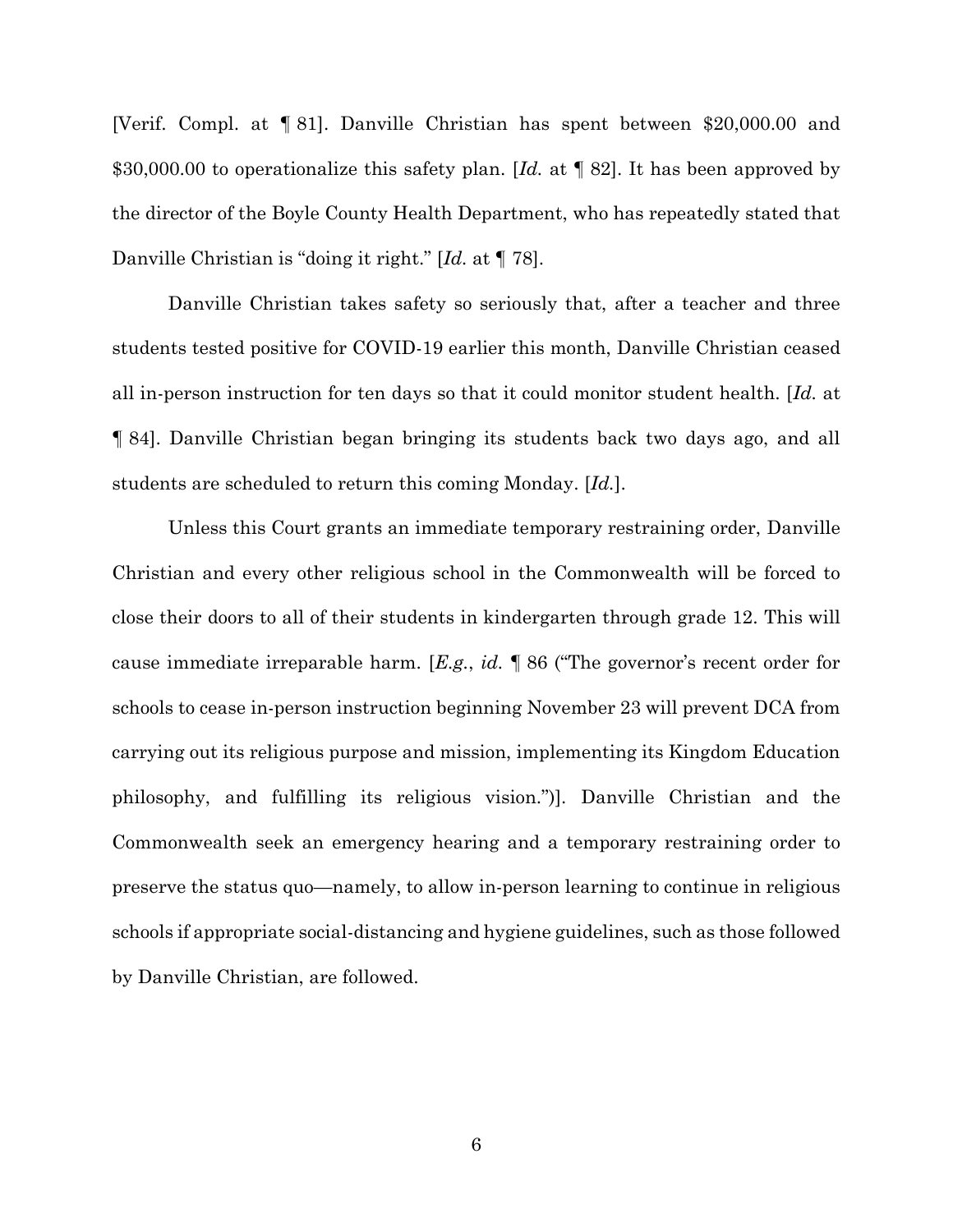[Verif. Compl. at ¶ 81]. Danville Christian has spent between $20,000.00 and $30,000.00 to operationalize this safety plan. [*Id.* at ¶ 82]. It has been approved by the director of the Boyle County Health Department, who has repeatedly stated that Danville Christian is "doing it right." [*Id.* at ¶ 78].

Danville Christian takes safety so seriously that, after a teacher and three students tested positive for COVID-19 earlier this month, Danville Christian ceased all in-person instruction for ten days so that it could monitor student health. [*Id.* at ¶ 84]. Danville Christian began bringing its students back two days ago, and all students are scheduled to return this coming Monday. [*Id.*].

Unless this Court grants an immediate temporary restraining order, Danville Christian and every other religious school in the Commonwealth will be forced to close their doors to all of their students in kindergarten through grade 12. This will cause immediate irreparable harm. [*E.g.*, *id.* ¶ 86 ("The governor's recent order for schools to cease in-person instruction beginning November 23 will prevent DCA from carrying out its religious purpose and mission, implementing its Kingdom Education philosophy, and fulfilling its religious vision.")]. Danville Christian and the Commonwealth seek an emergency hearing and a temporary restraining order to preserve the status quo—namely, to allow in-person learning to continue in religious schools if appropriate social-distancing and hygiene guidelines, such as those followed by Danville Christian, are followed.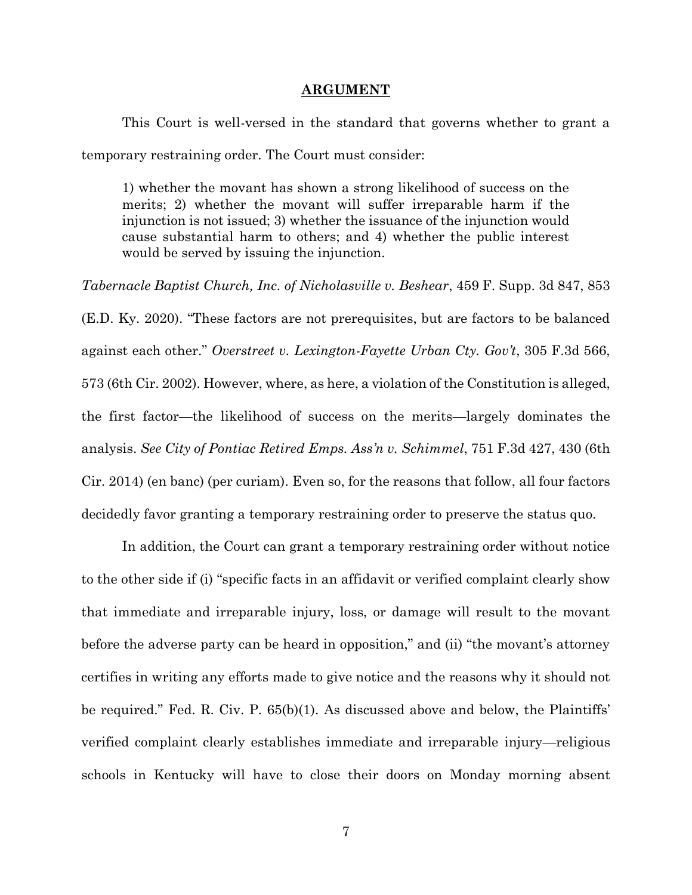## ARGUMENT

This Court is well-versed in the standard that governs whether to grant a temporary restraining order. The Court must consider:

> 1) whether the movant has shown a strong likelihood of success on the merits; 2) whether the movant will suffer irreparable harm if the injunction is not issued; 3) whether the issuance of the injunction would cause substantial harm to others; and 4) whether the public interest would be served by issuing the injunction.

*Tabernacle Baptist Church, Inc. of Nicholasville v. Beshear*, 459 F. Supp. 3d 847, 853 (E.D. Ky. 2020). "These factors are not prerequisites, but are factors to be balanced against each other." *Overstreet v. Lexington-Fayette Urban Cty. Gov't*, 305 F.3d 566, 573 (6th Cir. 2002). However, where, as here, a violation of the Constitution is alleged, the first factor—the likelihood of success on the merits—largely dominates the analysis. *See City of Pontiac Retired Emps. Ass'n v. Schimmel*, 751 F.3d 427, 430 (6th Cir. 2014) (en banc) (per curiam). Even so, for the reasons that follow, all four factors decidedly favor granting a temporary restraining order to preserve the status quo.

In addition, the Court can grant a temporary restraining order without notice to the other side if (i) "specific facts in an affidavit or verified complaint clearly show that immediate and irreparable injury, loss, or damage will result to the movant before the adverse party can be heard in opposition," and (ii) "the movant's attorney certifies in writing any efforts made to give notice and the reasons why it should not be required." Fed. R. Civ. P. 65(b)(1). As discussed above and below, the Plaintiffs' verified complaint clearly establishes immediate and irreparable injury—religious schools in Kentucky will have to close their doors on Monday morning absent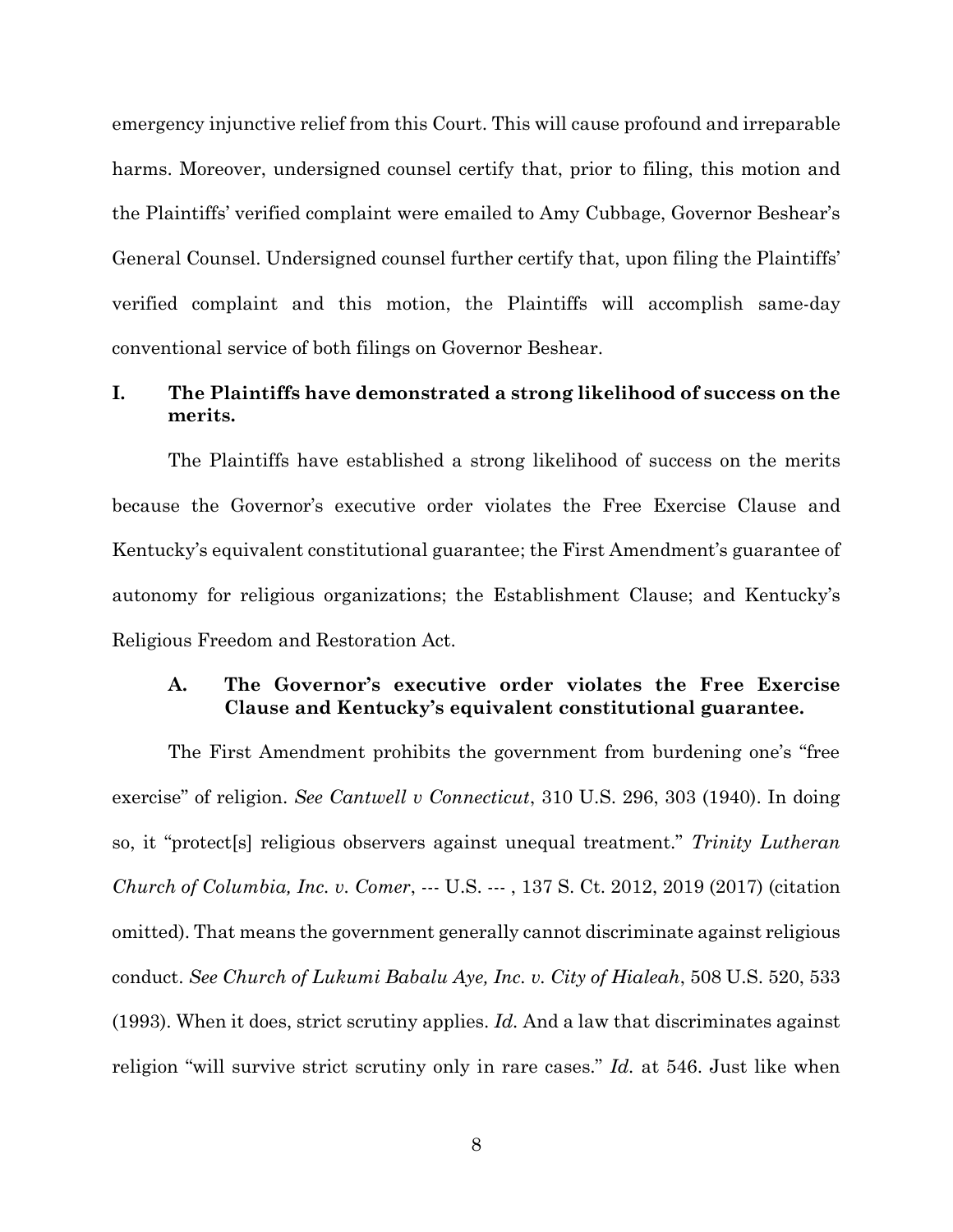emergency injunctive relief from this Court. This will cause profound and irreparable harms. Moreover, undersigned counsel certify that, prior to filing, this motion and the Plaintiffs' verified complaint were emailed to Amy Cubbage, Governor Beshear's General Counsel. Undersigned counsel further certify that, upon filing the Plaintiffs' verified complaint and this motion, the Plaintiffs will accomplish same-day conventional service of both filings on Governor Beshear.

## I. The Plaintiffs have demonstrated a strong likelihood of success on the merits.

The Plaintiffs have established a strong likelihood of success on the merits because the Governor's executive order violates the Free Exercise Clause and Kentucky's equivalent constitutional guarantee; the First Amendment's guarantee of autonomy for religious organizations; the Establishment Clause; and Kentucky's Religious Freedom and Restoration Act.

### A. The Governor's executive order violates the Free Exercise Clause and Kentucky's equivalent constitutional guarantee.

The First Amendment prohibits the government from burdening one's "free exercise" of religion. *See Cantwell v Connecticut*, 310 U.S. 296, 303 (1940). In doing so, it "protect[s] religious observers against unequal treatment." *Trinity Lutheran Church of Columbia, Inc. v. Comer*, --- U.S. --- , 137 S. Ct. 2012, 2019 (2017) (citation omitted). That means the government generally cannot discriminate against religious conduct. *See Church of Lukumi Babalu Aye, Inc. v. City of Hialeah*, 508 U.S. 520, 533 (1993). When it does, strict scrutiny applies. *Id.* And a law that discriminates against religion "will survive strict scrutiny only in rare cases." *Id.* at 546. Just like when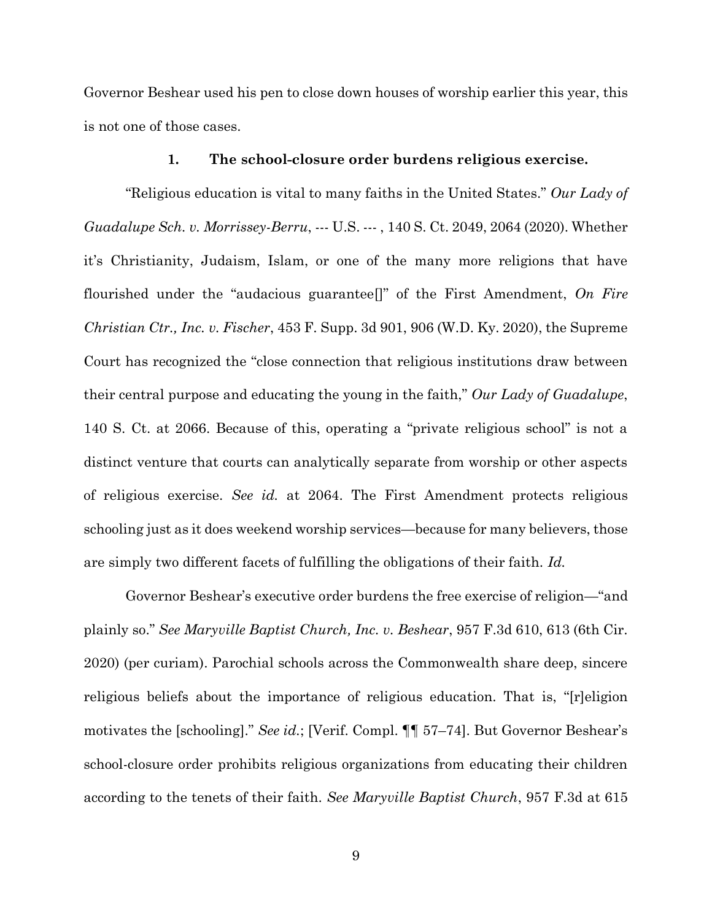Governor Beshear used his pen to close down houses of worship earlier this year, this is not one of those cases.

### 1. The school-closure order burdens religious exercise.

"Religious education is vital to many faiths in the United States." *Our Lady of Guadalupe Sch. v. Morrissey-Berru*, --- U.S. --- , 140 S. Ct. 2049, 2064 (2020). Whether it's Christianity, Judaism, Islam, or one of the many more religions that have flourished under the "audacious guarantee[]" of the First Amendment, *On Fire Christian Ctr., Inc. v. Fischer*, 453 F. Supp. 3d 901, 906 (W.D. Ky. 2020), the Supreme Court has recognized the "close connection that religious institutions draw between their central purpose and educating the young in the faith," *Our Lady of Guadalupe*, 140 S. Ct. at 2066. Because of this, operating a "private religious school" is not a distinct venture that courts can analytically separate from worship or other aspects of religious exercise. *See id.* at 2064. The First Amendment protects religious schooling just as it does weekend worship services—because for many believers, those are simply two different facets of fulfilling the obligations of their faith. *Id.*

Governor Beshear's executive order burdens the free exercise of religion—"and plainly so." *See Maryville Baptist Church, Inc. v. Beshear*, 957 F.3d 610, 613 (6th Cir. 2020) (per curiam). Parochial schools across the Commonwealth share deep, sincere religious beliefs about the importance of religious education. That is, "[r]eligion motivates the [schooling]." *See id.*; [Verif. Compl. ¶¶ 57–74]. But Governor Beshear's school-closure order prohibits religious organizations from educating their children according to the tenets of their faith. *See Maryville Baptist Church*, 957 F.3d at 615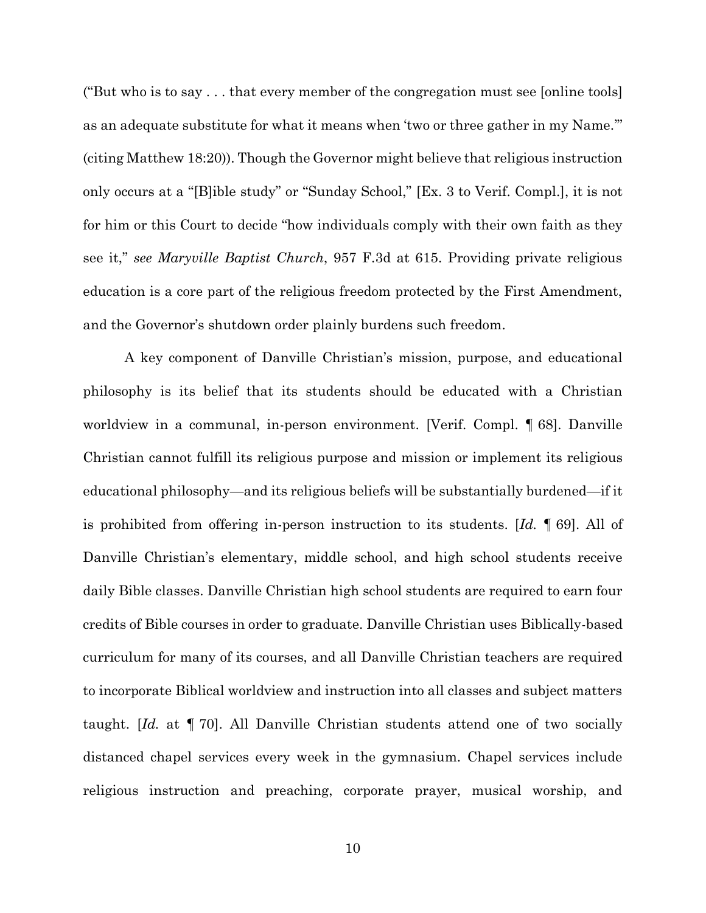("But who is to say . . . that every member of the congregation must see [online tools] as an adequate substitute for what it means when 'two or three gather in my Name.'" (citing Matthew 18:20)). Though the Governor might believe that religious instruction only occurs at a "[B]ible study" or "Sunday School," [Ex. 3 to Verif. Compl.], it is not for him or this Court to decide "how individuals comply with their own faith as they see it," *see Maryville Baptist Church*, 957 F.3d at 615. Providing private religious education is a core part of the religious freedom protected by the First Amendment, and the Governor's shutdown order plainly burdens such freedom.

A key component of Danville Christian's mission, purpose, and educational philosophy is its belief that its students should be educated with a Christian worldview in a communal, in-person environment. [Verif. Compl. ¶ 68]. Danville Christian cannot fulfill its religious purpose and mission or implement its religious educational philosophy—and its religious beliefs will be substantially burdened—if it is prohibited from offering in-person instruction to its students. [*Id.* ¶ 69]. All of Danville Christian's elementary, middle school, and high school students receive daily Bible classes. Danville Christian high school students are required to earn four credits of Bible courses in order to graduate. Danville Christian uses Biblically-based curriculum for many of its courses, and all Danville Christian teachers are required to incorporate Biblical worldview and instruction into all classes and subject matters taught. [*Id.* at ¶ 70]. All Danville Christian students attend one of two socially distanced chapel services every week in the gymnasium. Chapel services include religious instruction and preaching, corporate prayer, musical worship, and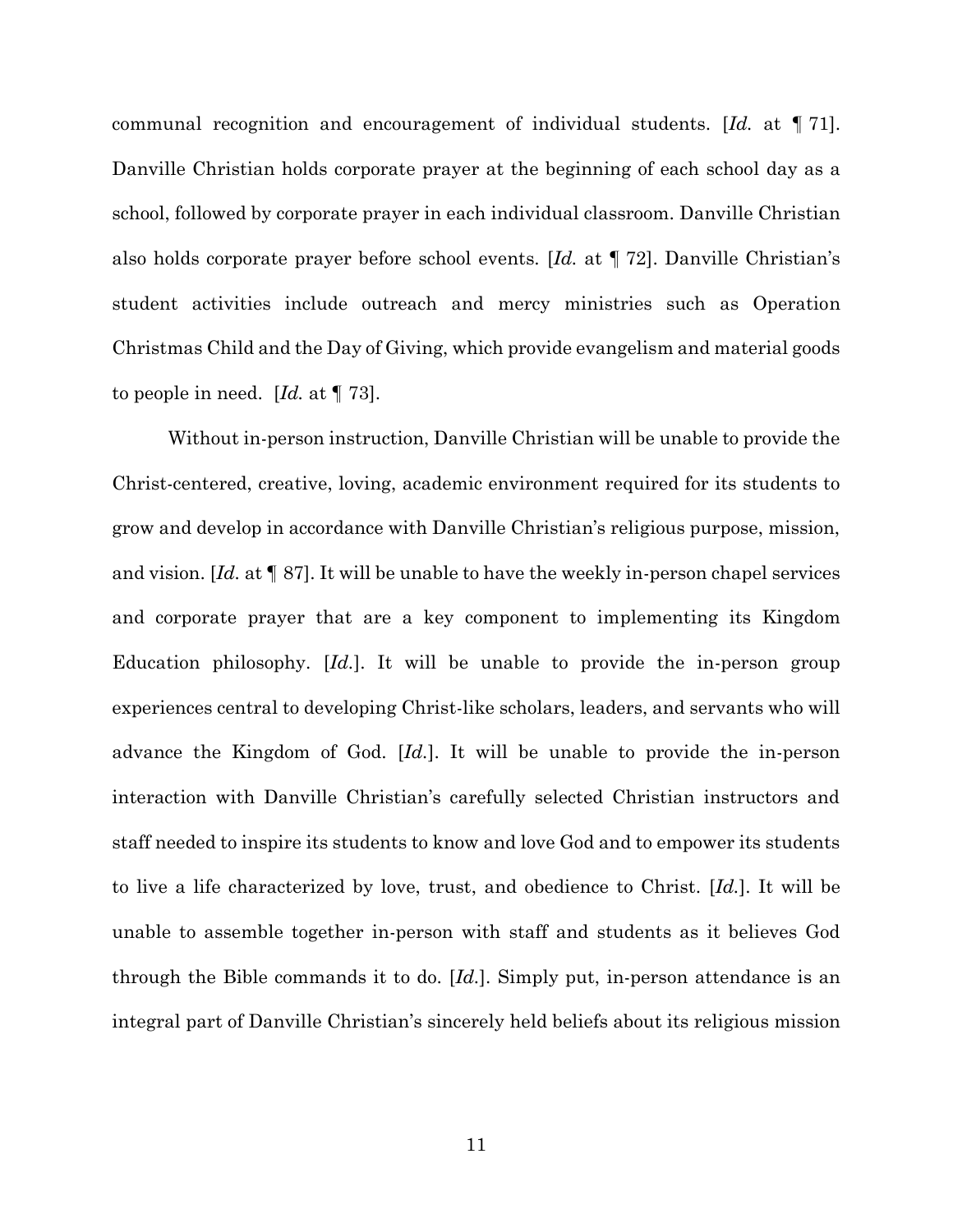communal recognition and encouragement of individual students. [*Id.* at ¶ 71]. Danville Christian holds corporate prayer at the beginning of each school day as a school, followed by corporate prayer in each individual classroom. Danville Christian also holds corporate prayer before school events. [*Id.* at ¶ 72]. Danville Christian's student activities include outreach and mercy ministries such as Operation Christmas Child and the Day of Giving, which provide evangelism and material goods to people in need. [*Id.* at ¶ 73].

Without in-person instruction, Danville Christian will be unable to provide the Christ-centered, creative, loving, academic environment required for its students to grow and develop in accordance with Danville Christian's religious purpose, mission, and vision. [*Id.* at ¶ 87]. It will be unable to have the weekly in-person chapel services and corporate prayer that are a key component to implementing its Kingdom Education philosophy. [*Id.*]. It will be unable to provide the in-person group experiences central to developing Christ-like scholars, leaders, and servants who will advance the Kingdom of God. [*Id.*]. It will be unable to provide the in-person interaction with Danville Christian's carefully selected Christian instructors and staff needed to inspire its students to know and love God and to empower its students to live a life characterized by love, trust, and obedience to Christ. [*Id.*]. It will be unable to assemble together in-person with staff and students as it believes God through the Bible commands it to do. [*Id.*]. Simply put, in-person attendance is an integral part of Danville Christian's sincerely held beliefs about its religious mission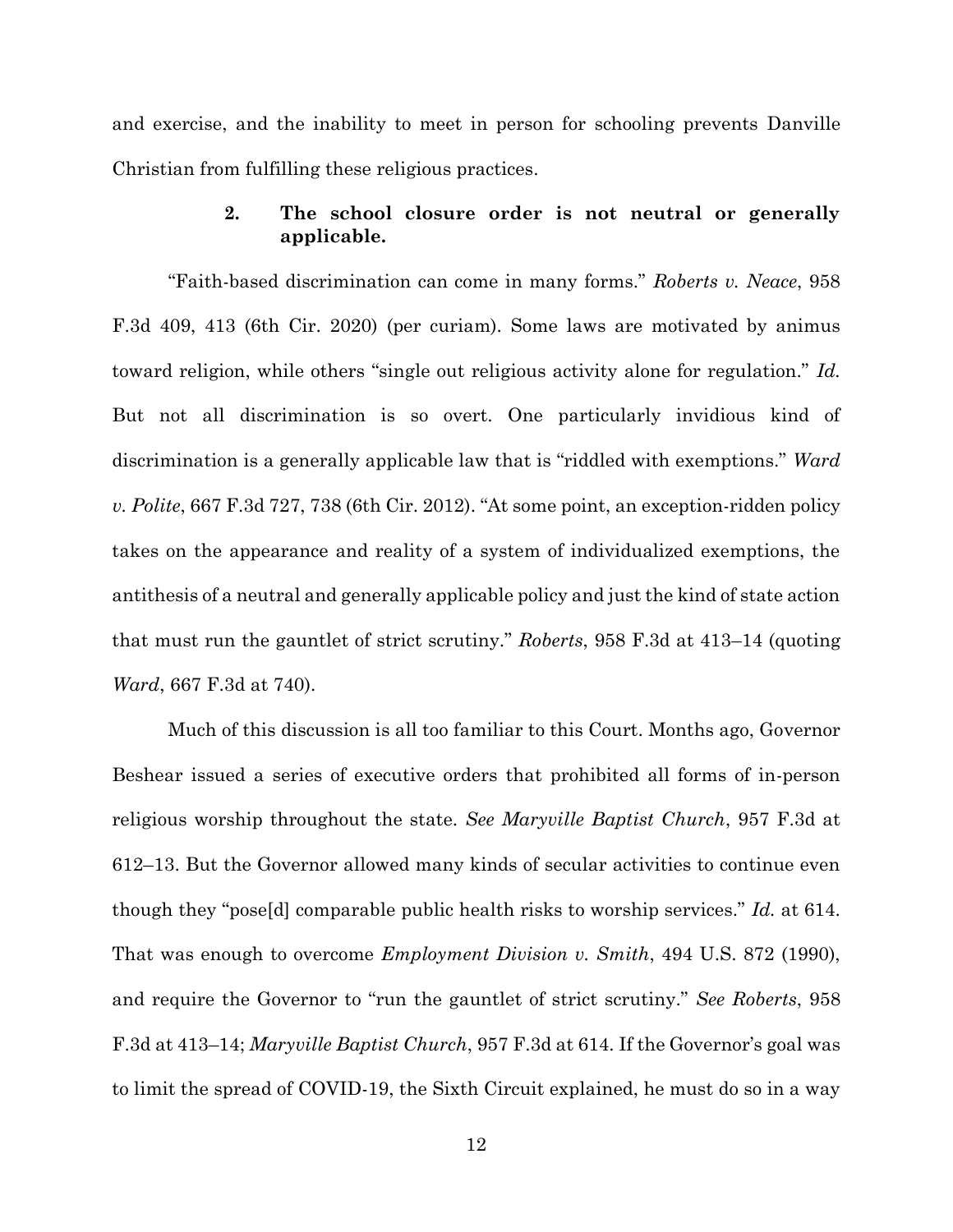and exercise, and the inability to meet in person for schooling prevents Danville Christian from fulfilling these religious practices.

### 2. The school closure order is not neutral or generally applicable.

"Faith-based discrimination can come in many forms." *Roberts v. Neace*, 958 F.3d 409, 413 (6th Cir. 2020) (per curiam). Some laws are motivated by animus toward religion, while others "single out religious activity alone for regulation." *Id.* But not all discrimination is so overt. One particularly invidious kind of discrimination is a generally applicable law that is "riddled with exemptions." *Ward v. Polite*, 667 F.3d 727, 738 (6th Cir. 2012). "At some point, an exception-ridden policy takes on the appearance and reality of a system of individualized exemptions, the antithesis of a neutral and generally applicable policy and just the kind of state action that must run the gauntlet of strict scrutiny." *Roberts*, 958 F.3d at 413–14 (quoting *Ward*, 667 F.3d at 740).

Much of this discussion is all too familiar to this Court. Months ago, Governor Beshear issued a series of executive orders that prohibited all forms of in-person religious worship throughout the state. *See Maryville Baptist Church*, 957 F.3d at 612–13. But the Governor allowed many kinds of secular activities to continue even though they "pose[d] comparable public health risks to worship services." *Id.* at 614. That was enough to overcome *Employment Division v. Smith*, 494 U.S. 872 (1990), and require the Governor to "run the gauntlet of strict scrutiny." *See Roberts*, 958 F.3d at 413–14; *Maryville Baptist Church*, 957 F.3d at 614. If the Governor's goal was to limit the spread of COVID-19, the Sixth Circuit explained, he must do so in a way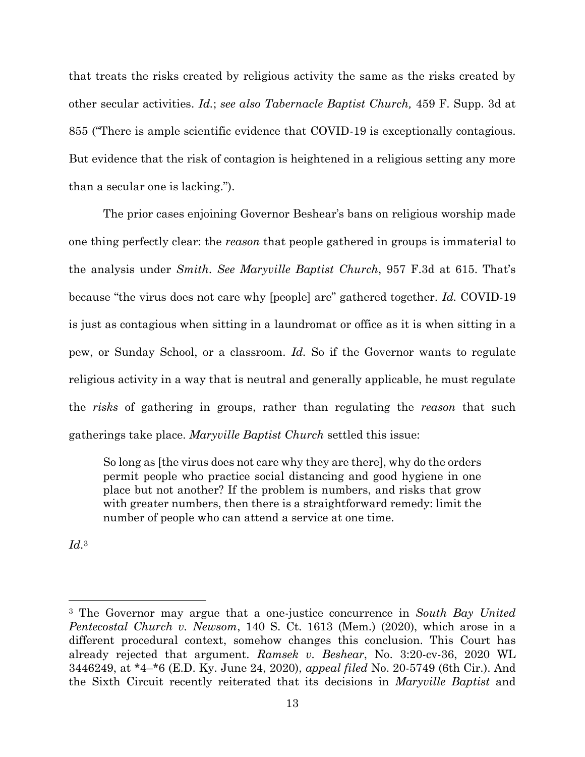that treats the risks created by religious activity the same as the risks created by other secular activities. *Id.*; *see also Tabernacle Baptist Church,* 459 F. Supp. 3d at 855 ("There is ample scientific evidence that COVID-19 is exceptionally contagious. But evidence that the risk of contagion is heightened in a religious setting any more than a secular one is lacking.").

The prior cases enjoining Governor Beshear's bans on religious worship made one thing perfectly clear: the *reason* that people gathered in groups is immaterial to the analysis under *Smith*. *See Maryville Baptist Church*, 957 F.3d at 615. That's because "the virus does not care why [people] are" gathered together. *Id.* COVID-19 is just as contagious when sitting in a laundromat or office as it is when sitting in a pew, or Sunday School, or a classroom. *Id.* So if the Governor wants to regulate religious activity in a way that is neutral and generally applicable, he must regulate the *risks* of gathering in groups, rather than regulating the *reason* that such gatherings take place. *Maryville Baptist Church* settled this issue:

> So long as [the virus does not care why they are there], why do the orders permit people who practice social distancing and good hygiene in one place but not another? If the problem is numbers, and risks that grow with greater numbers, then there is a straightforward remedy: limit the number of people who can attend a service at one time.

*Id.*[3]

---

[3] The Governor may argue that a one-justice concurrence in *South Bay United Pentecostal Church v. Newsom*, 140 S. Ct. 1613 (Mem.) (2020), which arose in a different procedural context, somehow changes this conclusion. This Court has already rejected that argument. *Ramsek v. Beshear*, No. 3:20-cv-36, 2020 WL 3446249, at *4–*6 (E.D. Ky. June 24, 2020), *appeal filed* No. 20-5749 (6th Cir.). And the Sixth Circuit recently reiterated that its decisions in *Maryville Baptist* and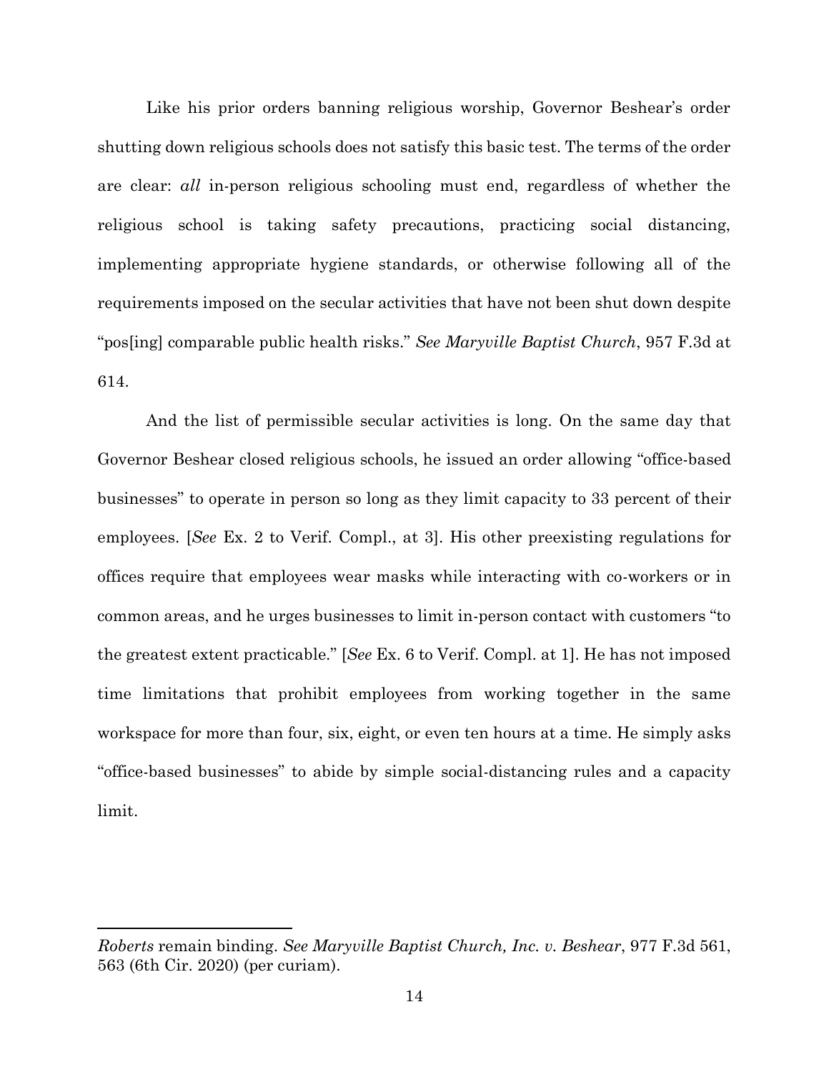Like his prior orders banning religious worship, Governor Beshear's order shutting down religious schools does not satisfy this basic test. The terms of the order are clear: *all* in-person religious schooling must end, regardless of whether the religious school is taking safety precautions, practicing social distancing, implementing appropriate hygiene standards, or otherwise following all of the requirements imposed on the secular activities that have not been shut down despite "pos[ing] comparable public health risks." *See Maryville Baptist Church*, 957 F.3d at 614.

And the list of permissible secular activities is long. On the same day that Governor Beshear closed religious schools, he issued an order allowing "office-based businesses" to operate in person so long as they limit capacity to 33 percent of their employees. [*See* Ex. 2 to Verif. Compl., at 3]. His other preexisting regulations for offices require that employees wear masks while interacting with co-workers or in common areas, and he urges businesses to limit in-person contact with customers "to the greatest extent practicable." [*See* Ex. 6 to Verif. Compl. at 1]. He has not imposed time limitations that prohibit employees from working together in the same workspace for more than four, six, eight, or even ten hours at a time. He simply asks "office-based businesses" to abide by simple social-distancing rules and a capacity limit.

---

*Roberts* remain binding. *See Maryville Baptist Church, Inc. v. Beshear*, 977 F.3d 561, 563 (6th Cir. 2020) (per curiam).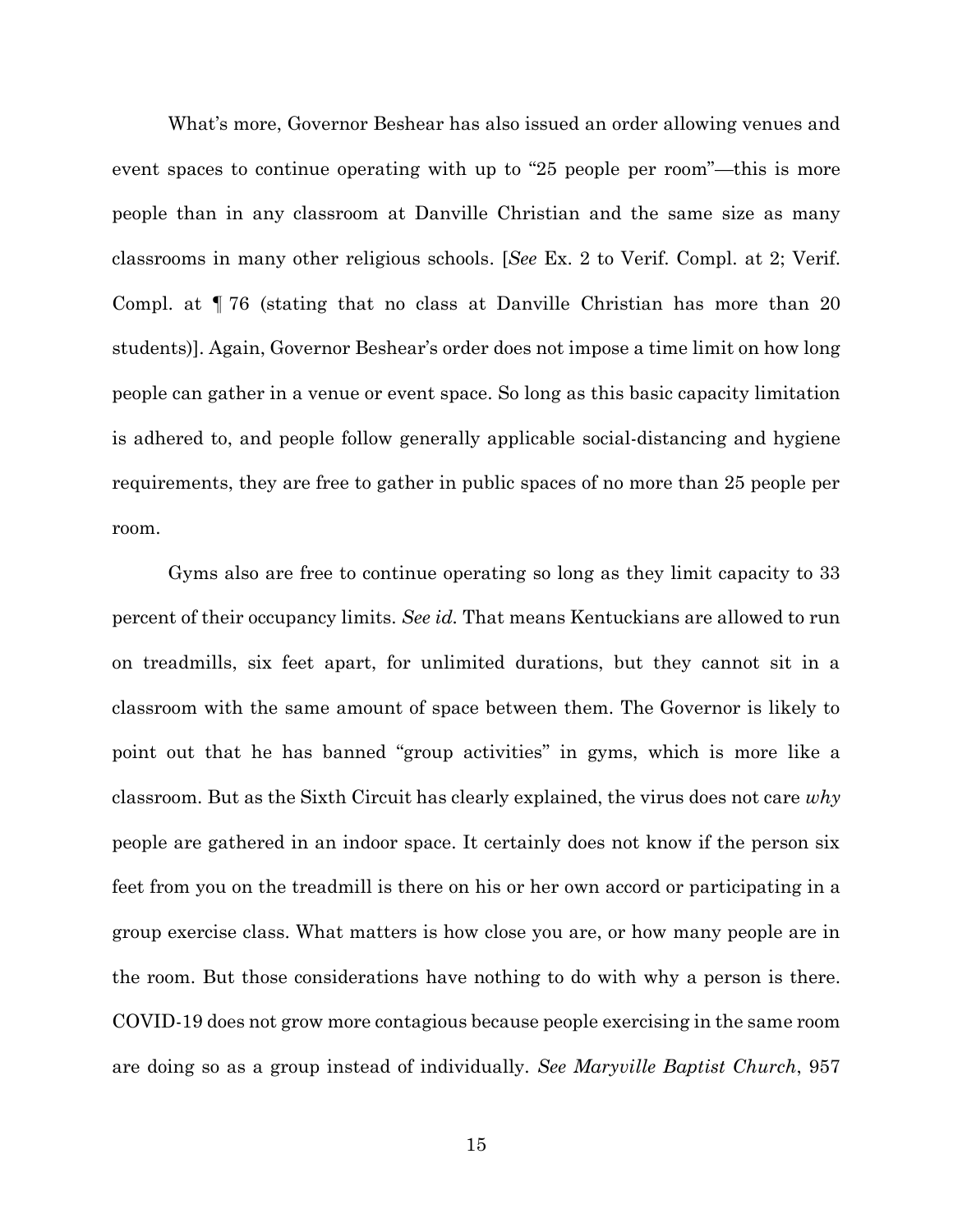What's more, Governor Beshear has also issued an order allowing venues and event spaces to continue operating with up to "25 people per room"—this is more people than in any classroom at Danville Christian and the same size as many classrooms in many other religious schools. [*See* Ex. 2 to Verif. Compl. at 2; Verif. Compl. at ¶ 76 (stating that no class at Danville Christian has more than 20 students)]. Again, Governor Beshear's order does not impose a time limit on how long people can gather in a venue or event space. So long as this basic capacity limitation is adhered to, and people follow generally applicable social-distancing and hygiene requirements, they are free to gather in public spaces of no more than 25 people per room.

Gyms also are free to continue operating so long as they limit capacity to 33 percent of their occupancy limits. *See id.* That means Kentuckians are allowed to run on treadmills, six feet apart, for unlimited durations, but they cannot sit in a classroom with the same amount of space between them. The Governor is likely to point out that he has banned "group activities" in gyms, which is more like a classroom. But as the Sixth Circuit has clearly explained, the virus does not care *why* people are gathered in an indoor space. It certainly does not know if the person six feet from you on the treadmill is there on his or her own accord or participating in a group exercise class. What matters is how close you are, or how many people are in the room. But those considerations have nothing to do with why a person is there. COVID-19 does not grow more contagious because people exercising in the same room are doing so as a group instead of individually. *See Maryville Baptist Church*, 957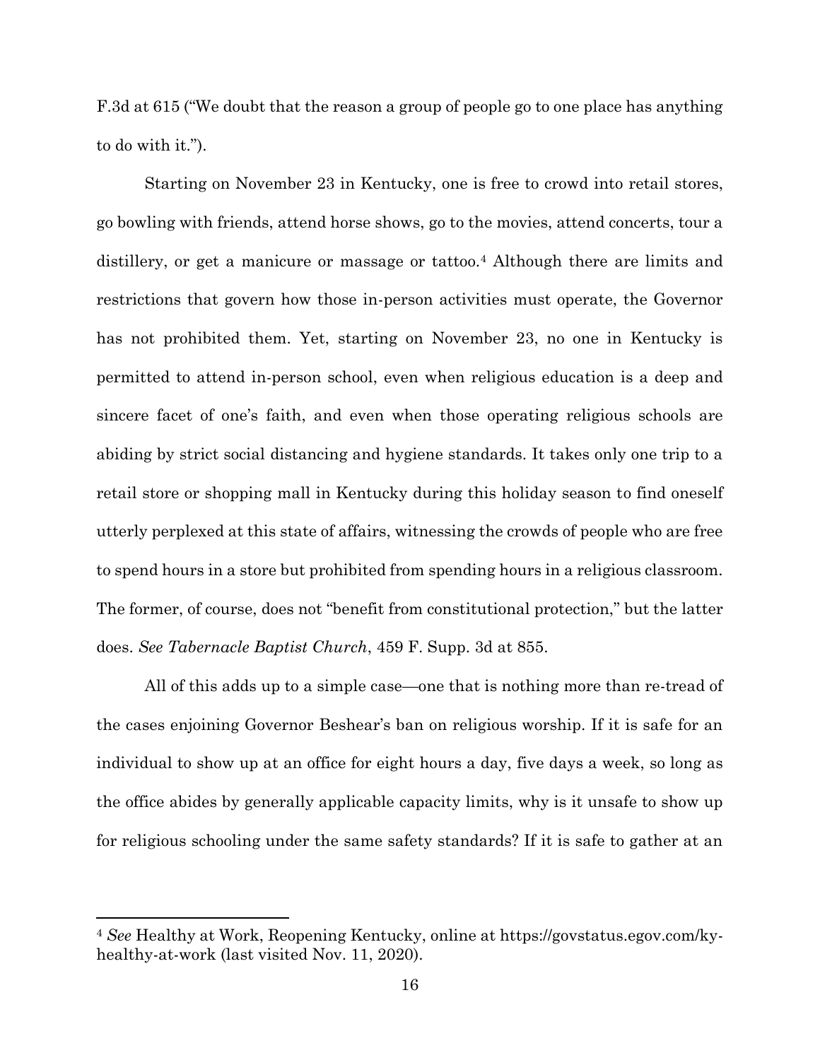F.3d at 615 ("We doubt that the reason a group of people go to one place has anything to do with it.").

Starting on November 23 in Kentucky, one is free to crowd into retail stores, go bowling with friends, attend horse shows, go to the movies, attend concerts, tour a distillery, or get a manicure or massage or tattoo.[4] Although there are limits and restrictions that govern how those in-person activities must operate, the Governor has not prohibited them. Yet, starting on November 23, no one in Kentucky is permitted to attend in-person school, even when religious education is a deep and sincere facet of one's faith, and even when those operating religious schools are abiding by strict social distancing and hygiene standards. It takes only one trip to a retail store or shopping mall in Kentucky during this holiday season to find oneself utterly perplexed at this state of affairs, witnessing the crowds of people who are free to spend hours in a store but prohibited from spending hours in a religious classroom. The former, of course, does not "benefit from constitutional protection," but the latter does. *See Tabernacle Baptist Church*, 459 F. Supp. 3d at 855.

All of this adds up to a simple case—one that is nothing more than re-tread of the cases enjoining Governor Beshear's ban on religious worship. If it is safe for an individual to show up at an office for eight hours a day, five days a week, so long as the office abides by generally applicable capacity limits, why is it unsafe to show up for religious schooling under the same safety standards? If it is safe to gather at an

---

[4] *See* Healthy at Work, Reopening Kentucky, online at https://govstatus.egov.com/ky-healthy-at-work (last visited Nov. 11, 2020).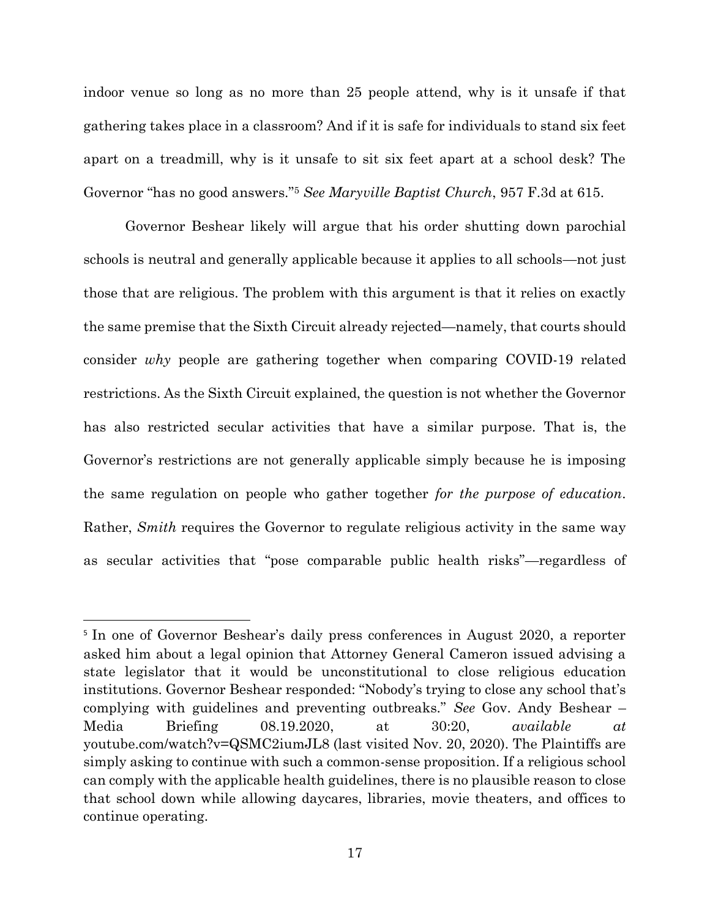indoor venue so long as no more than 25 people attend, why is it unsafe if that gathering takes place in a classroom? And if it is safe for individuals to stand six feet apart on a treadmill, why is it unsafe to sit six feet apart at a school desk? The Governor "has no good answers."[5] *See Maryville Baptist Church*, 957 F.3d at 615.

Governor Beshear likely will argue that his order shutting down parochial schools is neutral and generally applicable because it applies to all schools—not just those that are religious. The problem with this argument is that it relies on exactly the same premise that the Sixth Circuit already rejected—namely, that courts should consider *why* people are gathering together when comparing COVID-19 related restrictions. As the Sixth Circuit explained, the question is not whether the Governor has also restricted secular activities that have a similar purpose. That is, the Governor's restrictions are not generally applicable simply because he is imposing the same regulation on people who gather together *for the purpose of education*. Rather, *Smith* requires the Governor to regulate religious activity in the same way as secular activities that "pose comparable public health risks"—regardless of

---

[5] In one of Governor Beshear's daily press conferences in August 2020, a reporter asked him about a legal opinion that Attorney General Cameron issued advising a state legislator that it would be unconstitutional to close religious education institutions. Governor Beshear responded: "Nobody's trying to close any school that's complying with guidelines and preventing outbreaks." *See* Gov. Andy Beshear – Media Briefing 08.19.2020, at 30:20, *available at* youtube.com/watch?v=QSMC2iumJL8 (last visited Nov. 20, 2020). The Plaintiffs are simply asking to continue with such a common-sense proposition. If a religious school can comply with the applicable health guidelines, there is no plausible reason to close that school down while allowing daycares, libraries, movie theaters, and offices to continue operating.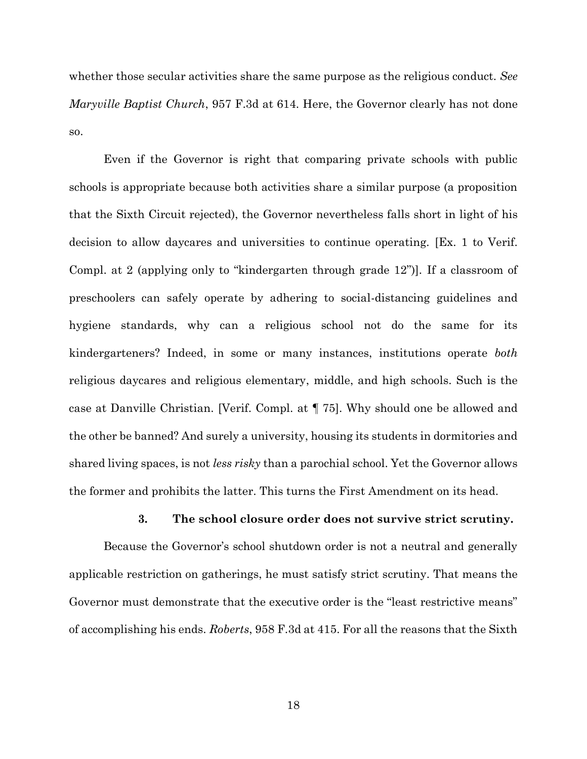whether those secular activities share the same purpose as the religious conduct. *See Maryville Baptist Church*, 957 F.3d at 614. Here, the Governor clearly has not done so.

Even if the Governor is right that comparing private schools with public schools is appropriate because both activities share a similar purpose (a proposition that the Sixth Circuit rejected), the Governor nevertheless falls short in light of his decision to allow daycares and universities to continue operating. [Ex. 1 to Verif. Compl. at 2 (applying only to "kindergarten through grade 12")]. If a classroom of preschoolers can safely operate by adhering to social-distancing guidelines and hygiene standards, why can a religious school not do the same for its kindergarteners? Indeed, in some or many instances, institutions operate *both* religious daycares and religious elementary, middle, and high schools. Such is the case at Danville Christian. [Verif. Compl. at ¶ 75]. Why should one be allowed and the other be banned? And surely a university, housing its students in dormitories and shared living spaces, is not *less risky* than a parochial school. Yet the Governor allows the former and prohibits the latter. This turns the First Amendment on its head.

### 3. The school closure order does not survive strict scrutiny.

Because the Governor's school shutdown order is not a neutral and generally applicable restriction on gatherings, he must satisfy strict scrutiny. That means the Governor must demonstrate that the executive order is the "least restrictive means" of accomplishing his ends. *Roberts*, 958 F.3d at 415. For all the reasons that the Sixth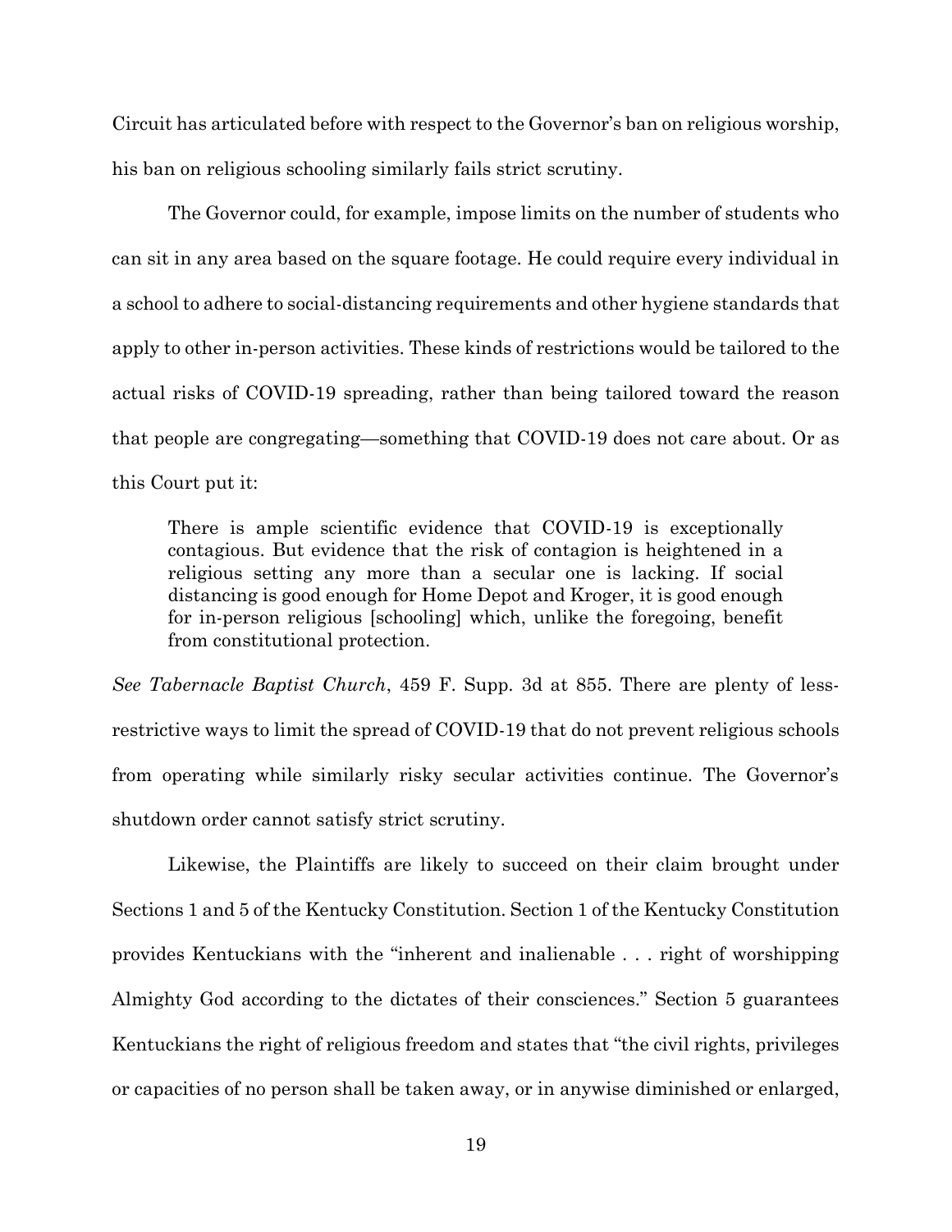Circuit has articulated before with respect to the Governor's ban on religious worship, his ban on religious schooling similarly fails strict scrutiny.

The Governor could, for example, impose limits on the number of students who can sit in any area based on the square footage. He could require every individual in a school to adhere to social-distancing requirements and other hygiene standards that apply to other in-person activities. These kinds of restrictions would be tailored to the actual risks of COVID-19 spreading, rather than being tailored toward the reason that people are congregating—something that COVID-19 does not care about. Or as this Court put it:

> There is ample scientific evidence that COVID-19 is exceptionally contagious. But evidence that the risk of contagion is heightened in a religious setting any more than a secular one is lacking. If social distancing is good enough for Home Depot and Kroger, it is good enough for in-person religious [schooling] which, unlike the foregoing, benefit from constitutional protection.

*See Tabernacle Baptist Church*, 459 F. Supp. 3d at 855. There are plenty of less-restrictive ways to limit the spread of COVID-19 that do not prevent religious schools from operating while similarly risky secular activities continue. The Governor's shutdown order cannot satisfy strict scrutiny.

Likewise, the Plaintiffs are likely to succeed on their claim brought under Sections 1 and 5 of the Kentucky Constitution. Section 1 of the Kentucky Constitution provides Kentuckians with the "inherent and inalienable . . . right of worshipping Almighty God according to the dictates of their consciences." Section 5 guarantees Kentuckians the right of religious freedom and states that "the civil rights, privileges or capacities of no person shall be taken away, or in anywise diminished or enlarged,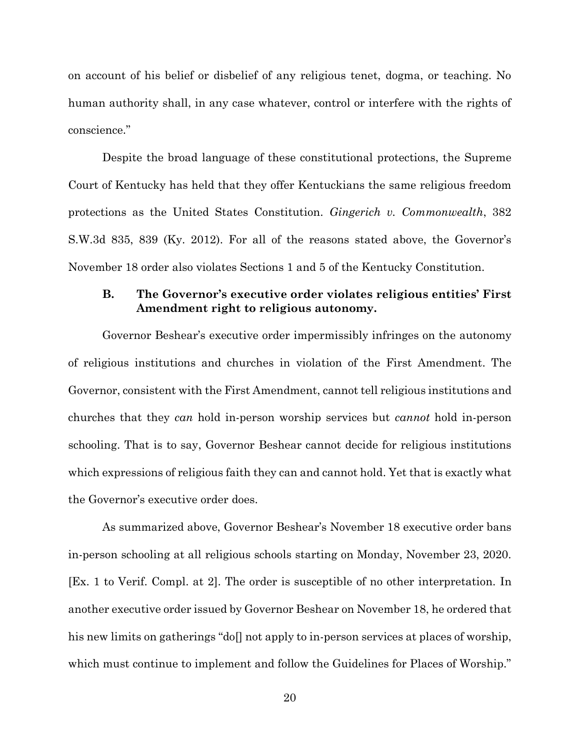on account of his belief or disbelief of any religious tenet, dogma, or teaching. No human authority shall, in any case whatever, control or interfere with the rights of conscience."

Despite the broad language of these constitutional protections, the Supreme Court of Kentucky has held that they offer Kentuckians the same religious freedom protections as the United States Constitution. *Gingerich v. Commonwealth*, 382 S.W.3d 835, 839 (Ky. 2012). For all of the reasons stated above, the Governor's November 18 order also violates Sections 1 and 5 of the Kentucky Constitution.

### B. The Governor's executive order violates religious entities' First Amendment right to religious autonomy.

Governor Beshear's executive order impermissibly infringes on the autonomy of religious institutions and churches in violation of the First Amendment. The Governor, consistent with the First Amendment, cannot tell religious institutions and churches that they *can* hold in-person worship services but *cannot* hold in-person schooling. That is to say, Governor Beshear cannot decide for religious institutions which expressions of religious faith they can and cannot hold. Yet that is exactly what the Governor's executive order does.

As summarized above, Governor Beshear's November 18 executive order bans in-person schooling at all religious schools starting on Monday, November 23, 2020. [Ex. 1 to Verif. Compl. at 2]. The order is susceptible of no other interpretation. In another executive order issued by Governor Beshear on November 18, he ordered that his new limits on gatherings "do[] not apply to in-person services at places of worship, which must continue to implement and follow the Guidelines for Places of Worship."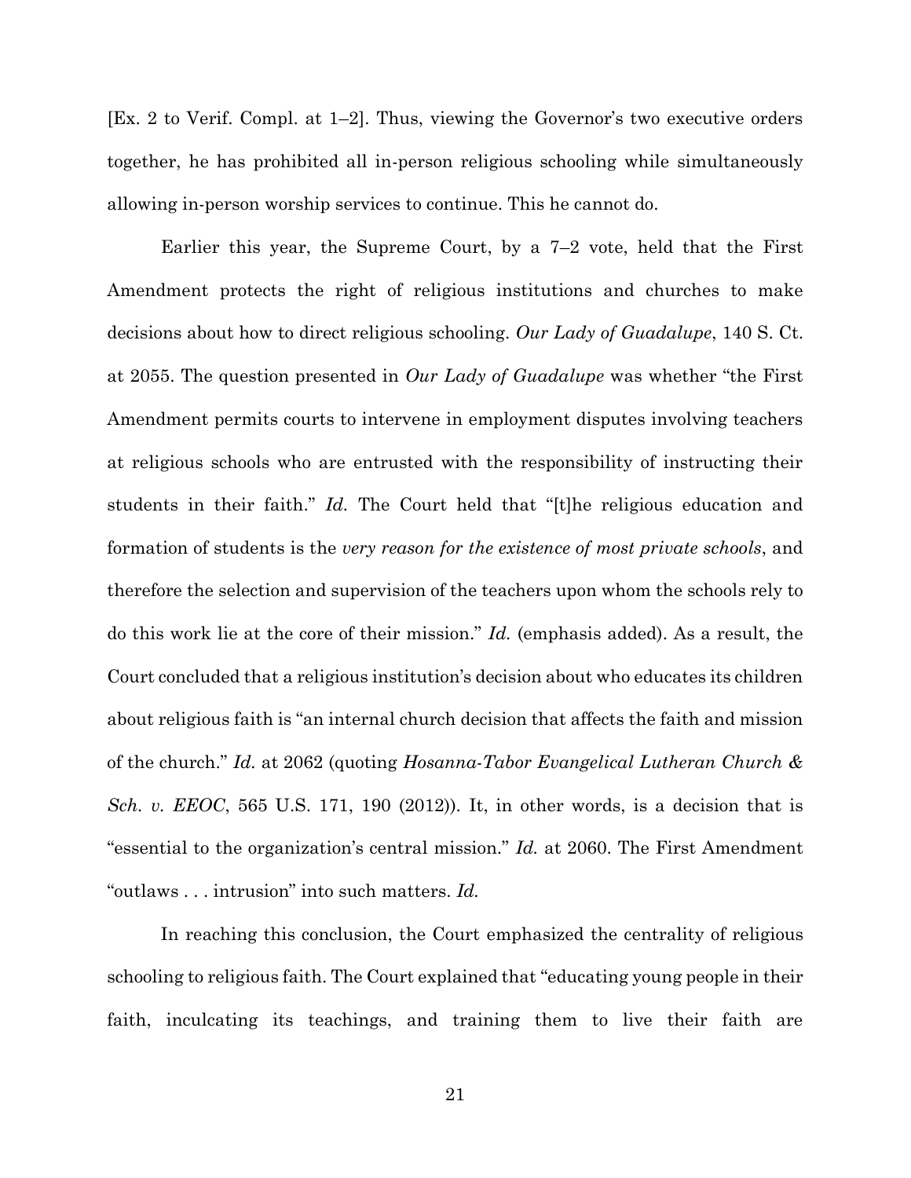[Ex. 2 to Verif. Compl. at 1–2]. Thus, viewing the Governor's two executive orders together, he has prohibited all in-person religious schooling while simultaneously allowing in-person worship services to continue. This he cannot do.

Earlier this year, the Supreme Court, by a 7–2 vote, held that the First Amendment protects the right of religious institutions and churches to make decisions about how to direct religious schooling. *Our Lady of Guadalupe*, 140 S. Ct. at 2055. The question presented in *Our Lady of Guadalupe* was whether "the First Amendment permits courts to intervene in employment disputes involving teachers at religious schools who are entrusted with the responsibility of instructing their students in their faith." *Id.* The Court held that "[t]he religious education and formation of students is the *very reason for the existence of most private schools*, and therefore the selection and supervision of the teachers upon whom the schools rely to do this work lie at the core of their mission." *Id.* (emphasis added). As a result, the Court concluded that a religious institution's decision about who educates its children about religious faith is "an internal church decision that affects the faith and mission of the church." *Id.* at 2062 (quoting *Hosanna-Tabor Evangelical Lutheran Church & Sch. v. EEOC*, 565 U.S. 171, 190 (2012)). It, in other words, is a decision that is "essential to the organization's central mission." *Id.* at 2060. The First Amendment "outlaws . . . intrusion" into such matters. *Id.*

In reaching this conclusion, the Court emphasized the centrality of religious schooling to religious faith. The Court explained that "educating young people in their faith, inculcating its teachings, and training them to live their faith are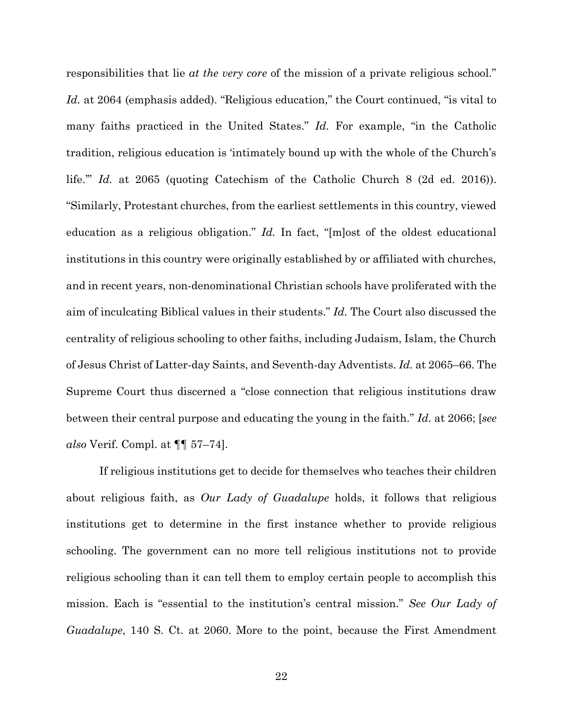responsibilities that lie *at the very core* of the mission of a private religious school." *Id.* at 2064 (emphasis added). "Religious education," the Court continued, "is vital to many faiths practiced in the United States." *Id.* For example, "in the Catholic tradition, religious education is 'intimately bound up with the whole of the Church's life.'" *Id.* at 2065 (quoting Catechism of the Catholic Church 8 (2d ed. 2016)). "Similarly, Protestant churches, from the earliest settlements in this country, viewed education as a religious obligation." *Id.* In fact, "[m]ost of the oldest educational institutions in this country were originally established by or affiliated with churches, and in recent years, non-denominational Christian schools have proliferated with the aim of inculcating Biblical values in their students." *Id.* The Court also discussed the centrality of religious schooling to other faiths, including Judaism, Islam, the Church of Jesus Christ of Latter-day Saints, and Seventh-day Adventists. *Id.* at 2065–66. The Supreme Court thus discerned a "close connection that religious institutions draw between their central purpose and educating the young in the faith." *Id.* at 2066; [*see also* Verif. Compl. at ¶¶ 57–74].

If religious institutions get to decide for themselves who teaches their children about religious faith, as *Our Lady of Guadalupe* holds, it follows that religious institutions get to determine in the first instance whether to provide religious schooling. The government can no more tell religious institutions not to provide religious schooling than it can tell them to employ certain people to accomplish this mission. Each is "essential to the institution's central mission." *See Our Lady of Guadalupe*, 140 S. Ct. at 2060. More to the point, because the First Amendment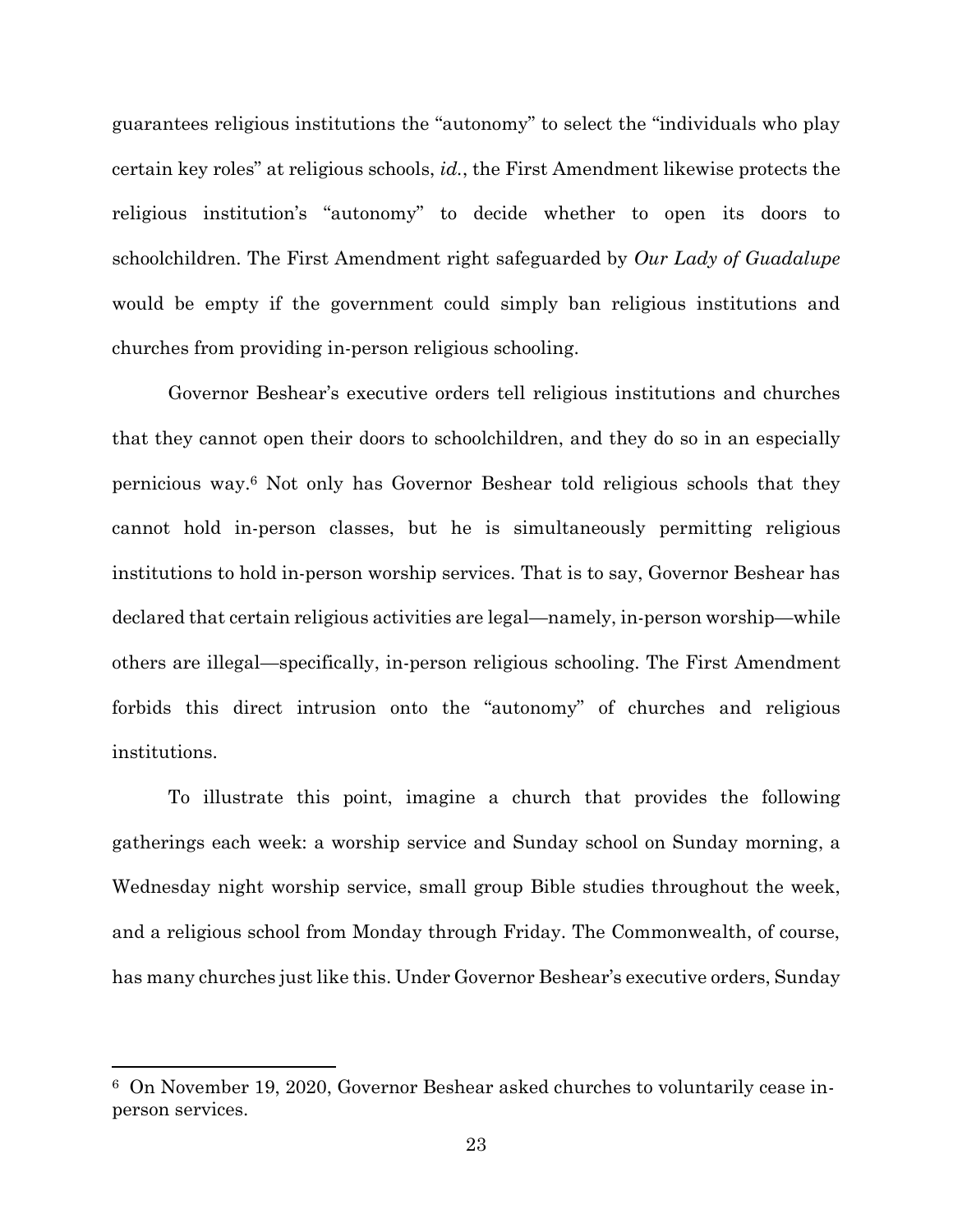guarantees religious institutions the "autonomy" to select the "individuals who play certain key roles" at religious schools, *id.*, the First Amendment likewise protects the religious institution's "autonomy" to decide whether to open its doors to schoolchildren. The First Amendment right safeguarded by *Our Lady of Guadalupe* would be empty if the government could simply ban religious institutions and churches from providing in-person religious schooling.

Governor Beshear's executive orders tell religious institutions and churches that they cannot open their doors to schoolchildren, and they do so in an especially pernicious way.[6] Not only has Governor Beshear told religious schools that they cannot hold in-person classes, but he is simultaneously permitting religious institutions to hold in-person worship services. That is to say, Governor Beshear has declared that certain religious activities are legal—namely, in-person worship—while others are illegal—specifically, in-person religious schooling. The First Amendment forbids this direct intrusion onto the "autonomy" of churches and religious institutions.

To illustrate this point, imagine a church that provides the following gatherings each week: a worship service and Sunday school on Sunday morning, a Wednesday night worship service, small group Bible studies throughout the week, and a religious school from Monday through Friday. The Commonwealth, of course, has many churches just like this. Under Governor Beshear's executive orders, Sunday

---

[6] On November 19, 2020, Governor Beshear asked churches to voluntarily cease in-person services.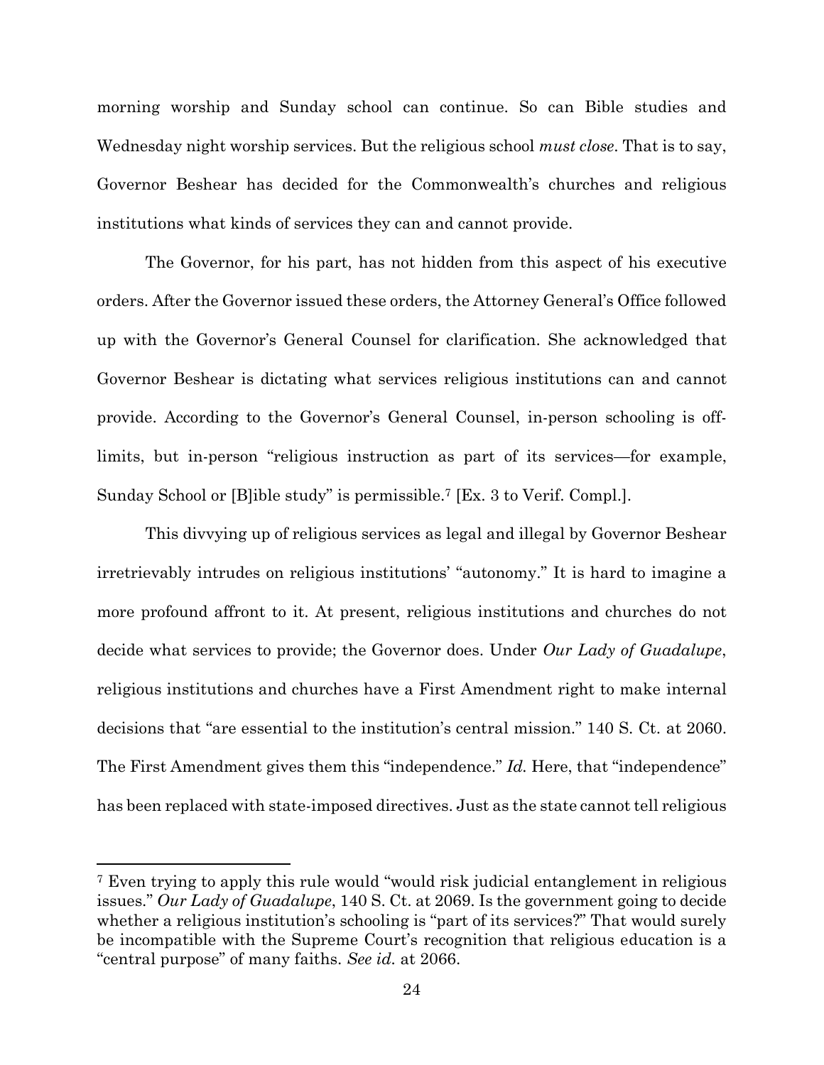morning worship and Sunday school can continue. So can Bible studies and Wednesday night worship services. But the religious school *must close*. That is to say, Governor Beshear has decided for the Commonwealth's churches and religious institutions what kinds of services they can and cannot provide.

The Governor, for his part, has not hidden from this aspect of his executive orders. After the Governor issued these orders, the Attorney General's Office followed up with the Governor's General Counsel for clarification. She acknowledged that Governor Beshear is dictating what services religious institutions can and cannot provide. According to the Governor's General Counsel, in-person schooling is off-limits, but in-person "religious instruction as part of its services—for example, Sunday School or [B]ible study" is permissible.[7] [Ex. 3 to Verif. Compl.].

This divvying up of religious services as legal and illegal by Governor Beshear irretrievably intrudes on religious institutions' "autonomy." It is hard to imagine a more profound affront to it. At present, religious institutions and churches do not decide what services to provide; the Governor does. Under *Our Lady of Guadalupe*, religious institutions and churches have a First Amendment right to make internal decisions that "are essential to the institution's central mission." 140 S. Ct. at 2060. The First Amendment gives them this "independence." *Id.* Here, that "independence" has been replaced with state-imposed directives. Just as the state cannot tell religious

[7] Even trying to apply this rule would "would risk judicial entanglement in religious issues." *Our Lady of Guadalupe*, 140 S. Ct. at 2069. Is the government going to decide whether a religious institution's schooling is "part of its services?" That would surely be incompatible with the Supreme Court's recognition that religious education is a "central purpose" of many faiths. *See id.* at 2066.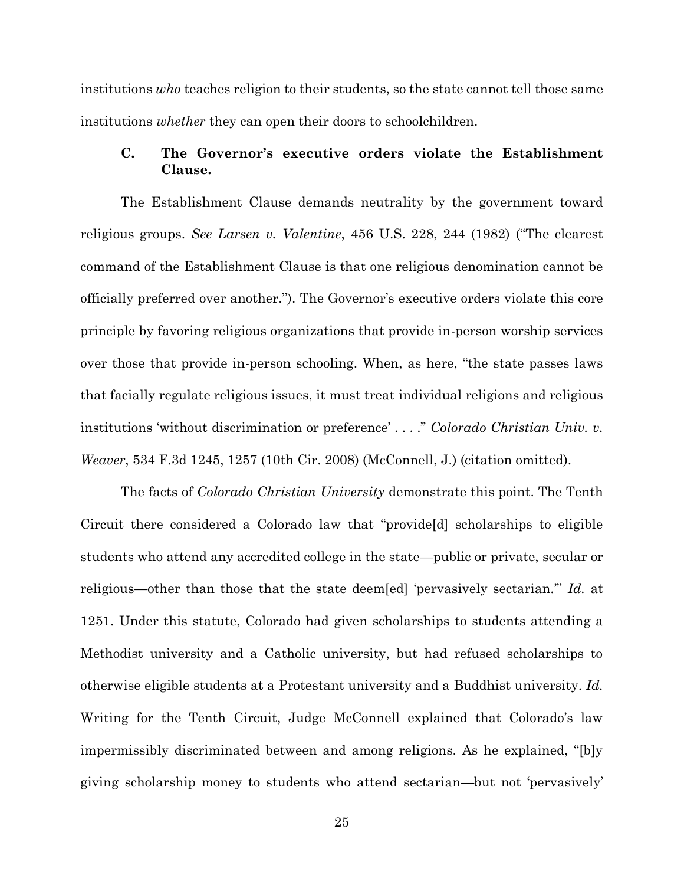institutions *who* teaches religion to their students, so the state cannot tell those same institutions *whether* they can open their doors to schoolchildren.

### C. The Governor's executive orders violate the Establishment Clause.

The Establishment Clause demands neutrality by the government toward religious groups. *See Larsen v. Valentine*, 456 U.S. 228, 244 (1982) ("The clearest command of the Establishment Clause is that one religious denomination cannot be officially preferred over another."). The Governor's executive orders violate this core principle by favoring religious organizations that provide in-person worship services over those that provide in-person schooling. When, as here, "the state passes laws that facially regulate religious issues, it must treat individual religions and religious institutions 'without discrimination or preference' . . . ." *Colorado Christian Univ. v. Weaver*, 534 F.3d 1245, 1257 (10th Cir. 2008) (McConnell, J.) (citation omitted).

The facts of *Colorado Christian University* demonstrate this point. The Tenth Circuit there considered a Colorado law that "provide[d] scholarships to eligible students who attend any accredited college in the state—public or private, secular or religious—other than those that the state deem[ed] 'pervasively sectarian.'" *Id.* at 1251. Under this statute, Colorado had given scholarships to students attending a Methodist university and a Catholic university, but had refused scholarships to otherwise eligible students at a Protestant university and a Buddhist university. *Id.* Writing for the Tenth Circuit, Judge McConnell explained that Colorado's law impermissibly discriminated between and among religions. As he explained, "[b]y giving scholarship money to students who attend sectarian—but not 'pervasively'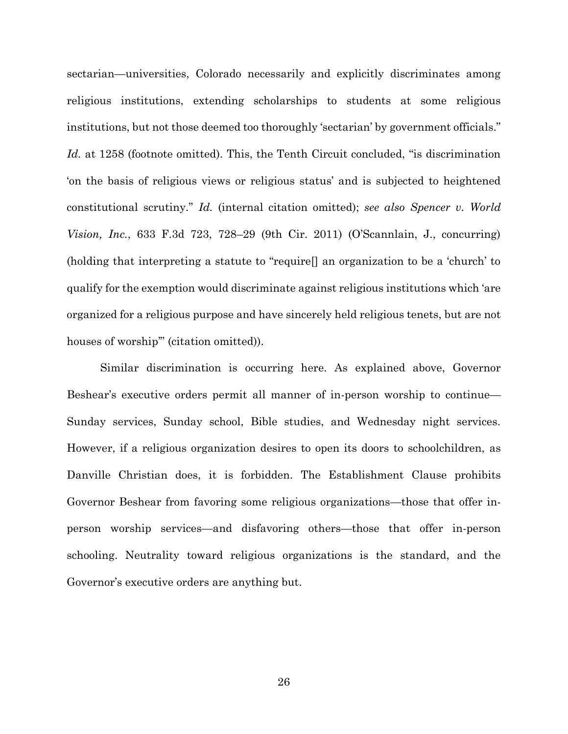sectarian—universities, Colorado necessarily and explicitly discriminates among religious institutions, extending scholarships to students at some religious institutions, but not those deemed too thoroughly 'sectarian' by government officials." *Id.* at 1258 (footnote omitted). This, the Tenth Circuit concluded, "is discrimination 'on the basis of religious views or religious status' and is subjected to heightened constitutional scrutiny." *Id.* (internal citation omitted); *see also Spencer v. World Vision, Inc.*, 633 F.3d 723, 728–29 (9th Cir. 2011) (O'Scannlain, J., concurring) (holding that interpreting a statute to "require[] an organization to be a 'church' to qualify for the exemption would discriminate against religious institutions which 'are organized for a religious purpose and have sincerely held religious tenets, but are not houses of worship'" (citation omitted)).

Similar discrimination is occurring here. As explained above, Governor Beshear's executive orders permit all manner of in-person worship to continue—Sunday services, Sunday school, Bible studies, and Wednesday night services. However, if a religious organization desires to open its doors to schoolchildren, as Danville Christian does, it is forbidden. The Establishment Clause prohibits Governor Beshear from favoring some religious organizations—those that offer in-person worship services—and disfavoring others—those that offer in-person schooling. Neutrality toward religious organizations is the standard, and the Governor's executive orders are anything but.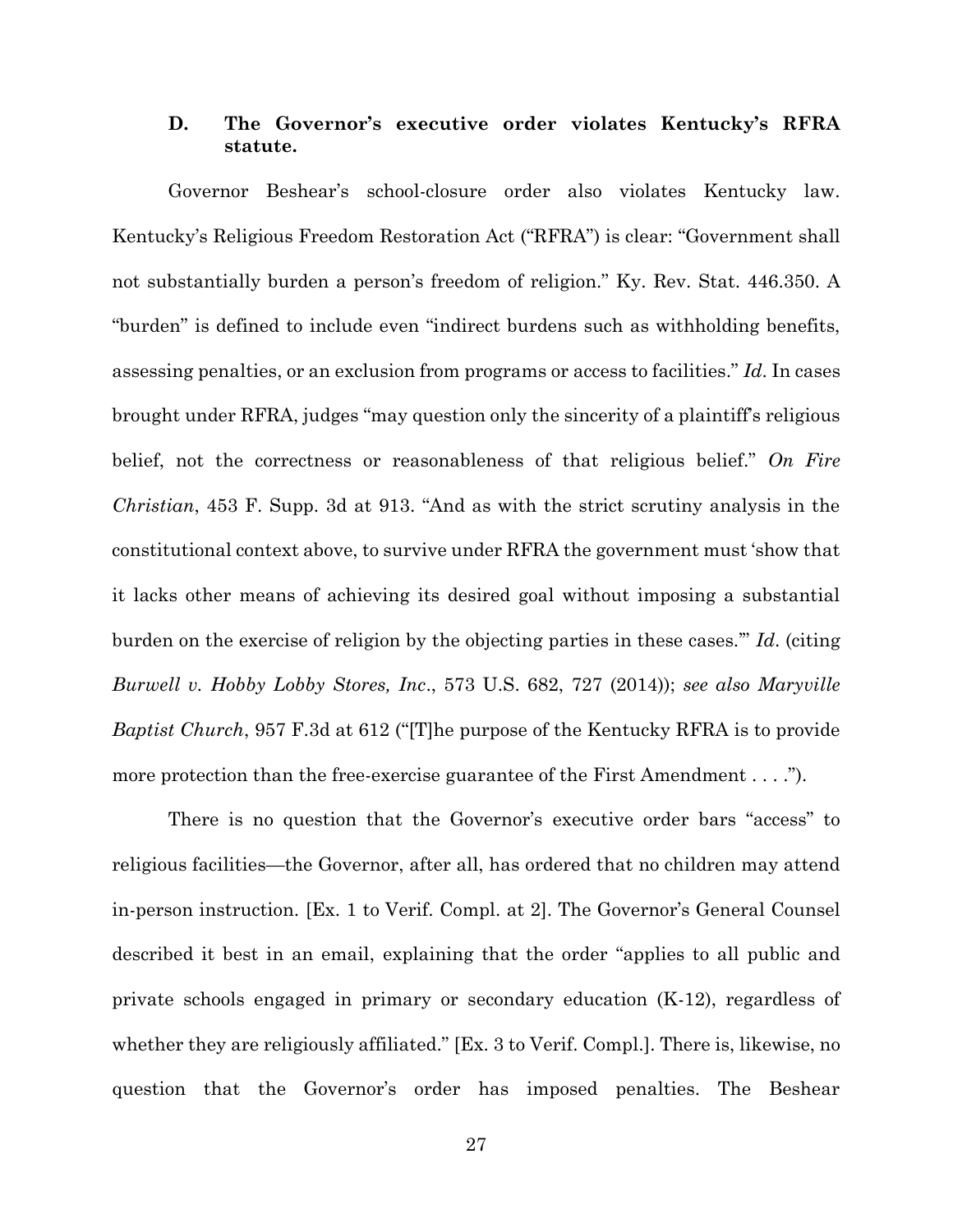### D. The Governor's executive order violates Kentucky's RFRA statute.

Governor Beshear's school-closure order also violates Kentucky law. Kentucky's Religious Freedom Restoration Act ("RFRA") is clear: "Government shall not substantially burden a person's freedom of religion." Ky. Rev. Stat. 446.350. A "burden" is defined to include even "indirect burdens such as withholding benefits, assessing penalties, or an exclusion from programs or access to facilities." *Id*. In cases brought under RFRA, judges "may question only the sincerity of a plaintiff's religious belief, not the correctness or reasonableness of that religious belief." *On Fire Christian*, 453 F. Supp. 3d at 913. "And as with the strict scrutiny analysis in the constitutional context above, to survive under RFRA the government must 'show that it lacks other means of achieving its desired goal without imposing a substantial burden on the exercise of religion by the objecting parties in these cases.'" *Id*. (citing *Burwell v. Hobby Lobby Stores, Inc*., 573 U.S. 682, 727 (2014)); *see also Maryville Baptist Church*, 957 F.3d at 612 ("[T]he purpose of the Kentucky RFRA is to provide more protection than the free-exercise guarantee of the First Amendment . . . .").

There is no question that the Governor's executive order bars "access" to religious facilities—the Governor, after all, has ordered that no children may attend in-person instruction. [Ex. 1 to Verif. Compl. at 2]. The Governor's General Counsel described it best in an email, explaining that the order "applies to all public and private schools engaged in primary or secondary education (K-12), regardless of whether they are religiously affiliated." [Ex. 3 to Verif. Compl.]. There is, likewise, no question that the Governor's order has imposed penalties. The Beshear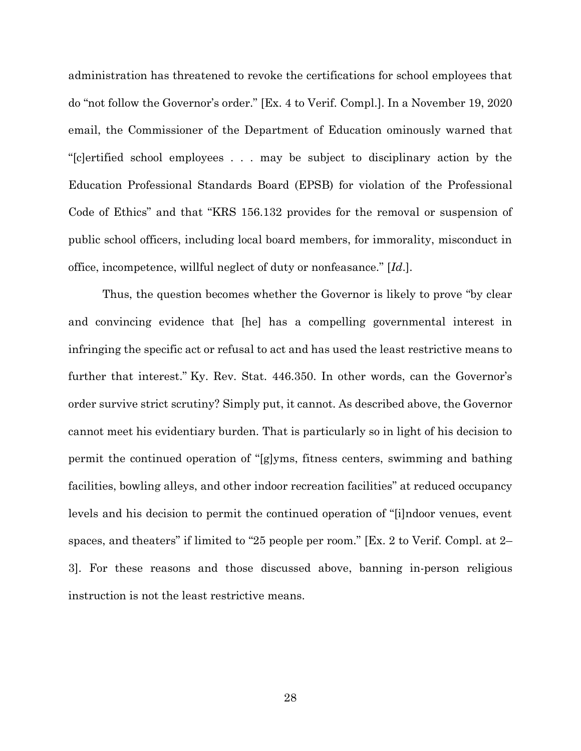administration has threatened to revoke the certifications for school employees that do "not follow the Governor's order." [Ex. 4 to Verif. Compl.]. In a November 19, 2020 email, the Commissioner of the Department of Education ominously warned that "[c]ertified school employees . . . may be subject to disciplinary action by the Education Professional Standards Board (EPSB) for violation of the Professional Code of Ethics" and that "KRS 156.132 provides for the removal or suspension of public school officers, including local board members, for immorality, misconduct in office, incompetence, willful neglect of duty or nonfeasance." [*Id*.].

Thus, the question becomes whether the Governor is likely to prove "by clear and convincing evidence that [he] has a compelling governmental interest in infringing the specific act or refusal to act and has used the least restrictive means to further that interest." Ky. Rev. Stat. 446.350. In other words, can the Governor's order survive strict scrutiny? Simply put, it cannot. As described above, the Governor cannot meet his evidentiary burden. That is particularly so in light of his decision to permit the continued operation of "[g]yms, fitness centers, swimming and bathing facilities, bowling alleys, and other indoor recreation facilities" at reduced occupancy levels and his decision to permit the continued operation of "[i]ndoor venues, event spaces, and theaters" if limited to "25 people per room." [Ex. 2 to Verif. Compl. at 2–3]. For these reasons and those discussed above, banning in-person religious instruction is not the least restrictive means.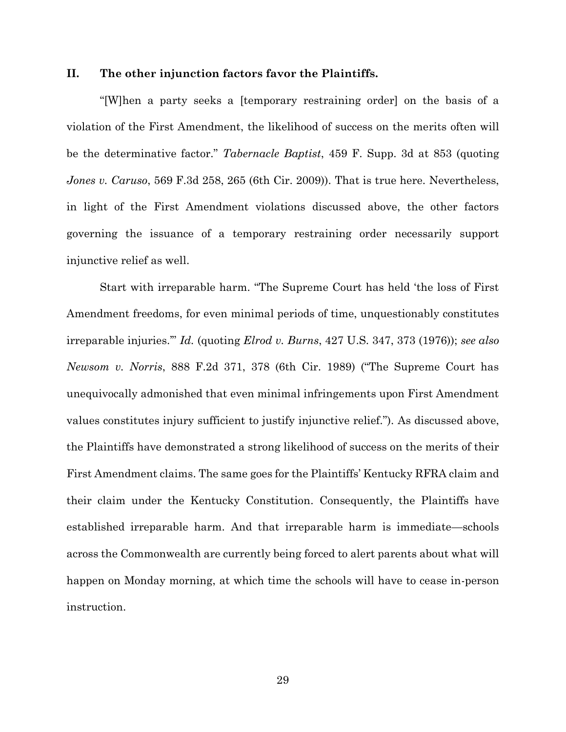## II. The other injunction factors favor the Plaintiffs.

"[W]hen a party seeks a [temporary restraining order] on the basis of a violation of the First Amendment, the likelihood of success on the merits often will be the determinative factor." *Tabernacle Baptist*, 459 F. Supp. 3d at 853 (quoting *Jones v. Caruso*, 569 F.3d 258, 265 (6th Cir. 2009)). That is true here. Nevertheless, in light of the First Amendment violations discussed above, the other factors governing the issuance of a temporary restraining order necessarily support injunctive relief as well.

Start with irreparable harm. "The Supreme Court has held 'the loss of First Amendment freedoms, for even minimal periods of time, unquestionably constitutes irreparable injuries.'" *Id.* (quoting *Elrod v. Burns*, 427 U.S. 347, 373 (1976)); *see also Newsom v. Norris*, 888 F.2d 371, 378 (6th Cir. 1989) ("The Supreme Court has unequivocally admonished that even minimal infringements upon First Amendment values constitutes injury sufficient to justify injunctive relief."). As discussed above, the Plaintiffs have demonstrated a strong likelihood of success on the merits of their First Amendment claims. The same goes for the Plaintiffs' Kentucky RFRA claim and their claim under the Kentucky Constitution. Consequently, the Plaintiffs have established irreparable harm. And that irreparable harm is immediate—schools across the Commonwealth are currently being forced to alert parents about what will happen on Monday morning, at which time the schools will have to cease in-person instruction.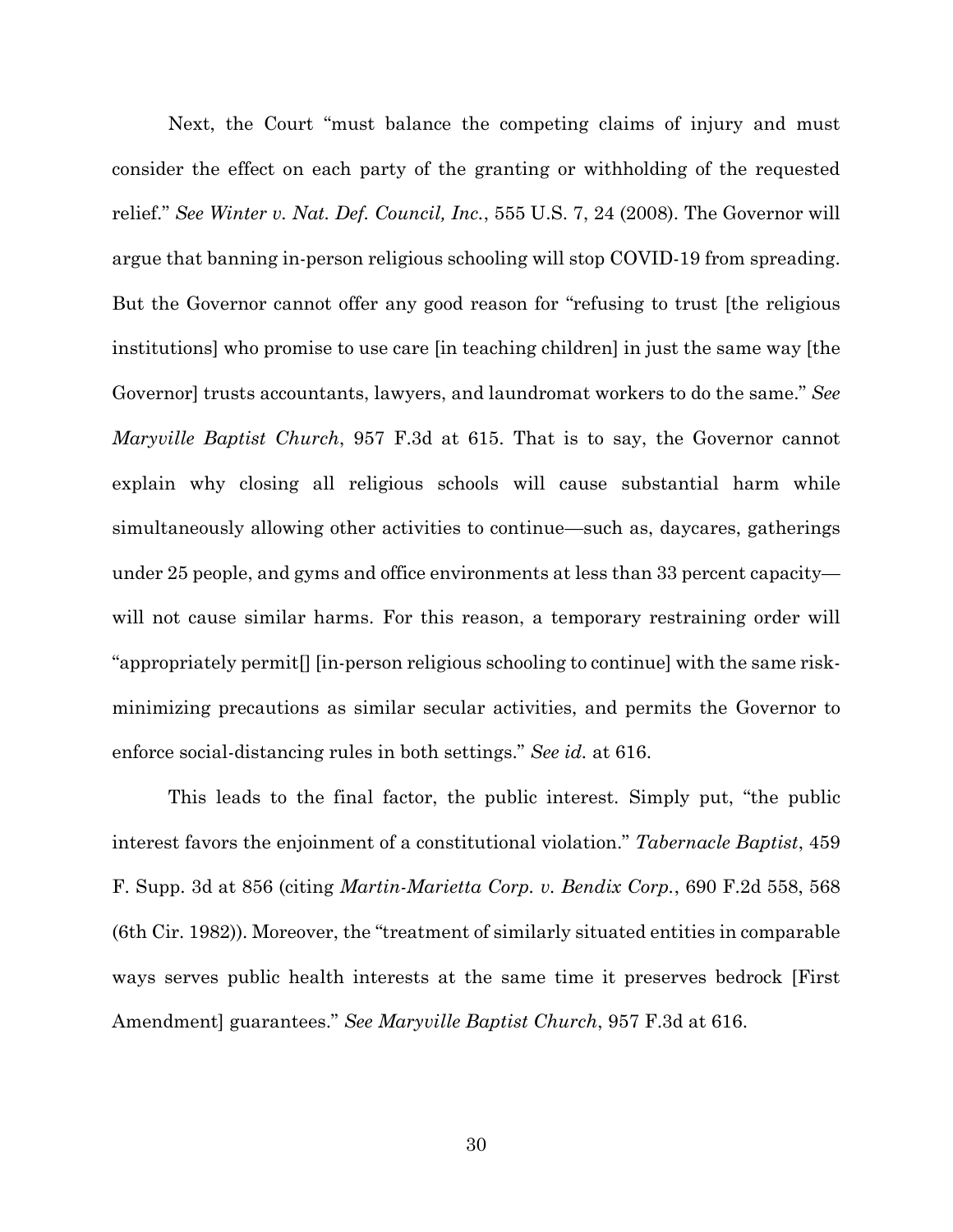Next, the Court "must balance the competing claims of injury and must consider the effect on each party of the granting or withholding of the requested relief." *See Winter v. Nat. Def. Council, Inc.*, 555 U.S. 7, 24 (2008). The Governor will argue that banning in-person religious schooling will stop COVID-19 from spreading. But the Governor cannot offer any good reason for "refusing to trust [the religious institutions] who promise to use care [in teaching children] in just the same way [the Governor] trusts accountants, lawyers, and laundromat workers to do the same." *See Maryville Baptist Church*, 957 F.3d at 615. That is to say, the Governor cannot explain why closing all religious schools will cause substantial harm while simultaneously allowing other activities to continue—such as, daycares, gatherings under 25 people, and gyms and office environments at less than 33 percent capacity—will not cause similar harms. For this reason, a temporary restraining order will "appropriately permit[] [in-person religious schooling to continue] with the same risk-minimizing precautions as similar secular activities, and permits the Governor to enforce social-distancing rules in both settings." *See id.* at 616.

This leads to the final factor, the public interest. Simply put, "the public interest favors the enjoinment of a constitutional violation." *Tabernacle Baptist*, 459 F. Supp. 3d at 856 (citing *Martin-Marietta Corp. v. Bendix Corp.*, 690 F.2d 558, 568 (6th Cir. 1982)). Moreover, the "treatment of similarly situated entities in comparable ways serves public health interests at the same time it preserves bedrock [First Amendment] guarantees." *See Maryville Baptist Church*, 957 F.3d at 616.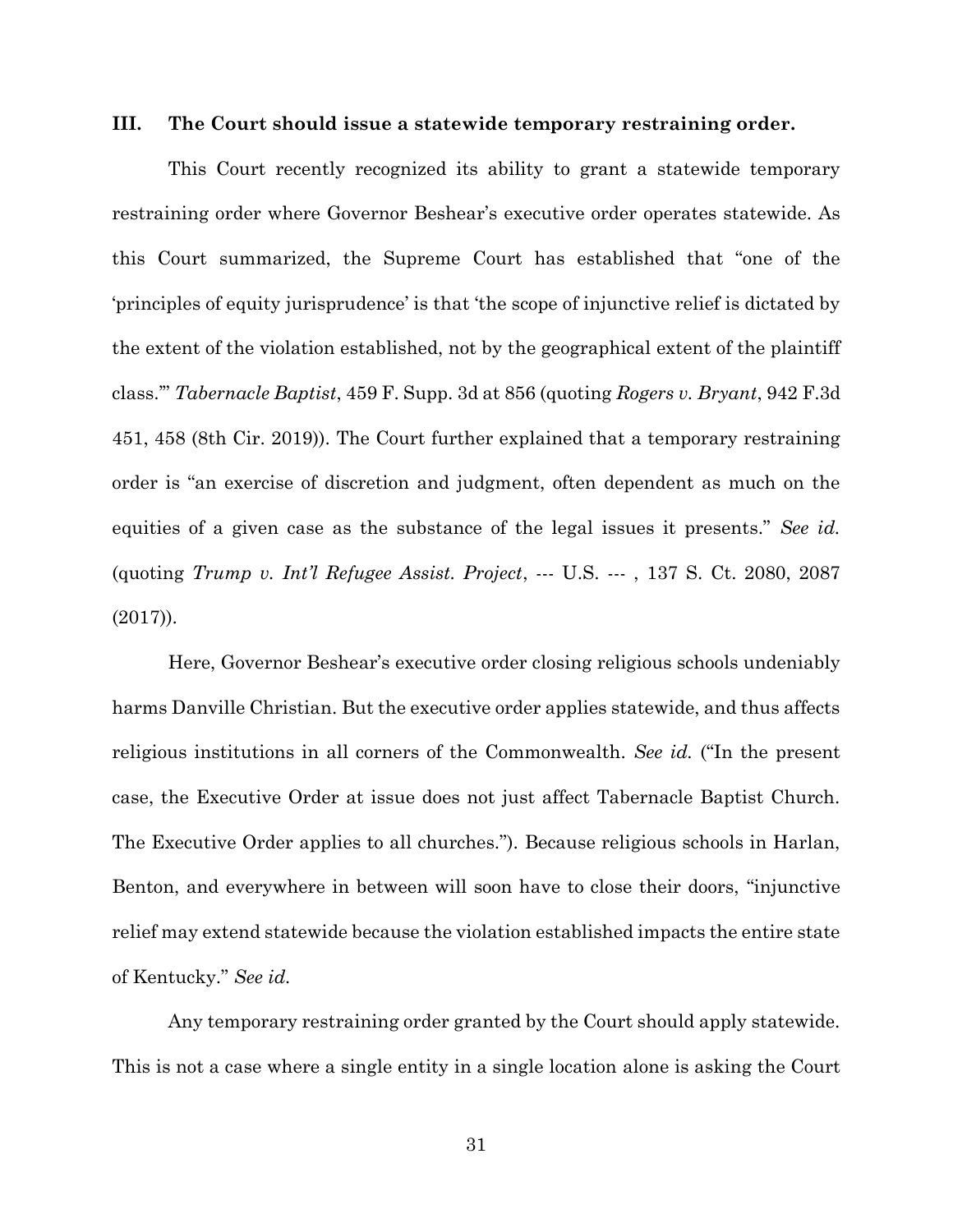## III. The Court should issue a statewide temporary restraining order.

This Court recently recognized its ability to grant a statewide temporary restraining order where Governor Beshear's executive order operates statewide. As this Court summarized, the Supreme Court has established that "one of the 'principles of equity jurisprudence' is that 'the scope of injunctive relief is dictated by the extent of the violation established, not by the geographical extent of the plaintiff class.'" *Tabernacle Baptist*, 459 F. Supp. 3d at 856 (quoting *Rogers v. Bryant*, 942 F.3d 451, 458 (8th Cir. 2019)). The Court further explained that a temporary restraining order is "an exercise of discretion and judgment, often dependent as much on the equities of a given case as the substance of the legal issues it presents." *See id.* (quoting *Trump v. Int'l Refugee Assist. Project*, --- U.S. --- , 137 S. Ct. 2080, 2087 (2017)).

Here, Governor Beshear's executive order closing religious schools undeniably harms Danville Christian. But the executive order applies statewide, and thus affects religious institutions in all corners of the Commonwealth. *See id.* ("In the present case, the Executive Order at issue does not just affect Tabernacle Baptist Church. The Executive Order applies to all churches."). Because religious schools in Harlan, Benton, and everywhere in between will soon have to close their doors, "injunctive relief may extend statewide because the violation established impacts the entire state of Kentucky." *See id.*

Any temporary restraining order granted by the Court should apply statewide. This is not a case where a single entity in a single location alone is asking the Court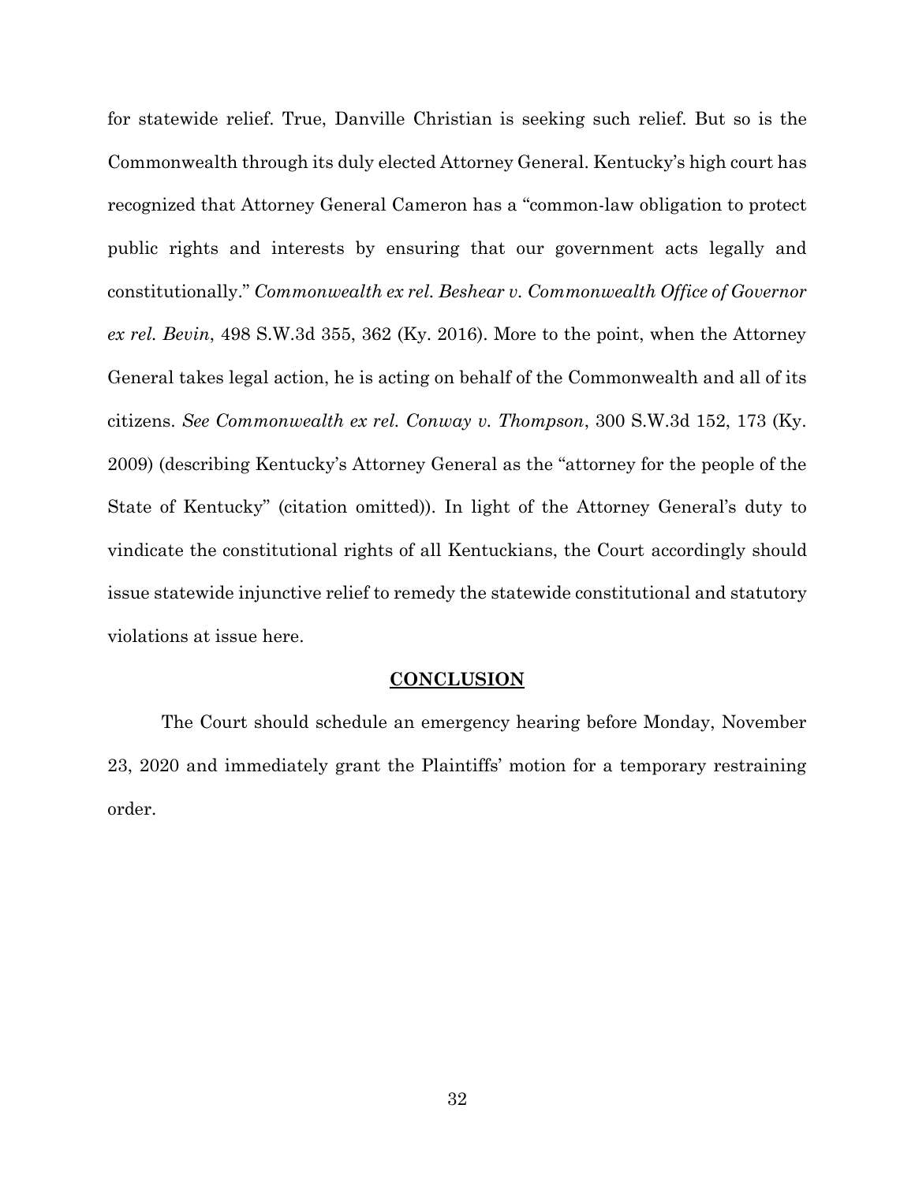for statewide relief. True, Danville Christian is seeking such relief. But so is the Commonwealth through its duly elected Attorney General. Kentucky's high court has recognized that Attorney General Cameron has a "common-law obligation to protect public rights and interests by ensuring that our government acts legally and constitutionally." *Commonwealth ex rel. Beshear v. Commonwealth Office of Governor ex rel. Bevin*, 498 S.W.3d 355, 362 (Ky. 2016). More to the point, when the Attorney General takes legal action, he is acting on behalf of the Commonwealth and all of its citizens. *See Commonwealth ex rel. Conway v. Thompson*, 300 S.W.3d 152, 173 (Ky. 2009) (describing Kentucky's Attorney General as the "attorney for the people of the State of Kentucky" (citation omitted)). In light of the Attorney General's duty to vindicate the constitutional rights of all Kentuckians, the Court accordingly should issue statewide injunctive relief to remedy the statewide constitutional and statutory violations at issue here.

## CONCLUSION

The Court should schedule an emergency hearing before Monday, November 23, 2020 and immediately grant the Plaintiffs' motion for a temporary restraining order.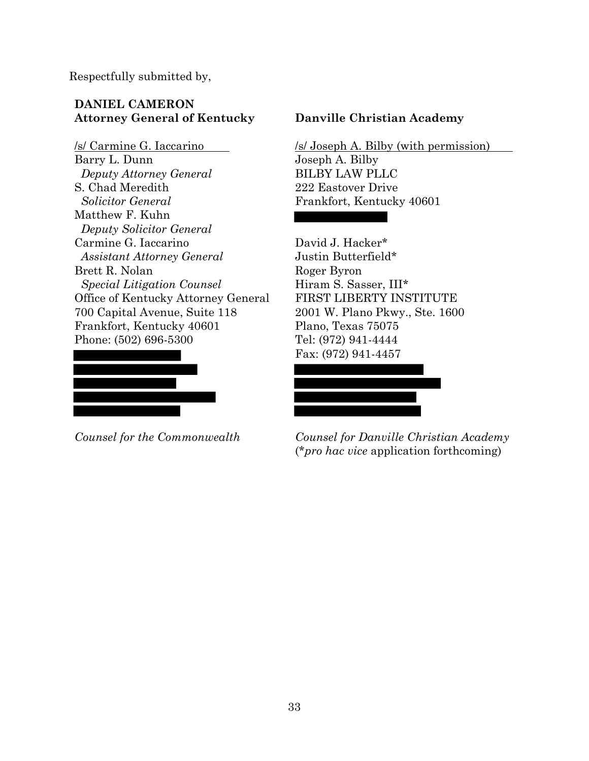Respectfully submitted by,

**DANIEL CAMERON**
**Attorney General of Kentucky**

/s/ Carmine G. Iaccarino
Barry L. Dunn
*Deputy Attorney General*
S. Chad Meredith
*Solicitor General*
Matthew F. Kuhn
*Deputy Solicitor General*
Carmine G. Iaccarino
*Assistant Attorney General*
Brett R. Nolan
*Special Litigation Counsel*
Office of Kentucky Attorney General
700 Capital Avenue, Suite 118
Frankfort, Kentucky 40601
Phone: (502) 696-5300

*Counsel for the Commonwealth*

**Danville Christian Academy**

/s/ Joseph A. Bilby (with permission)
Joseph A. Bilby
BILBY LAW PLLC
222 Eastover Drive
Frankfort, Kentucky 40601

David J. Hacker*
Justin Butterfield*
Roger Byron
Hiram S. Sasser, III*
FIRST LIBERTY INSTITUTE
2001 W. Plano Pkwy., Ste. 1600
Plano, Texas 75075
Tel: (972) 941-4444
Fax: (972) 941-4457

*Counsel for Danville Christian Academy*
(**pro hac vice* application forthcoming)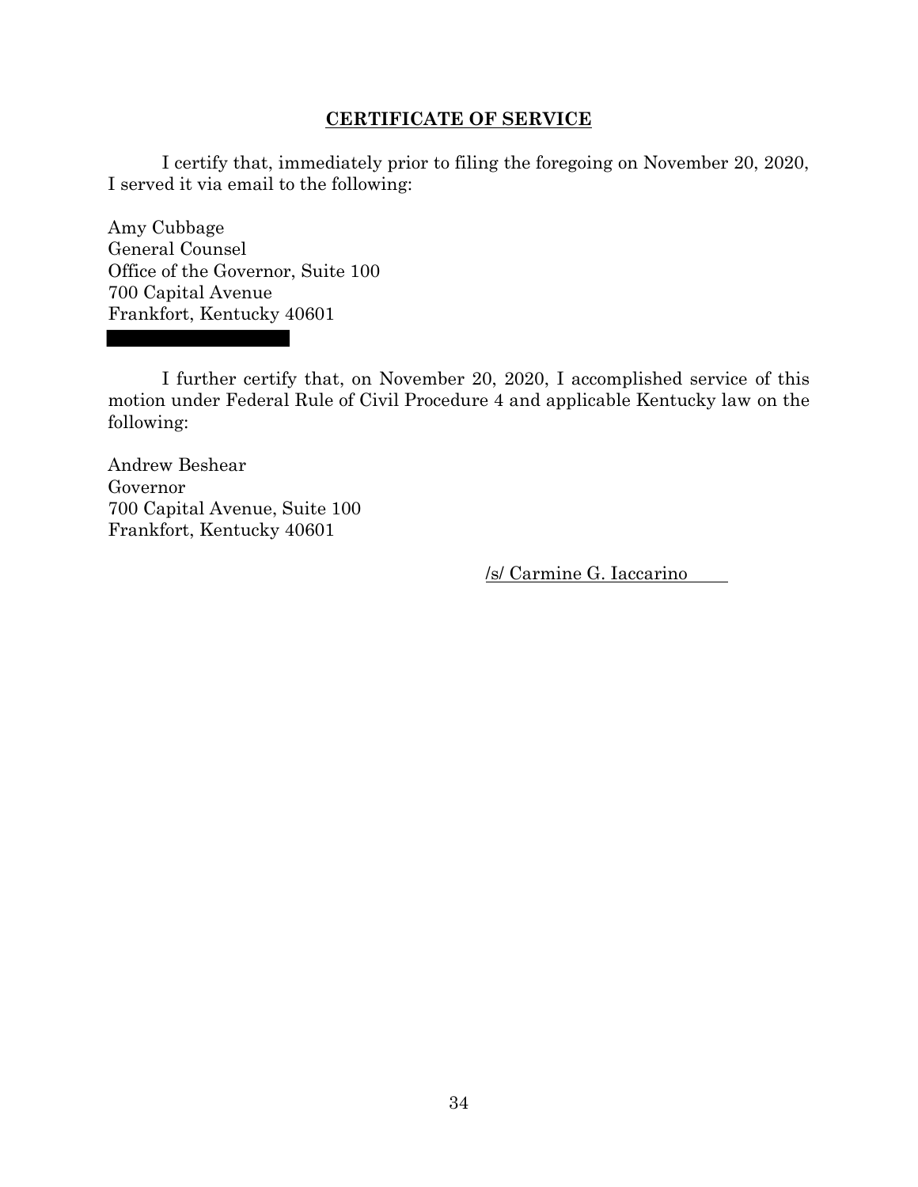## CERTIFICATE OF SERVICE

I certify that, immediately prior to filing the foregoing on November 20, 2020, I served it via email to the following:

Amy Cubbage
General Counsel
Office of the Governor, Suite 100
700 Capital Avenue
Frankfort, Kentucky 40601

I further certify that, on November 20, 2020, I accomplished service of this motion under Federal Rule of Civil Procedure 4 and applicable Kentucky law on the following:

Andrew Beshear
Governor
700 Capital Avenue, Suite 100
Frankfort, Kentucky 40601

/s/ Carmine G. Iaccarino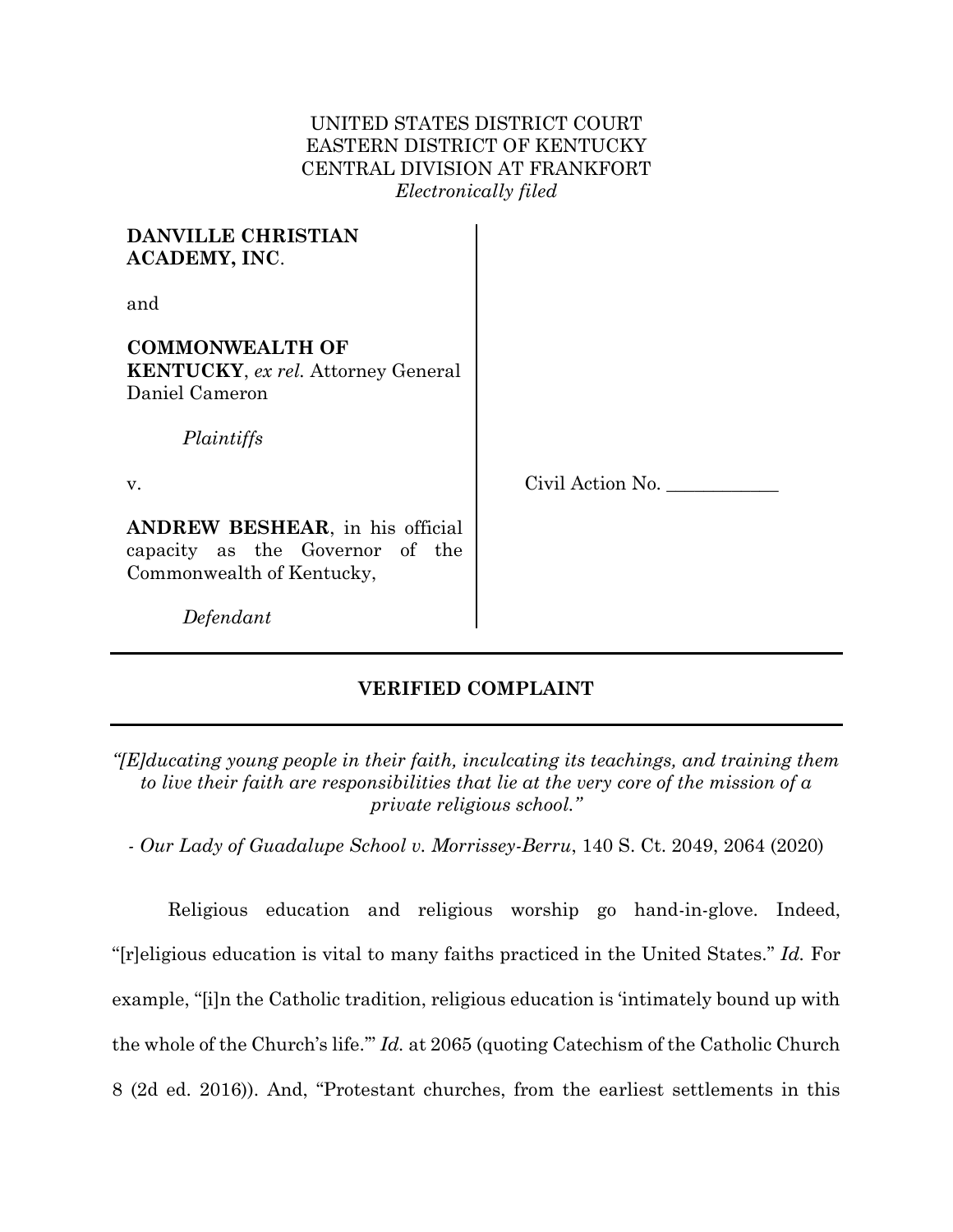UNITED STATES DISTRICT COURT
EASTERN DISTRICT OF KENTUCKY
CENTRAL DIVISION AT FRANKFORT
*Electronically filed*

| | |
|---|---|
| **DANVILLE CHRISTIAN ACADEMY, INC**.<br><br>and<br><br>**COMMONWEALTH OF KENTUCKY**, *ex rel.* Attorney General Daniel Cameron<br><br>*Plaintiffs*<br><br>v.<br><br>**ANDREW BESHEAR**, in his official capacity as the Governor of the Commonwealth of Kentucky,<br><br>*Defendant* | Civil Action No. ____________ |

## VERIFIED COMPLAINT

*"[E]ducating young people in their faith, inculcating its teachings, and training them to live their faith are responsibilities that lie at the very core of the mission of a private religious school."*

\- *Our Lady of Guadalupe School v. Morrissey-Berru*, 140 S. Ct. 2049, 2064 (2020)

Religious education and religious worship go hand-in-glove. Indeed, "[r]eligious education is vital to many faiths practiced in the United States." *Id.* For example, "[i]n the Catholic tradition, religious education is 'intimately bound up with the whole of the Church's life.'" *Id.* at 2065 (quoting Catechism of the Catholic Church 8 (2d ed. 2016)). And, "Protestant churches, from the earliest settlements in this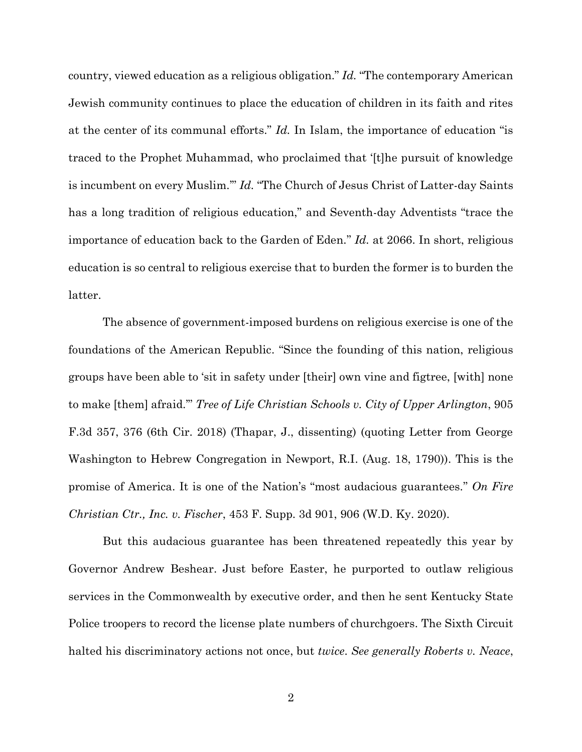country, viewed education as a religious obligation." *Id.* "The contemporary American Jewish community continues to place the education of children in its faith and rites at the center of its communal efforts." *Id.* In Islam, the importance of education "is traced to the Prophet Muhammad, who proclaimed that '[t]he pursuit of knowledge is incumbent on every Muslim.'" *Id.* "The Church of Jesus Christ of Latter-day Saints has a long tradition of religious education," and Seventh-day Adventists "trace the importance of education back to the Garden of Eden." *Id.* at 2066. In short, religious education is so central to religious exercise that to burden the former is to burden the latter.

The absence of government-imposed burdens on religious exercise is one of the foundations of the American Republic. "Since the founding of this nation, religious groups have been able to 'sit in safety under [their] own vine and figtree, [with] none to make [them] afraid.'" *Tree of Life Christian Schools v. City of Upper Arlington*, 905 F.3d 357, 376 (6th Cir. 2018) (Thapar, J., dissenting) (quoting Letter from George Washington to Hebrew Congregation in Newport, R.I. (Aug. 18, 1790)). This is the promise of America. It is one of the Nation's "most audacious guarantees." *On Fire Christian Ctr., Inc. v. Fischer*, 453 F. Supp. 3d 901, 906 (W.D. Ky. 2020).

But this audacious guarantee has been threatened repeatedly this year by Governor Andrew Beshear. Just before Easter, he purported to outlaw religious services in the Commonwealth by executive order, and then he sent Kentucky State Police troopers to record the license plate numbers of churchgoers. The Sixth Circuit halted his discriminatory actions not once, but *twice*. *See generally Roberts v. Neace*,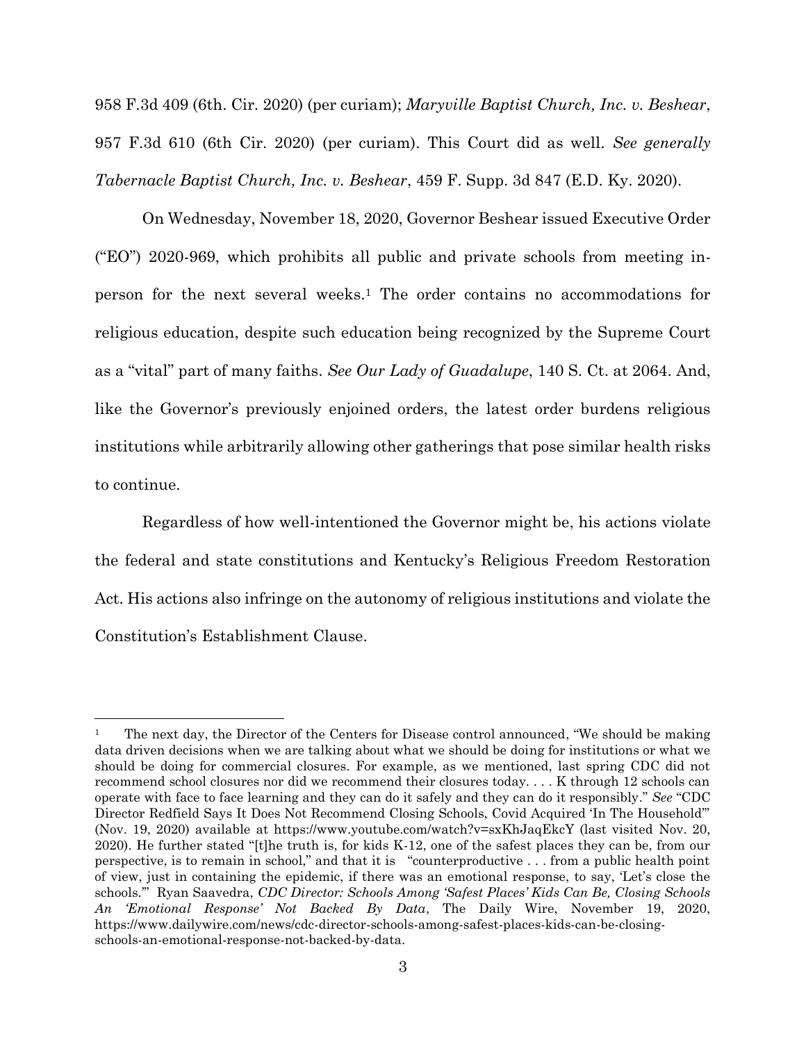958 F.3d 409 (6th. Cir. 2020) (per curiam); *Maryville Baptist Church, Inc. v. Beshear*, 957 F.3d 610 (6th Cir. 2020) (per curiam). This Court did as well. *See generally Tabernacle Baptist Church, Inc. v. Beshear*, 459 F. Supp. 3d 847 (E.D. Ky. 2020).

On Wednesday, November 18, 2020, Governor Beshear issued Executive Order ("EO") 2020-969, which prohibits all public and private schools from meeting in-person for the next several weeks.[1] The order contains no accommodations for religious education, despite such education being recognized by the Supreme Court as a "vital" part of many faiths. *See Our Lady of Guadalupe*, 140 S. Ct. at 2064. And, like the Governor's previously enjoined orders, the latest order burdens religious institutions while arbitrarily allowing other gatherings that pose similar health risks to continue.

Regardless of how well-intentioned the Governor might be, his actions violate the federal and state constitutions and Kentucky's Religious Freedom Restoration Act. His actions also infringe on the autonomy of religious institutions and violate the Constitution's Establishment Clause.

---

[1] The next day, the Director of the Centers for Disease control announced, "We should be making data driven decisions when we are talking about what we should be doing for institutions or what we should be doing for commercial closures. For example, as we mentioned, last spring CDC did not recommend school closures nor did we recommend their closures today. . . . K through 12 schools can operate with face to face learning and they can do it safely and they can do it responsibly." *See* "CDC Director Redfield Says It Does Not Recommend Closing Schools, Covid Acquired 'In The Household'" (Nov. 19, 2020) available at https://www.youtube.com/watch?v=sxKhJaqEkcY (last visited Nov. 20, 2020). He further stated "[t]he truth is, for kids K-12, one of the safest places they can be, from our perspective, is to remain in school," and that it is "counterproductive . . . from a public health point of view, just in containing the epidemic, if there was an emotional response, to say, 'Let's close the schools.'" Ryan Saavedra, *CDC Director: Schools Among 'Safest Places' Kids Can Be, Closing Schools An 'Emotional Response' Not Backed By Data*, The Daily Wire, November 19, 2020, https://www.dailywire.com/news/cdc-director-schools-among-safest-places-kids-can-be-closing-schools-an-emotional-response-not-backed-by-data.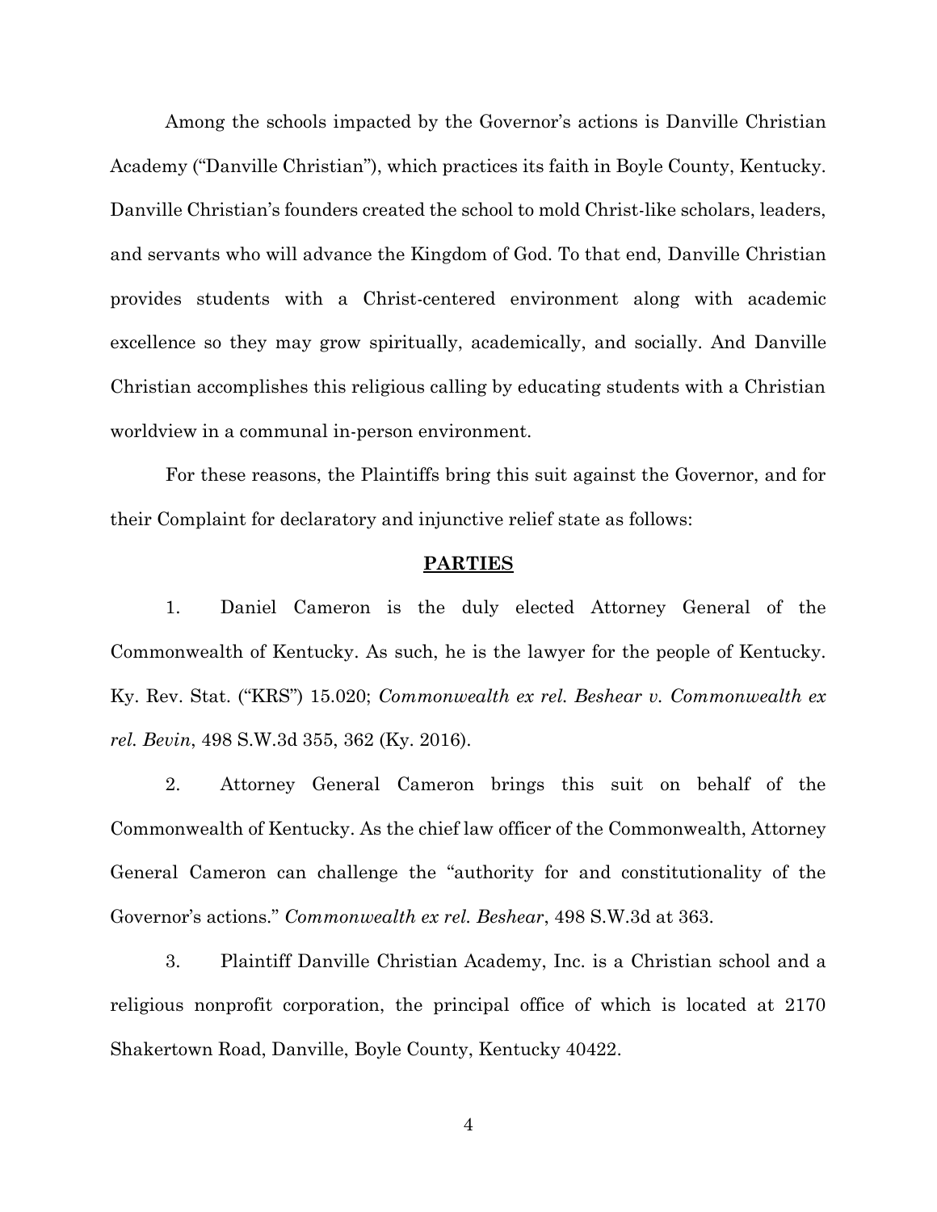Among the schools impacted by the Governor's actions is Danville Christian Academy ("Danville Christian"), which practices its faith in Boyle County, Kentucky. Danville Christian's founders created the school to mold Christ-like scholars, leaders, and servants who will advance the Kingdom of God. To that end, Danville Christian provides students with a Christ-centered environment along with academic excellence so they may grow spiritually, academically, and socially. And Danville Christian accomplishes this religious calling by educating students with a Christian worldview in a communal in-person environment.

For these reasons, the Plaintiffs bring this suit against the Governor, and for their Complaint for declaratory and injunctive relief state as follows:

## PARTIES

1. Daniel Cameron is the duly elected Attorney General of the Commonwealth of Kentucky. As such, he is the lawyer for the people of Kentucky. Ky. Rev. Stat. ("KRS") 15.020; *Commonwealth ex rel. Beshear v. Commonwealth ex rel. Bevin*, 498 S.W.3d 355, 362 (Ky. 2016).

2. Attorney General Cameron brings this suit on behalf of the Commonwealth of Kentucky. As the chief law officer of the Commonwealth, Attorney General Cameron can challenge the "authority for and constitutionality of the Governor's actions." *Commonwealth ex rel. Beshear*, 498 S.W.3d at 363.

3. Plaintiff Danville Christian Academy, Inc. is a Christian school and a religious nonprofit corporation, the principal office of which is located at 2170 Shakertown Road, Danville, Boyle County, Kentucky 40422.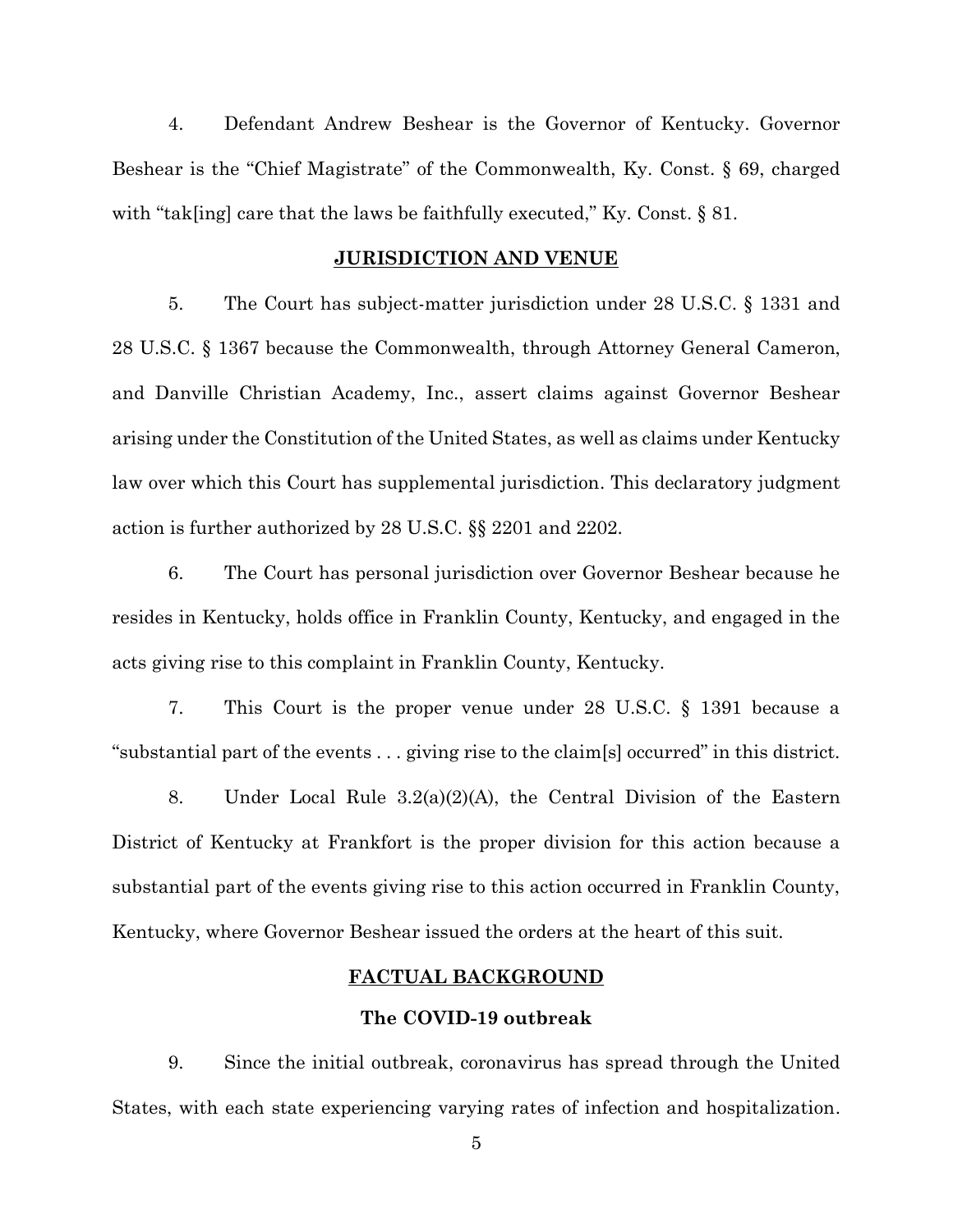4. Defendant Andrew Beshear is the Governor of Kentucky. Governor Beshear is the "Chief Magistrate" of the Commonwealth, Ky. Const. § 69, charged with "tak[ing] care that the laws be faithfully executed," Ky. Const. § 81.

## JURISDICTION AND VENUE

5. The Court has subject-matter jurisdiction under 28 U.S.C. § 1331 and 28 U.S.C. § 1367 because the Commonwealth, through Attorney General Cameron, and Danville Christian Academy, Inc., assert claims against Governor Beshear arising under the Constitution of the United States, as well as claims under Kentucky law over which this Court has supplemental jurisdiction. This declaratory judgment action is further authorized by 28 U.S.C. §§ 2201 and 2202.

6. The Court has personal jurisdiction over Governor Beshear because he resides in Kentucky, holds office in Franklin County, Kentucky, and engaged in the acts giving rise to this complaint in Franklin County, Kentucky.

7. This Court is the proper venue under 28 U.S.C. § 1391 because a "substantial part of the events . . . giving rise to the claim[s] occurred" in this district.

8. Under Local Rule 3.2(a)(2)(A), the Central Division of the Eastern District of Kentucky at Frankfort is the proper division for this action because a substantial part of the events giving rise to this action occurred in Franklin County, Kentucky, where Governor Beshear issued the orders at the heart of this suit.

## FACTUAL BACKGROUND

### The COVID-19 outbreak

9. Since the initial outbreak, coronavirus has spread through the United States, with each state experiencing varying rates of infection and hospitalization.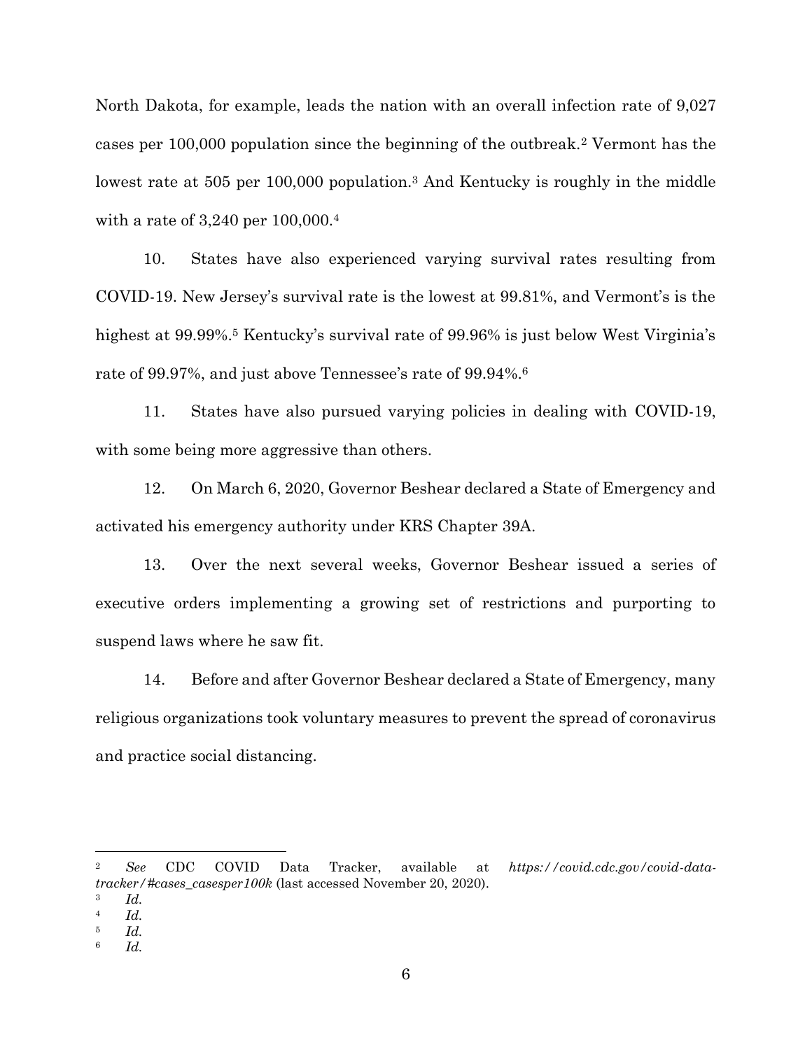North Dakota, for example, leads the nation with an overall infection rate of 9,027 cases per 100,000 population since the beginning of the outbreak.[2] Vermont has the lowest rate at 505 per 100,000 population.[3] And Kentucky is roughly in the middle with a rate of 3,240 per 100,000.[4]

10. States have also experienced varying survival rates resulting from COVID-19. New Jersey's survival rate is the lowest at 99.81%, and Vermont's is the highest at 99.99%.[5] Kentucky's survival rate of 99.96% is just below West Virginia's rate of 99.97%, and just above Tennessee's rate of 99.94%.[6]

11. States have also pursued varying policies in dealing with COVID-19, with some being more aggressive than others.

12. On March 6, 2020, Governor Beshear declared a State of Emergency and activated his emergency authority under KRS Chapter 39A.

13. Over the next several weeks, Governor Beshear issued a series of executive orders implementing a growing set of restrictions and purporting to suspend laws where he saw fit.

14. Before and after Governor Beshear declared a State of Emergency, many religious organizations took voluntary measures to prevent the spread of coronavirus and practice social distancing.

---

[2] *See* CDC COVID Data Tracker, available at *https://covid.cdc.gov/covid-data-tracker/#cases_casesper100k* (last accessed November 20, 2020).

[3] *Id.*

[4] *Id.*

[5] *Id.*

[6] *Id.*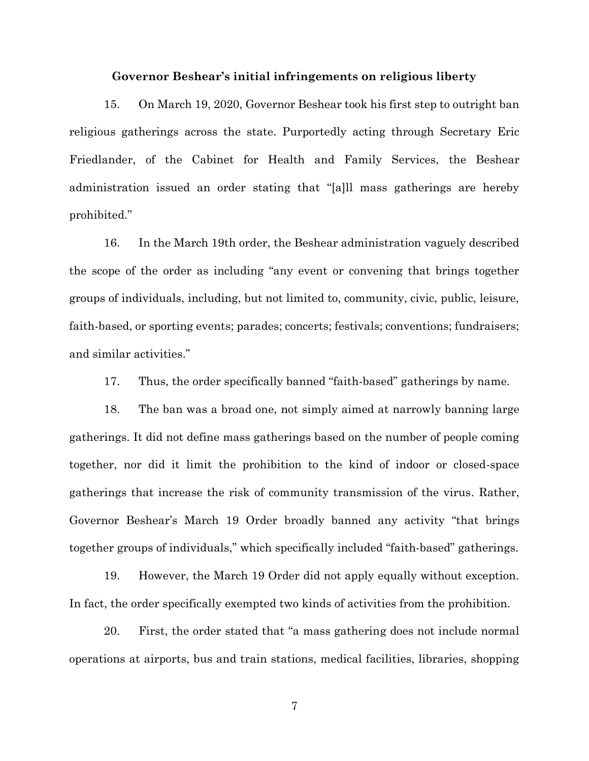**Governor Beshear's initial infringements on religious liberty**

15. On March 19, 2020, Governor Beshear took his first step to outright ban religious gatherings across the state. Purportedly acting through Secretary Eric Friedlander, of the Cabinet for Health and Family Services, the Beshear administration issued an order stating that "[a]ll mass gatherings are hereby prohibited."

16. In the March 19th order, the Beshear administration vaguely described the scope of the order as including "any event or convening that brings together groups of individuals, including, but not limited to, community, civic, public, leisure, faith-based, or sporting events; parades; concerts; festivals; conventions; fundraisers; and similar activities."

17. Thus, the order specifically banned "faith-based" gatherings by name.

18. The ban was a broad one, not simply aimed at narrowly banning large gatherings. It did not define mass gatherings based on the number of people coming together, nor did it limit the prohibition to the kind of indoor or closed-space gatherings that increase the risk of community transmission of the virus. Rather, Governor Beshear's March 19 Order broadly banned any activity "that brings together groups of individuals," which specifically included "faith-based" gatherings.

19. However, the March 19 Order did not apply equally without exception. In fact, the order specifically exempted two kinds of activities from the prohibition.

20. First, the order stated that "a mass gathering does not include normal operations at airports, bus and train stations, medical facilities, libraries, shopping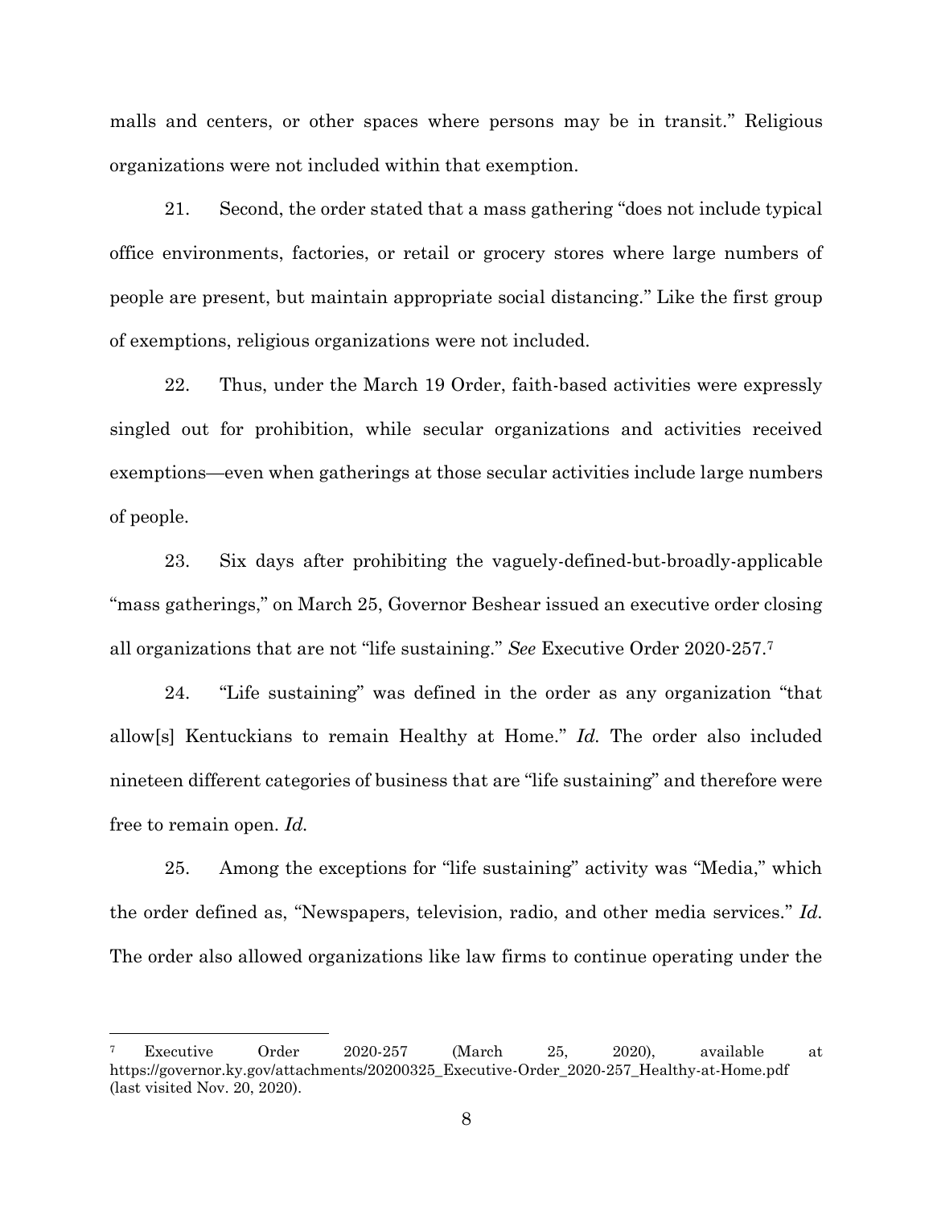malls and centers, or other spaces where persons may be in transit." Religious organizations were not included within that exemption.

21. Second, the order stated that a mass gathering "does not include typical office environments, factories, or retail or grocery stores where large numbers of people are present, but maintain appropriate social distancing." Like the first group of exemptions, religious organizations were not included.

22. Thus, under the March 19 Order, faith-based activities were expressly singled out for prohibition, while secular organizations and activities received exemptions—even when gatherings at those secular activities include large numbers of people.

23. Six days after prohibiting the vaguely-defined-but-broadly-applicable "mass gatherings," on March 25, Governor Beshear issued an executive order closing all organizations that are not "life sustaining." *See* Executive Order 2020-257.[7]

24. "Life sustaining" was defined in the order as any organization "that allow[s] Kentuckians to remain Healthy at Home." *Id.* The order also included nineteen different categories of business that are "life sustaining" and therefore were free to remain open. *Id.*

25. Among the exceptions for "life sustaining" activity was "Media," which the order defined as, "Newspapers, television, radio, and other media services." *Id.* The order also allowed organizations like law firms to continue operating under the

---

[7] Executive Order 2020-257 (March 25, 2020), available at https://governor.ky.gov/attachments/20200325_Executive-Order_2020-257_Healthy-at-Home.pdf (last visited Nov. 20, 2020).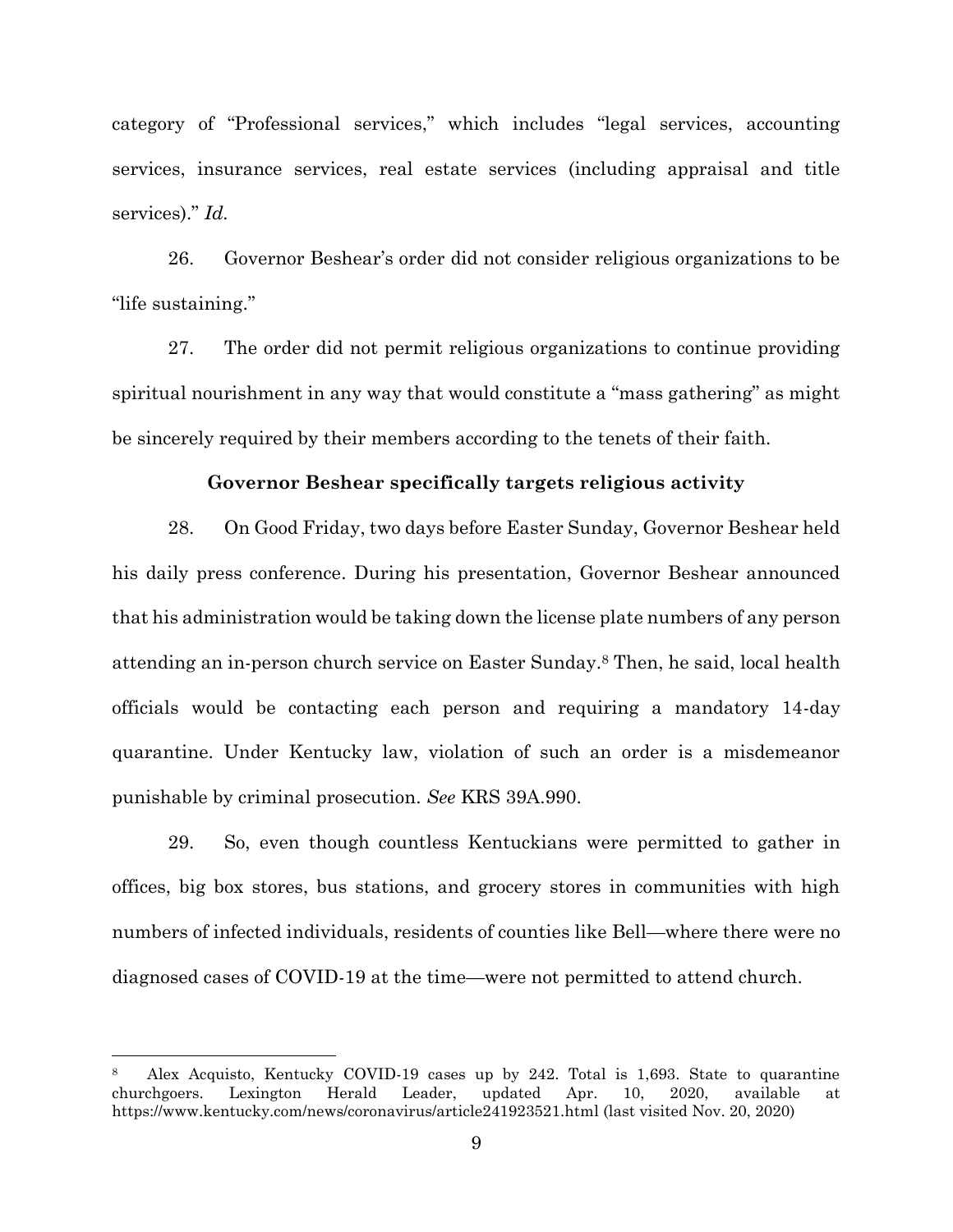category of "Professional services," which includes "legal services, accounting services, insurance services, real estate services (including appraisal and title services)." *Id.*

26. Governor Beshear's order did not consider religious organizations to be "life sustaining."

27. The order did not permit religious organizations to continue providing spiritual nourishment in any way that would constitute a "mass gathering" as might be sincerely required by their members according to the tenets of their faith.

**Governor Beshear specifically targets religious activity**

28. On Good Friday, two days before Easter Sunday, Governor Beshear held his daily press conference. During his presentation, Governor Beshear announced that his administration would be taking down the license plate numbers of any person attending an in-person church service on Easter Sunday.[8] Then, he said, local health officials would be contacting each person and requiring a mandatory 14-day quarantine. Under Kentucky law, violation of such an order is a misdemeanor punishable by criminal prosecution. *See* KRS 39A.990.

29. So, even though countless Kentuckians were permitted to gather in offices, big box stores, bus stations, and grocery stores in communities with high numbers of infected individuals, residents of counties like Bell—where there were no diagnosed cases of COVID-19 at the time—were not permitted to attend church.

---

[8] Alex Acquisto, Kentucky COVID-19 cases up by 242. Total is 1,693. State to quarantine churchgoers. Lexington Herald Leader, updated Apr. 10, 2020, available at https://www.kentucky.com/news/coronavirus/article241923521.html (last visited Nov. 20, 2020)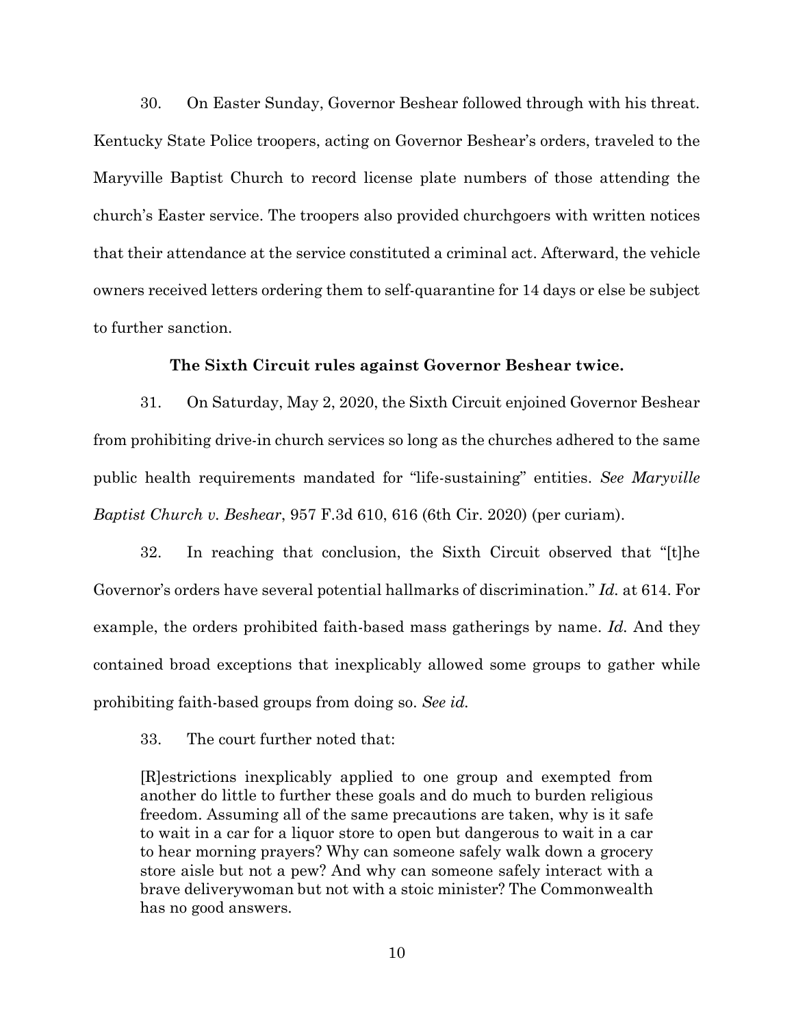30. On Easter Sunday, Governor Beshear followed through with his threat. Kentucky State Police troopers, acting on Governor Beshear's orders, traveled to the Maryville Baptist Church to record license plate numbers of those attending the church's Easter service. The troopers also provided churchgoers with written notices that their attendance at the service constituted a criminal act. Afterward, the vehicle owners received letters ordering them to self-quarantine for 14 days or else be subject to further sanction.

**The Sixth Circuit rules against Governor Beshear twice.**

31. On Saturday, May 2, 2020, the Sixth Circuit enjoined Governor Beshear from prohibiting drive-in church services so long as the churches adhered to the same public health requirements mandated for "life-sustaining" entities. *See Maryville Baptist Church v. Beshear*, 957 F.3d 610, 616 (6th Cir. 2020) (per curiam).

32. In reaching that conclusion, the Sixth Circuit observed that "[t]he Governor's orders have several potential hallmarks of discrimination." *Id.* at 614. For example, the orders prohibited faith-based mass gatherings by name. *Id.* And they contained broad exceptions that inexplicably allowed some groups to gather while prohibiting faith-based groups from doing so. *See id.*

33. The court further noted that:

> [R]estrictions inexplicably applied to one group and exempted from another do little to further these goals and do much to burden religious freedom. Assuming all of the same precautions are taken, why is it safe to wait in a car for a liquor store to open but dangerous to wait in a car to hear morning prayers? Why can someone safely walk down a grocery store aisle but not a pew? And why can someone safely interact with a brave deliverywoman but not with a stoic minister? The Commonwealth has no good answers.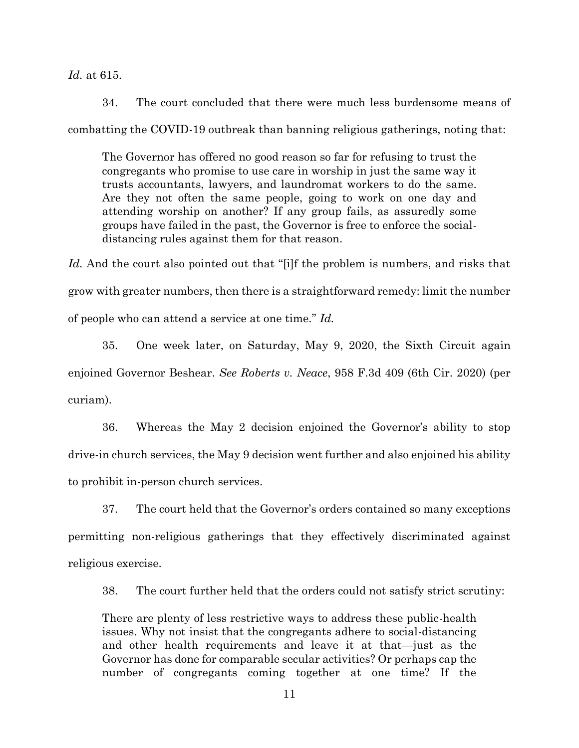*Id.* at 615.

34. The court concluded that there were much less burdensome means of combatting the COVID-19 outbreak than banning religious gatherings, noting that:

> The Governor has offered no good reason so far for refusing to trust the congregants who promise to use care in worship in just the same way it trusts accountants, lawyers, and laundromat workers to do the same. Are they not often the same people, going to work on one day and attending worship on another? If any group fails, as assuredly some groups have failed in the past, the Governor is free to enforce the social-distancing rules against them for that reason.

*Id.* And the court also pointed out that "[i]f the problem is numbers, and risks that grow with greater numbers, then there is a straightforward remedy: limit the number of people who can attend a service at one time." *Id.*

35. One week later, on Saturday, May 9, 2020, the Sixth Circuit again enjoined Governor Beshear. *See Roberts v. Neace*, 958 F.3d 409 (6th Cir. 2020) (per curiam).

36. Whereas the May 2 decision enjoined the Governor's ability to stop drive-in church services, the May 9 decision went further and also enjoined his ability to prohibit in-person church services.

37. The court held that the Governor's orders contained so many exceptions permitting non-religious gatherings that they effectively discriminated against religious exercise.

38. The court further held that the orders could not satisfy strict scrutiny:

> There are plenty of less restrictive ways to address these public-health issues. Why not insist that the congregants adhere to social-distancing and other health requirements and leave it at that—just as the Governor has done for comparable secular activities? Or perhaps cap the number of congregants coming together at one time? If the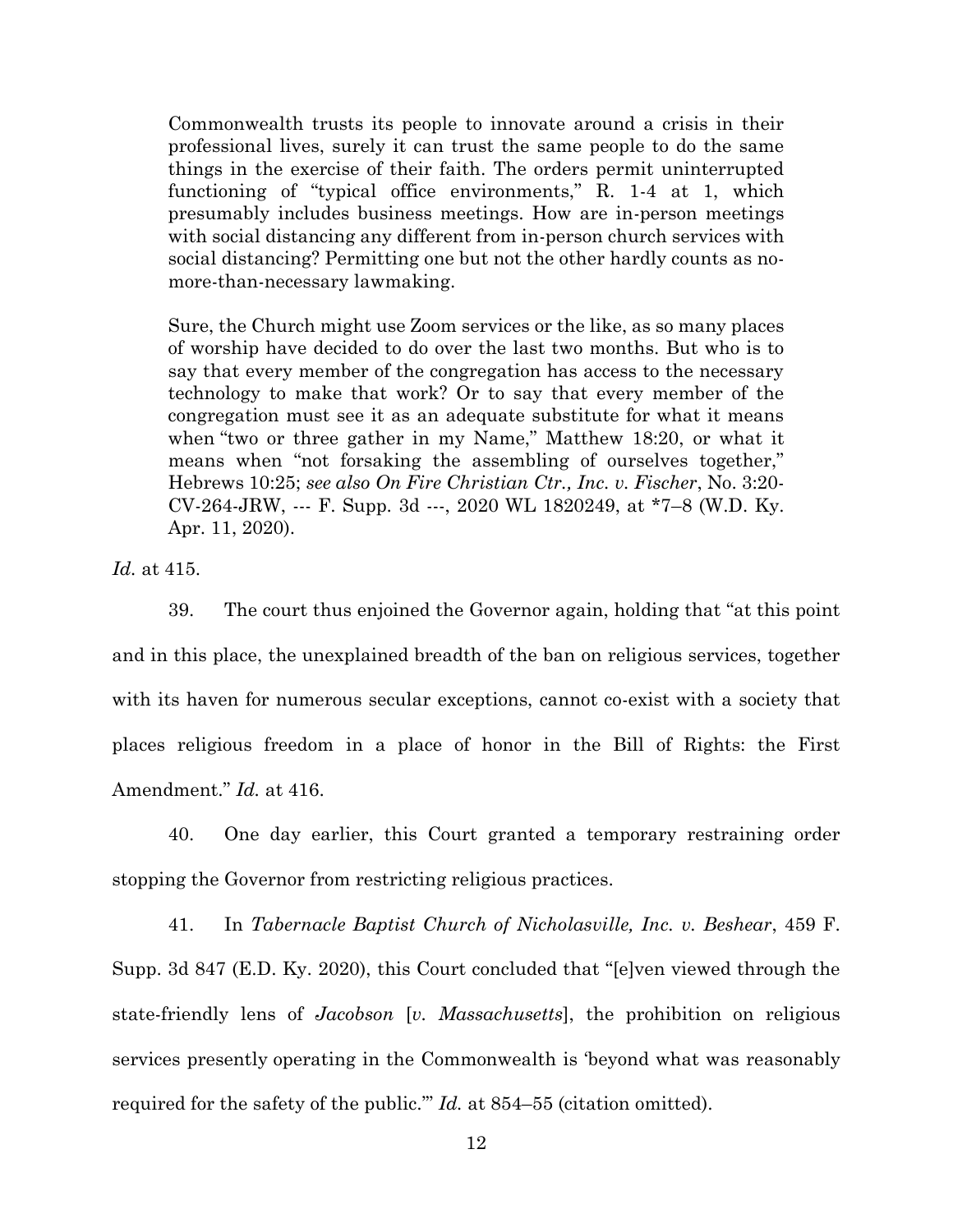> Commonwealth trusts its people to innovate around a crisis in their professional lives, surely it can trust the same people to do the same things in the exercise of their faith. The orders permit uninterrupted functioning of "typical office environments," R. 1-4 at 1, which presumably includes business meetings. How are in-person meetings with social distancing any different from in-person church services with social distancing? Permitting one but not the other hardly counts as no-more-than-necessary lawmaking.
>
> Sure, the Church might use Zoom services or the like, as so many places of worship have decided to do over the last two months. But who is to say that every member of the congregation has access to the necessary technology to make that work? Or to say that every member of the congregation must see it as an adequate substitute for what it means when "two or three gather in my Name," Matthew 18:20, or what it means when "not forsaking the assembling of ourselves together," Hebrews 10:25; *see also On Fire Christian Ctr., Inc. v. Fischer*, No. 3:20-CV-264-JRW, --- F. Supp. 3d ---, 2020 WL 1820249, at *7–8 (W.D. Ky. Apr. 11, 2020).

*Id.* at 415.

39. The court thus enjoined the Governor again, holding that "at this point and in this place, the unexplained breadth of the ban on religious services, together with its haven for numerous secular exceptions, cannot co-exist with a society that places religious freedom in a place of honor in the Bill of Rights: the First Amendment." *Id.* at 416.

40. One day earlier, this Court granted a temporary restraining order stopping the Governor from restricting religious practices.

41. In *Tabernacle Baptist Church of Nicholasville, Inc. v. Beshear*, 459 F. Supp. 3d 847 (E.D. Ky. 2020), this Court concluded that "[e]ven viewed through the state-friendly lens of *Jacobson* [*v. Massachusetts*], the prohibition on religious services presently operating in the Commonwealth is 'beyond what was reasonably required for the safety of the public.'" *Id.* at 854–55 (citation omitted).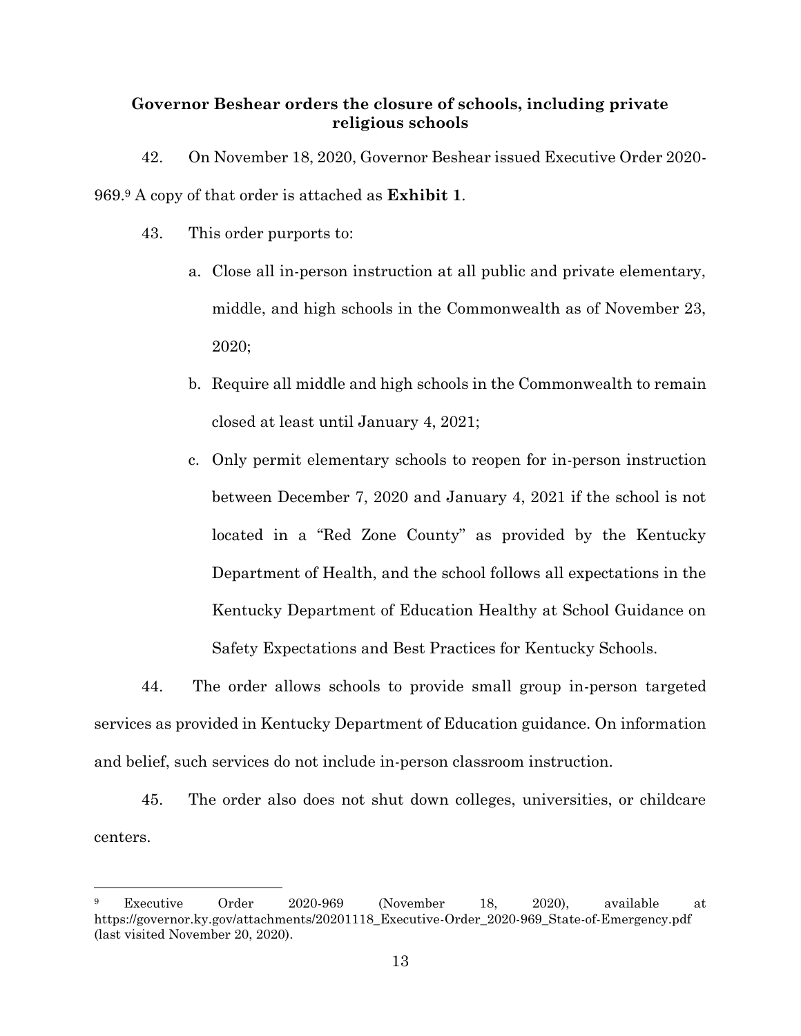### Governor Beshear orders the closure of schools, including private religious schools

42. On November 18, 2020, Governor Beshear issued Executive Order 2020-969.[9] A copy of that order is attached as **Exhibit 1**.

43. This order purports to:

   a. Close all in-person instruction at all public and private elementary, middle, and high schools in the Commonwealth as of November 23, 2020;

   b. Require all middle and high schools in the Commonwealth to remain closed at least until January 4, 2021;

   c. Only permit elementary schools to reopen for in-person instruction between December 7, 2020 and January 4, 2021 if the school is not located in a "Red Zone County" as provided by the Kentucky Department of Health, and the school follows all expectations in the Kentucky Department of Education Healthy at School Guidance on Safety Expectations and Best Practices for Kentucky Schools.

44. The order allows schools to provide small group in-person targeted services as provided in Kentucky Department of Education guidance. On information and belief, such services do not include in-person classroom instruction.

45. The order also does not shut down colleges, universities, or childcare centers.

---

[9] Executive Order 2020-969 (November 18, 2020), available at https://governor.ky.gov/attachments/20201118_Executive-Order_2020-969_State-of-Emergency.pdf (last visited November 20, 2020).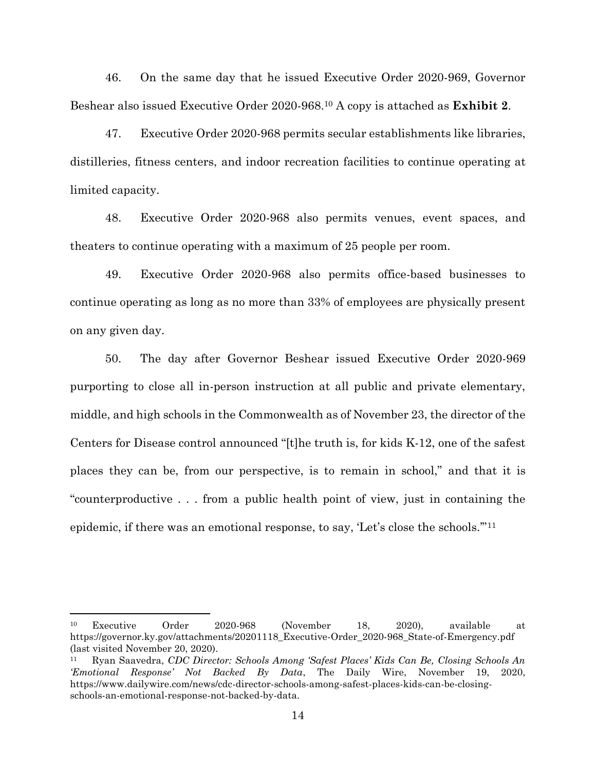46. On the same day that he issued Executive Order 2020-969, Governor Beshear also issued Executive Order 2020-968.[10] A copy is attached as **Exhibit 2**.

47. Executive Order 2020-968 permits secular establishments like libraries, distilleries, fitness centers, and indoor recreation facilities to continue operating at limited capacity.

48. Executive Order 2020-968 also permits venues, event spaces, and theaters to continue operating with a maximum of 25 people per room.

49. Executive Order 2020-968 also permits office-based businesses to continue operating as long as no more than 33% of employees are physically present on any given day.

50. The day after Governor Beshear issued Executive Order 2020-969 purporting to close all in-person instruction at all public and private elementary, middle, and high schools in the Commonwealth as of November 23, the director of the Centers for Disease control announced "[t]he truth is, for kids K-12, one of the safest places they can be, from our perspective, is to remain in school," and that it is "counterproductive . . . from a public health point of view, just in containing the epidemic, if there was an emotional response, to say, 'Let's close the schools.'"[11]

---

[10] Executive Order 2020-968 (November 18, 2020), available at https://governor.ky.gov/attachments/20201118_Executive-Order_2020-968_State-of-Emergency.pdf (last visited November 20, 2020).

[11] Ryan Saavedra, *CDC Director: Schools Among 'Safest Places' Kids Can Be, Closing Schools An 'Emotional Response' Not Backed By Data*, The Daily Wire, November 19, 2020, https://www.dailywire.com/news/cdc-director-schools-among-safest-places-kids-can-be-closing-schools-an-emotional-response-not-backed-by-data.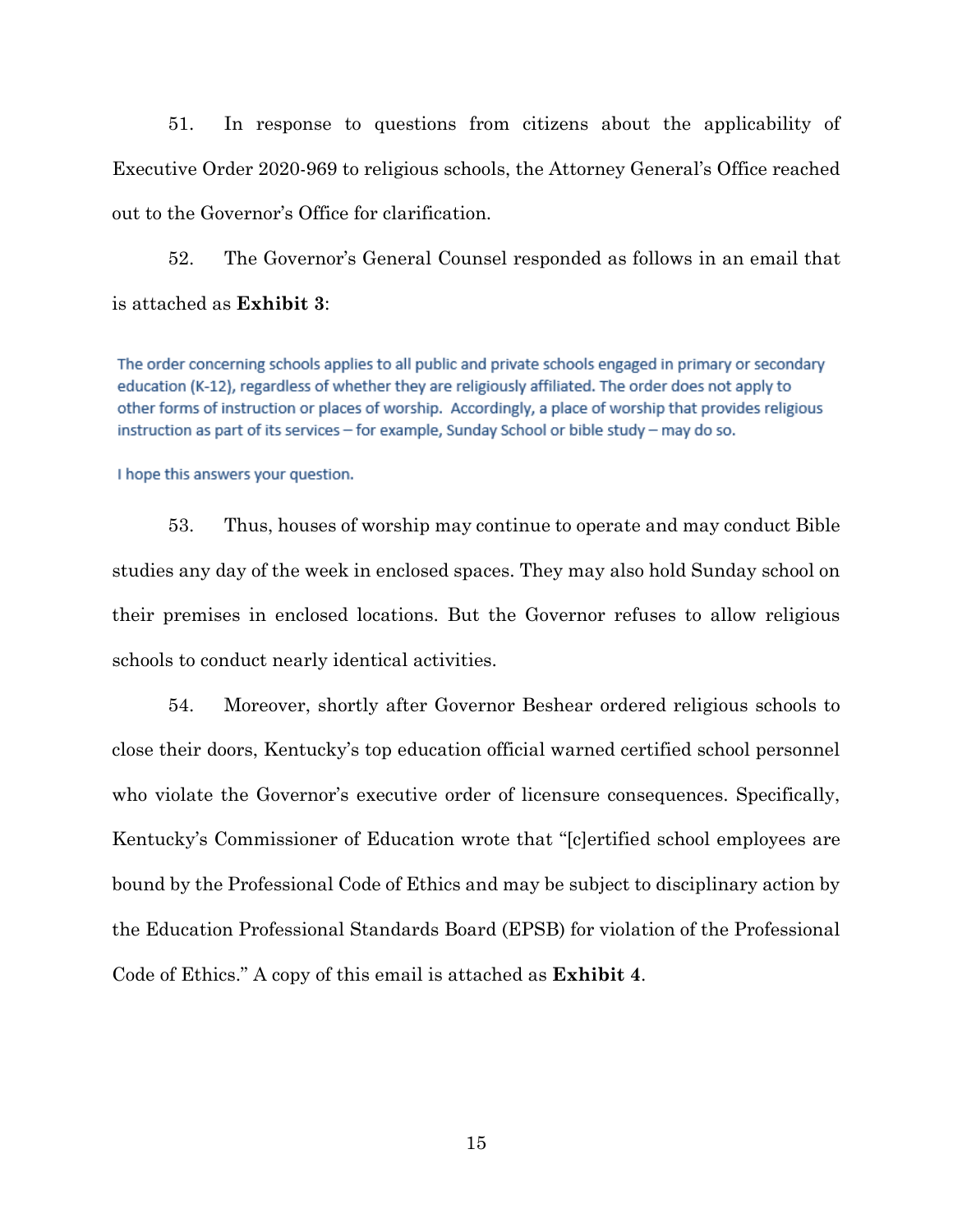51. In response to questions from citizens about the applicability of Executive Order 2020-969 to religious schools, the Attorney General's Office reached out to the Governor's Office for clarification.

52. The Governor's General Counsel responded as follows in an email that is attached as **Exhibit 3**:

> The order concerning schools applies to all public and private schools engaged in primary or secondary education (K-12), regardless of whether they are religiously affiliated. The order does not apply to other forms of instruction or places of worship. Accordingly, a place of worship that provides religious instruction as part of its services – for example, Sunday School or bible study – may do so.
>
> I hope this answers your question.

53. Thus, houses of worship may continue to operate and may conduct Bible studies any day of the week in enclosed spaces. They may also hold Sunday school on their premises in enclosed locations. But the Governor refuses to allow religious schools to conduct nearly identical activities.

54. Moreover, shortly after Governor Beshear ordered religious schools to close their doors, Kentucky's top education official warned certified school personnel who violate the Governor's executive order of licensure consequences. Specifically, Kentucky's Commissioner of Education wrote that "[c]ertified school employees are bound by the Professional Code of Ethics and may be subject to disciplinary action by the Education Professional Standards Board (EPSB) for violation of the Professional Code of Ethics." A copy of this email is attached as **Exhibit 4**.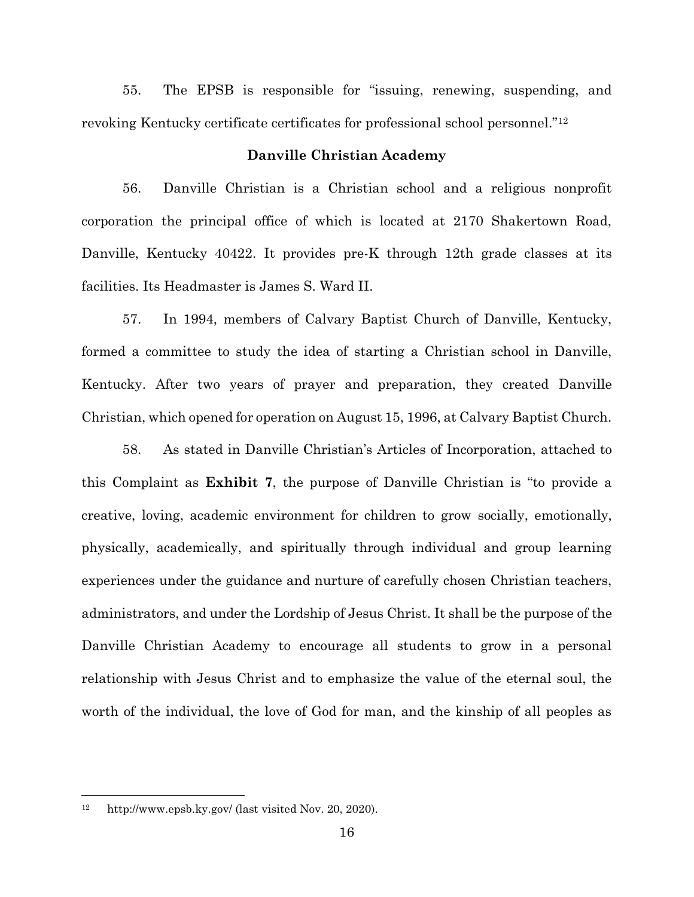55. The EPSB is responsible for "issuing, renewing, suspending, and revoking Kentucky certificate certificates for professional school personnel."[12]

### Danville Christian Academy

56. Danville Christian is a Christian school and a religious nonprofit corporation the principal office of which is located at 2170 Shakertown Road, Danville, Kentucky 40422. It provides pre-K through 12th grade classes at its facilities. Its Headmaster is James S. Ward II.

57. In 1994, members of Calvary Baptist Church of Danville, Kentucky, formed a committee to study the idea of starting a Christian school in Danville, Kentucky. After two years of prayer and preparation, they created Danville Christian, which opened for operation on August 15, 1996, at Calvary Baptist Church.

58. As stated in Danville Christian's Articles of Incorporation, attached to this Complaint as **Exhibit 7**, the purpose of Danville Christian is "to provide a creative, loving, academic environment for children to grow socially, emotionally, physically, academically, and spiritually through individual and group learning experiences under the guidance and nurture of carefully chosen Christian teachers, administrators, and under the Lordship of Jesus Christ. It shall be the purpose of the Danville Christian Academy to encourage all students to grow in a personal relationship with Jesus Christ and to emphasize the value of the eternal soul, the worth of the individual, the love of God for man, and the kinship of all peoples as

---

[12] http://www.epsb.ky.gov/ (last visited Nov. 20, 2020).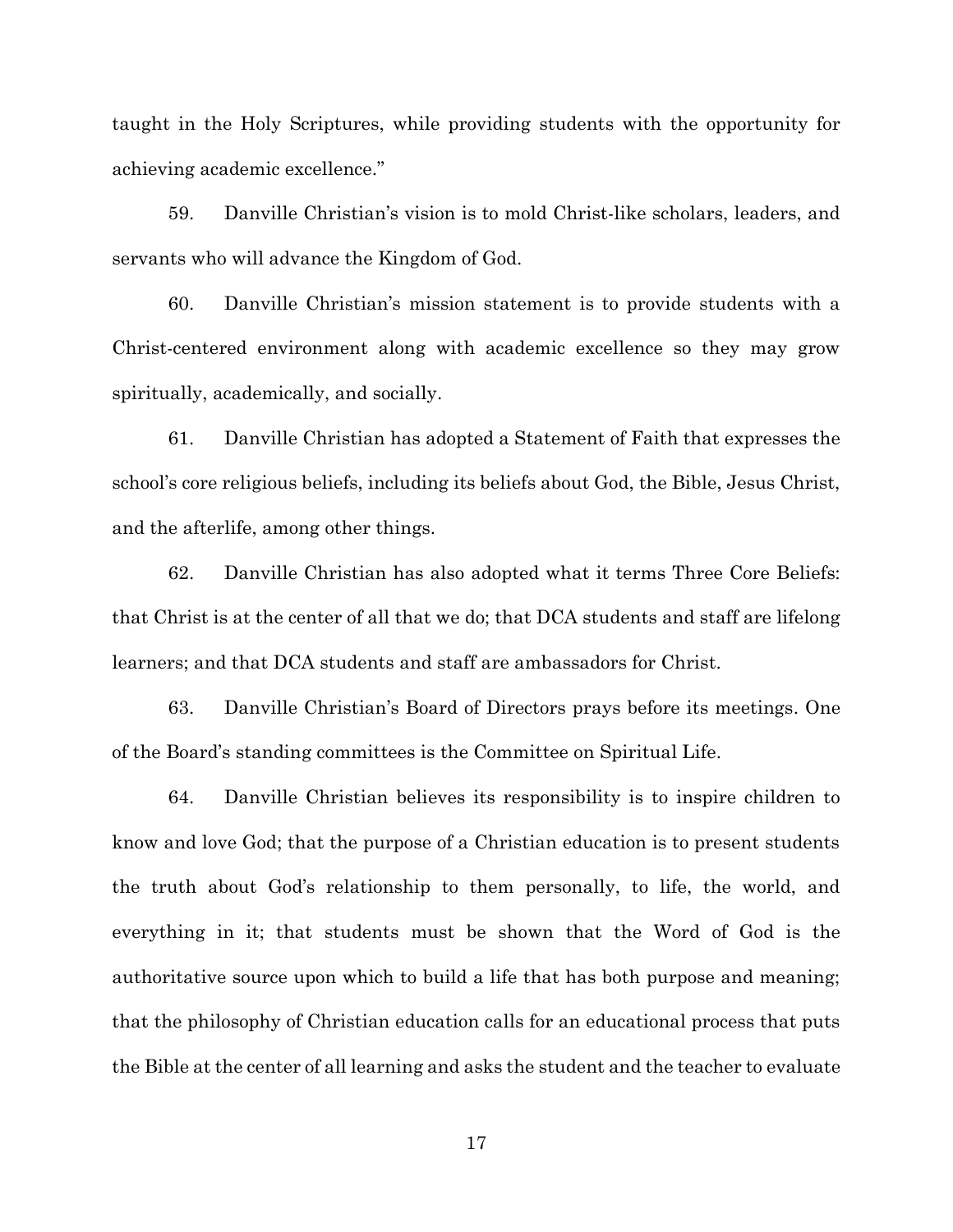taught in the Holy Scriptures, while providing students with the opportunity for achieving academic excellence."

59. Danville Christian's vision is to mold Christ-like scholars, leaders, and servants who will advance the Kingdom of God.

60. Danville Christian's mission statement is to provide students with a Christ-centered environment along with academic excellence so they may grow spiritually, academically, and socially.

61. Danville Christian has adopted a Statement of Faith that expresses the school's core religious beliefs, including its beliefs about God, the Bible, Jesus Christ, and the afterlife, among other things.

62. Danville Christian has also adopted what it terms Three Core Beliefs: that Christ is at the center of all that we do; that DCA students and staff are lifelong learners; and that DCA students and staff are ambassadors for Christ.

63. Danville Christian's Board of Directors prays before its meetings. One of the Board's standing committees is the Committee on Spiritual Life.

64. Danville Christian believes its responsibility is to inspire children to know and love God; that the purpose of a Christian education is to present students the truth about God's relationship to them personally, to life, the world, and everything in it; that students must be shown that the Word of God is the authoritative source upon which to build a life that has both purpose and meaning; that the philosophy of Christian education calls for an educational process that puts the Bible at the center of all learning and asks the student and the teacher to evaluate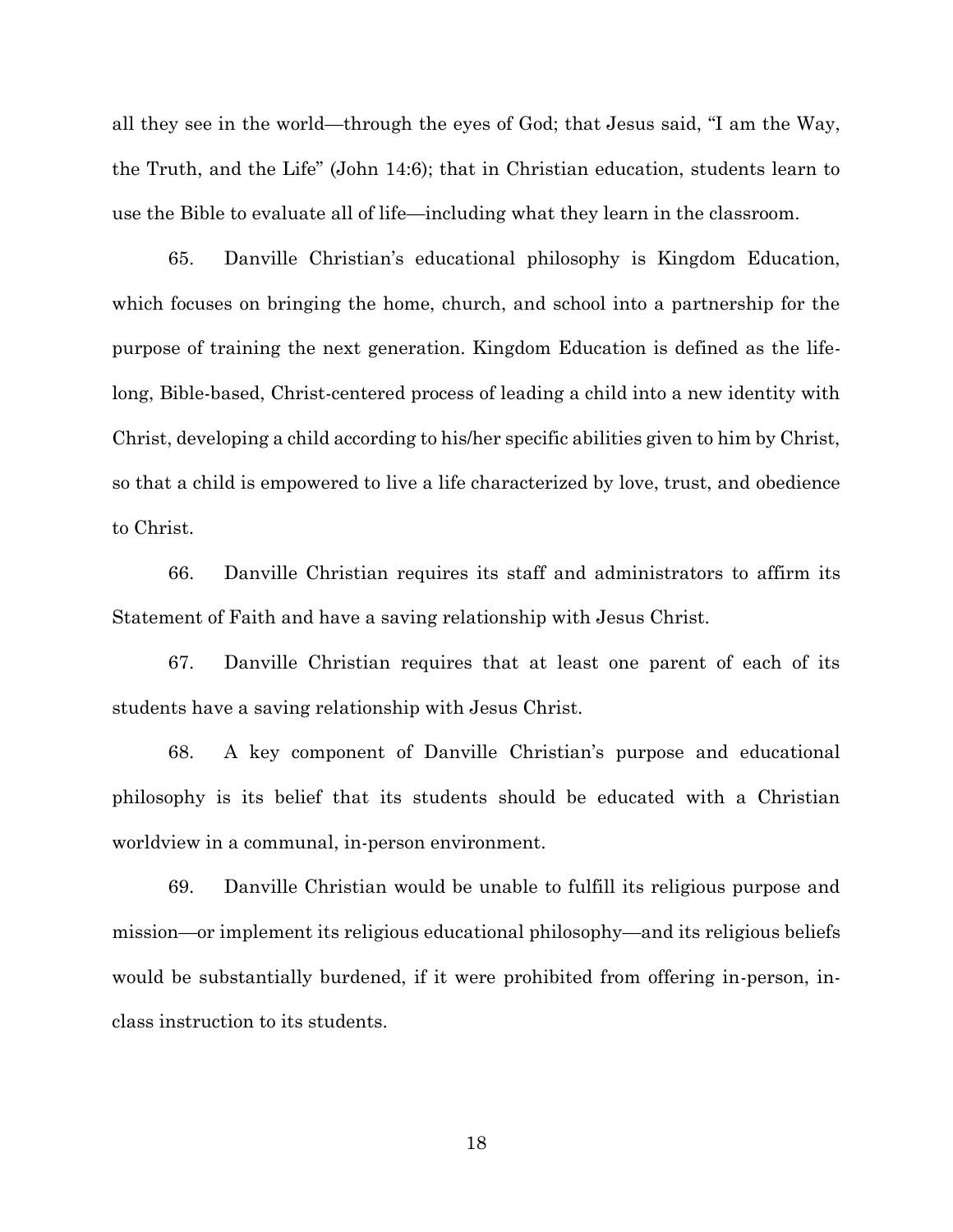all they see in the world—through the eyes of God; that Jesus said, "I am the Way, the Truth, and the Life" (John 14:6); that in Christian education, students learn to use the Bible to evaluate all of life—including what they learn in the classroom.

65. Danville Christian's educational philosophy is Kingdom Education, which focuses on bringing the home, church, and school into a partnership for the purpose of training the next generation. Kingdom Education is defined as the life-long, Bible-based, Christ-centered process of leading a child into a new identity with Christ, developing a child according to his/her specific abilities given to him by Christ, so that a child is empowered to live a life characterized by love, trust, and obedience to Christ.

66. Danville Christian requires its staff and administrators to affirm its Statement of Faith and have a saving relationship with Jesus Christ.

67. Danville Christian requires that at least one parent of each of its students have a saving relationship with Jesus Christ.

68. A key component of Danville Christian's purpose and educational philosophy is its belief that its students should be educated with a Christian worldview in a communal, in-person environment.

69. Danville Christian would be unable to fulfill its religious purpose and mission—or implement its religious educational philosophy—and its religious beliefs would be substantially burdened, if it were prohibited from offering in-person, in-class instruction to its students.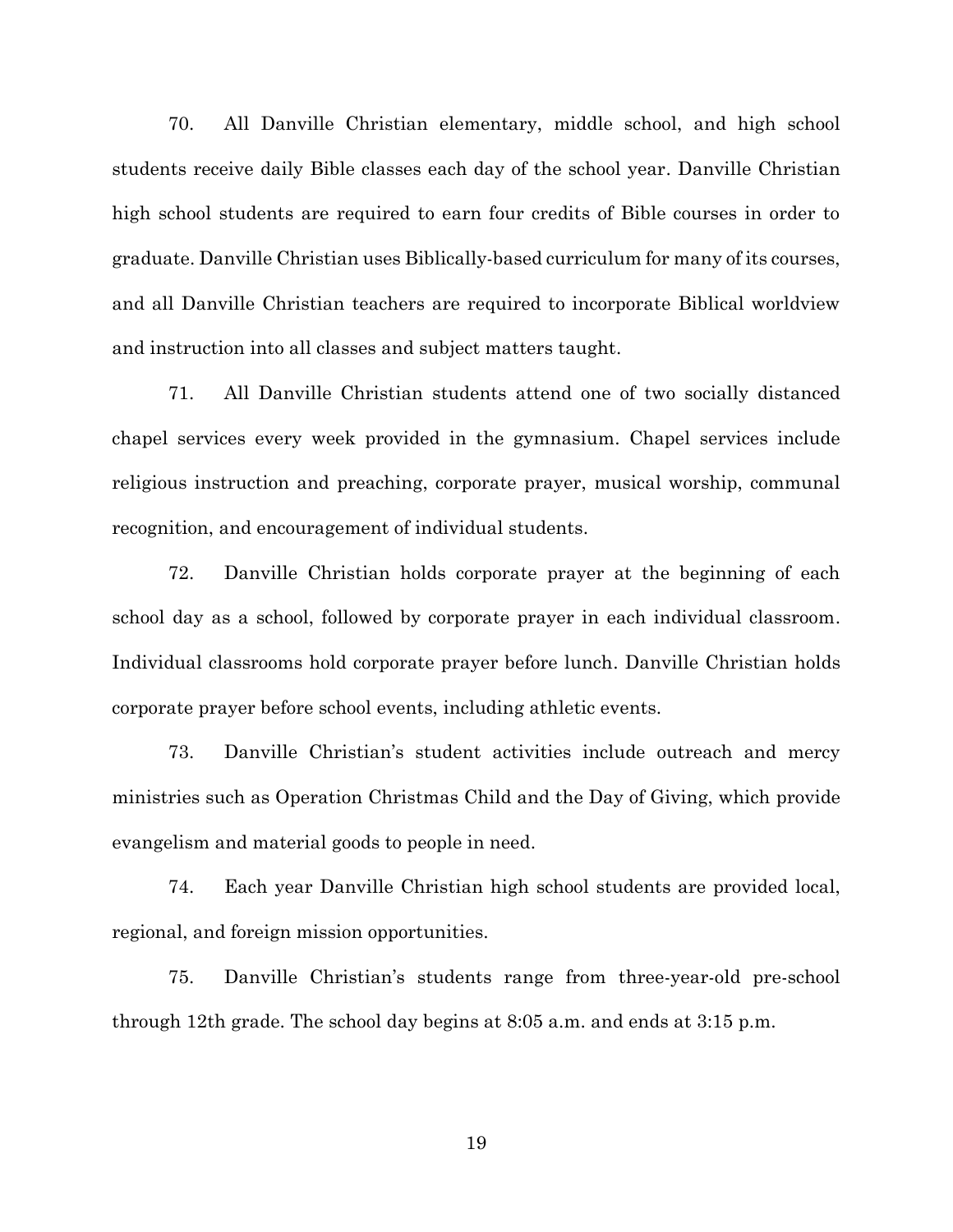70. All Danville Christian elementary, middle school, and high school students receive daily Bible classes each day of the school year. Danville Christian high school students are required to earn four credits of Bible courses in order to graduate. Danville Christian uses Biblically-based curriculum for many of its courses, and all Danville Christian teachers are required to incorporate Biblical worldview and instruction into all classes and subject matters taught.

71. All Danville Christian students attend one of two socially distanced chapel services every week provided in the gymnasium. Chapel services include religious instruction and preaching, corporate prayer, musical worship, communal recognition, and encouragement of individual students.

72. Danville Christian holds corporate prayer at the beginning of each school day as a school, followed by corporate prayer in each individual classroom. Individual classrooms hold corporate prayer before lunch. Danville Christian holds corporate prayer before school events, including athletic events.

73. Danville Christian's student activities include outreach and mercy ministries such as Operation Christmas Child and the Day of Giving, which provide evangelism and material goods to people in need.

74. Each year Danville Christian high school students are provided local, regional, and foreign mission opportunities.

75. Danville Christian's students range from three-year-old pre-school through 12th grade. The school day begins at 8:05 a.m. and ends at 3:15 p.m.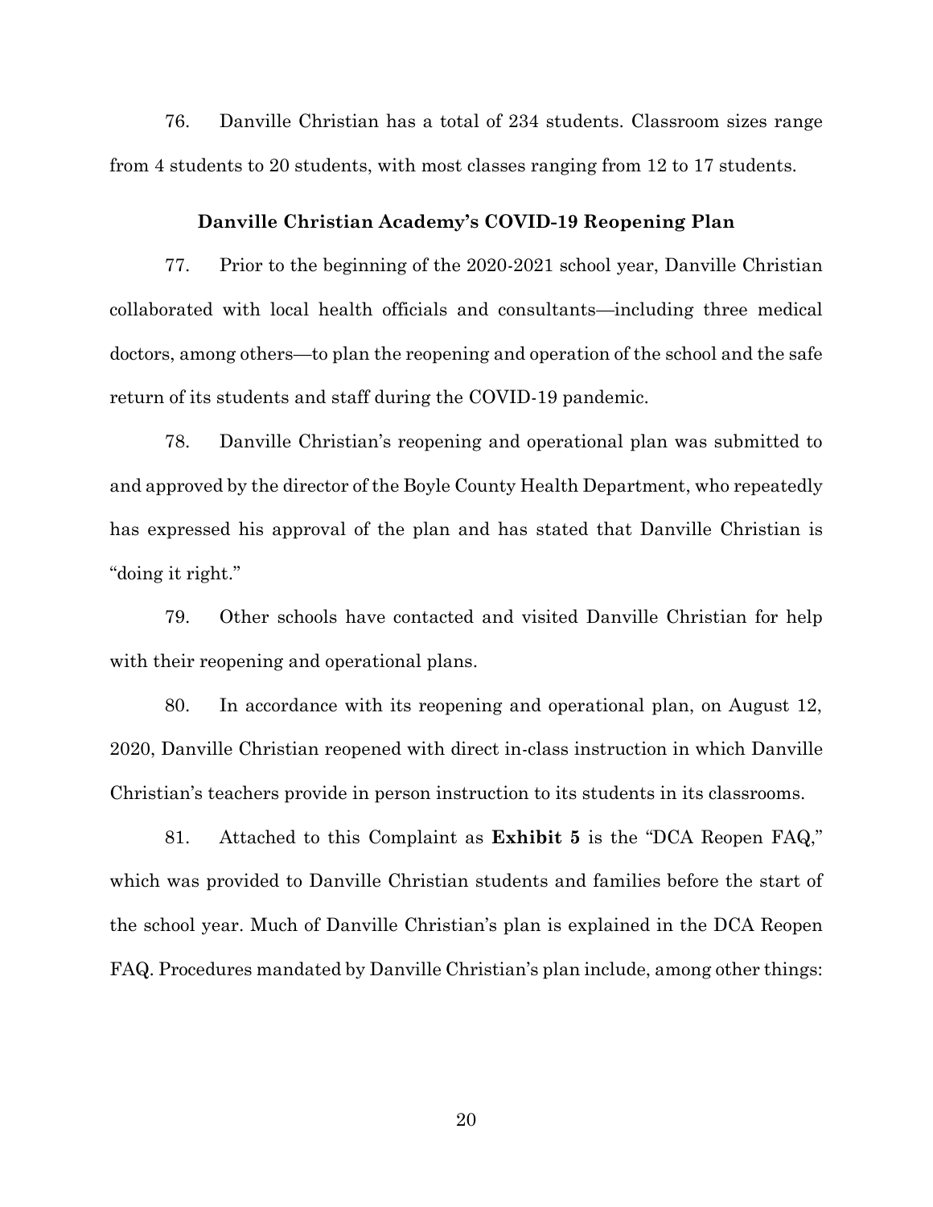76. Danville Christian has a total of 234 students. Classroom sizes range from 4 students to 20 students, with most classes ranging from 12 to 17 students.

### Danville Christian Academy's COVID-19 Reopening Plan

77. Prior to the beginning of the 2020-2021 school year, Danville Christian collaborated with local health officials and consultants—including three medical doctors, among others—to plan the reopening and operation of the school and the safe return of its students and staff during the COVID-19 pandemic.

78. Danville Christian's reopening and operational plan was submitted to and approved by the director of the Boyle County Health Department, who repeatedly has expressed his approval of the plan and has stated that Danville Christian is "doing it right."

79. Other schools have contacted and visited Danville Christian for help with their reopening and operational plans.

80. In accordance with its reopening and operational plan, on August 12, 2020, Danville Christian reopened with direct in-class instruction in which Danville Christian's teachers provide in person instruction to its students in its classrooms.

81. Attached to this Complaint as **Exhibit 5** is the "DCA Reopen FAQ," which was provided to Danville Christian students and families before the start of the school year. Much of Danville Christian's plan is explained in the DCA Reopen FAQ. Procedures mandated by Danville Christian's plan include, among other things: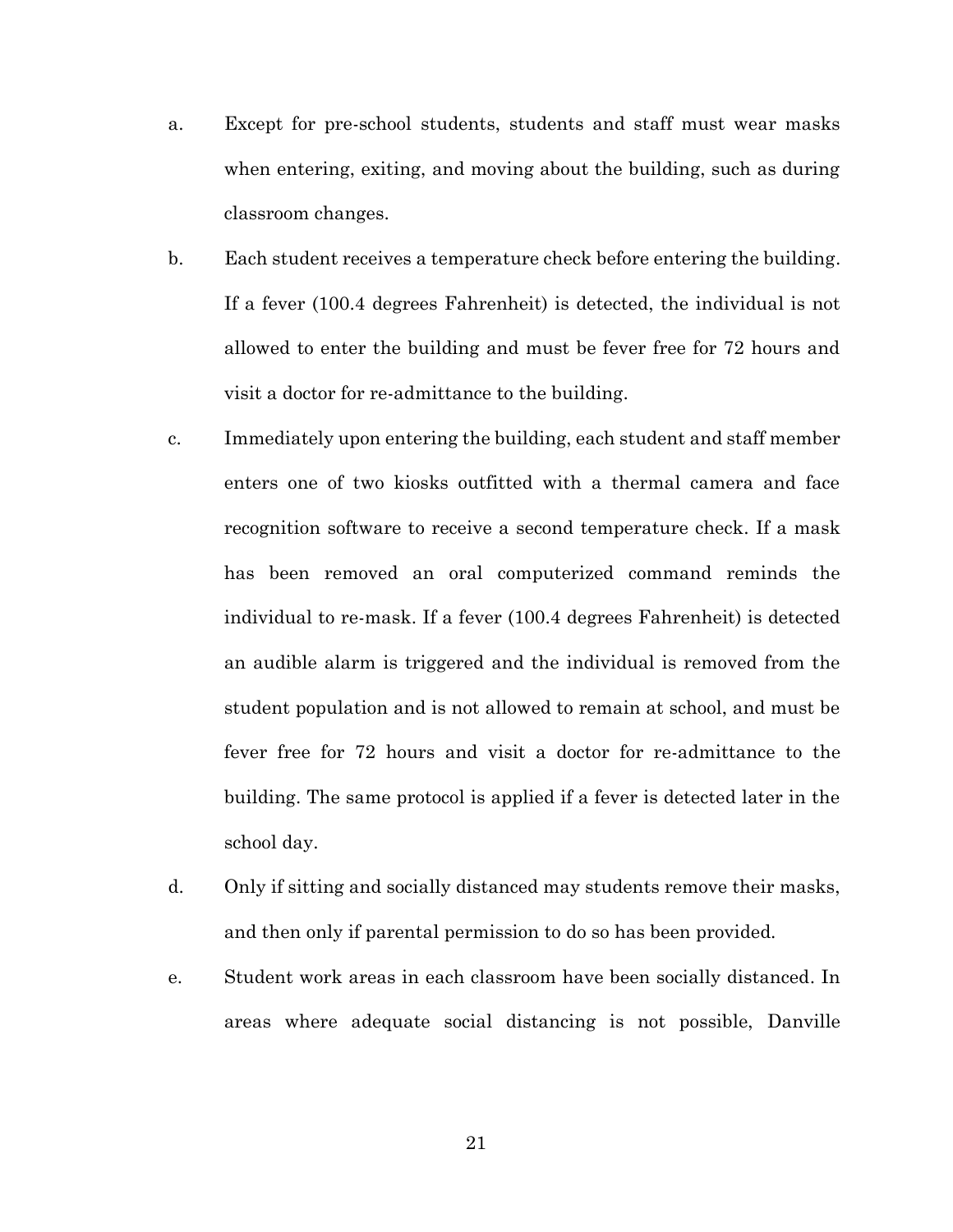a. Except for pre-school students, students and staff must wear masks when entering, exiting, and moving about the building, such as during classroom changes.

b. Each student receives a temperature check before entering the building. If a fever (100.4 degrees Fahrenheit) is detected, the individual is not allowed to enter the building and must be fever free for 72 hours and visit a doctor for re-admittance to the building.

c. Immediately upon entering the building, each student and staff member enters one of two kiosks outfitted with a thermal camera and face recognition software to receive a second temperature check. If a mask has been removed an oral computerized command reminds the individual to re-mask. If a fever (100.4 degrees Fahrenheit) is detected an audible alarm is triggered and the individual is removed from the student population and is not allowed to remain at school, and must be fever free for 72 hours and visit a doctor for re-admittance to the building. The same protocol is applied if a fever is detected later in the school day.

d. Only if sitting and socially distanced may students remove their masks, and then only if parental permission to do so has been provided.

e. Student work areas in each classroom have been socially distanced. In areas where adequate social distancing is not possible, Danville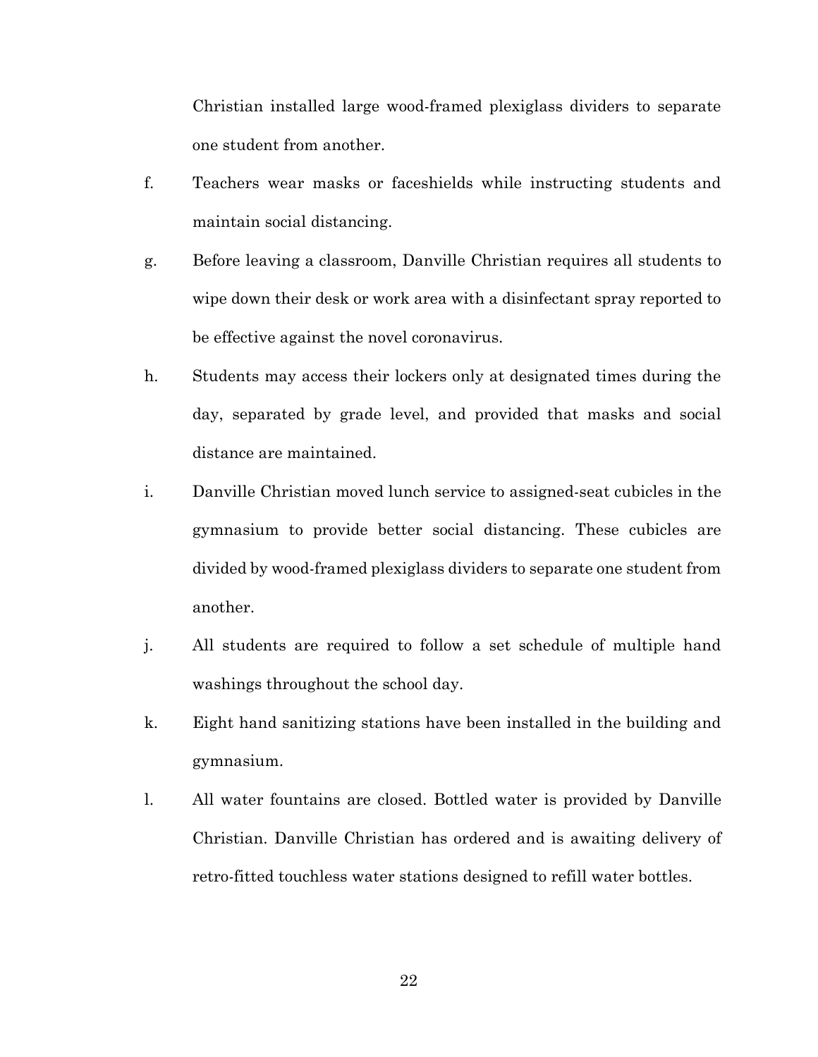Christian installed large wood-framed plexiglass dividers to separate one student from another.

f. Teachers wear masks or faceshields while instructing students and maintain social distancing.

g. Before leaving a classroom, Danville Christian requires all students to wipe down their desk or work area with a disinfectant spray reported to be effective against the novel coronavirus.

h. Students may access their lockers only at designated times during the day, separated by grade level, and provided that masks and social distance are maintained.

i. Danville Christian moved lunch service to assigned-seat cubicles in the gymnasium to provide better social distancing. These cubicles are divided by wood-framed plexiglass dividers to separate one student from another.

j. All students are required to follow a set schedule of multiple hand washings throughout the school day.

k. Eight hand sanitizing stations have been installed in the building and gymnasium.

l. All water fountains are closed. Bottled water is provided by Danville Christian. Danville Christian has ordered and is awaiting delivery of retro-fitted touchless water stations designed to refill water bottles.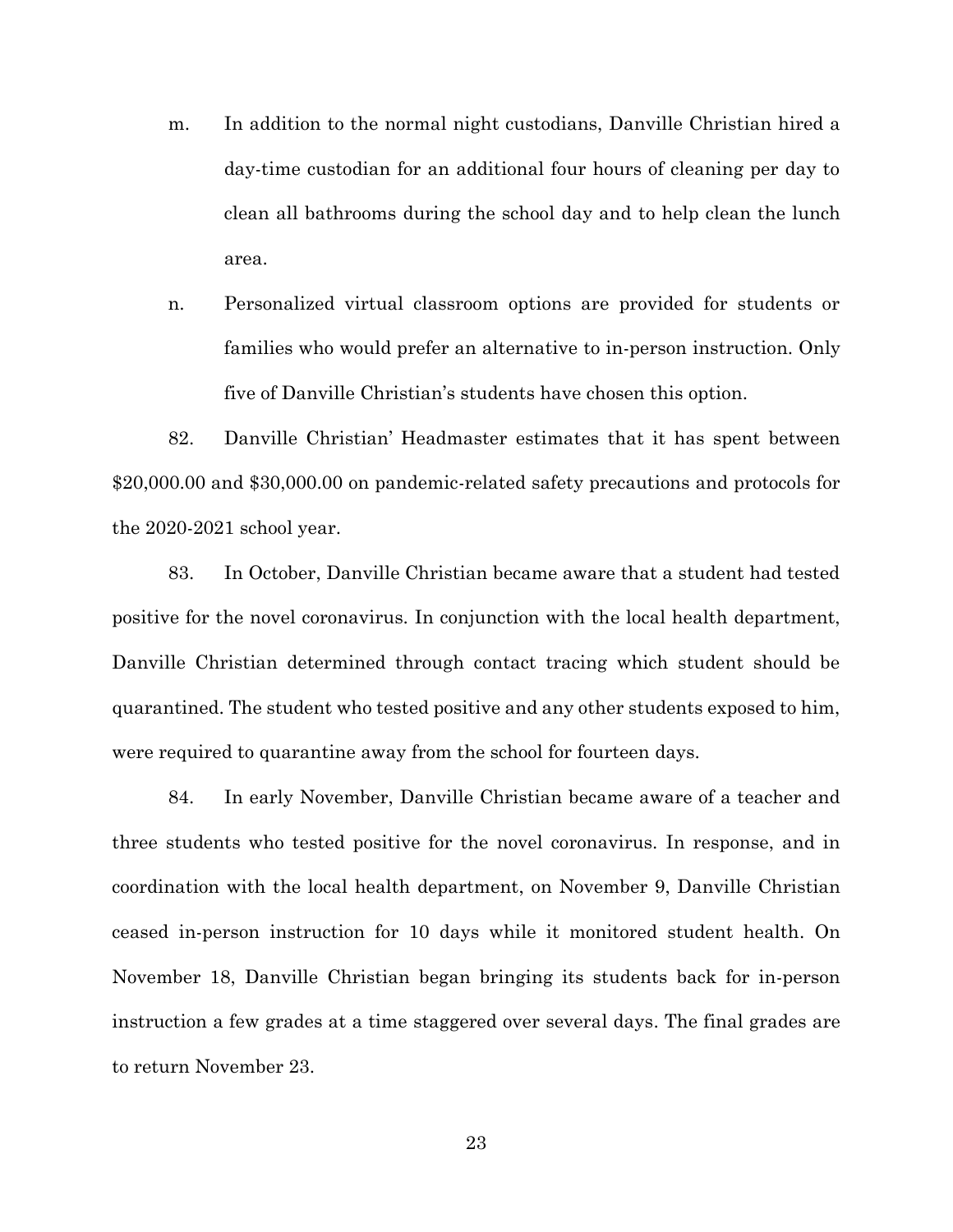m. In addition to the normal night custodians, Danville Christian hired a day-time custodian for an additional four hours of cleaning per day to clean all bathrooms during the school day and to help clean the lunch area.

n. Personalized virtual classroom options are provided for students or families who would prefer an alternative to in-person instruction. Only five of Danville Christian's students have chosen this option.

82. Danville Christian' Headmaster estimates that it has spent between $20,000.00 and $30,000.00 on pandemic-related safety precautions and protocols for the 2020-2021 school year.

83. In October, Danville Christian became aware that a student had tested positive for the novel coronavirus. In conjunction with the local health department, Danville Christian determined through contact tracing which student should be quarantined. The student who tested positive and any other students exposed to him, were required to quarantine away from the school for fourteen days.

84. In early November, Danville Christian became aware of a teacher and three students who tested positive for the novel coronavirus. In response, and in coordination with the local health department, on November 9, Danville Christian ceased in-person instruction for 10 days while it monitored student health. On November 18, Danville Christian began bringing its students back for in-person instruction a few grades at a time staggered over several days. The final grades are to return November 23.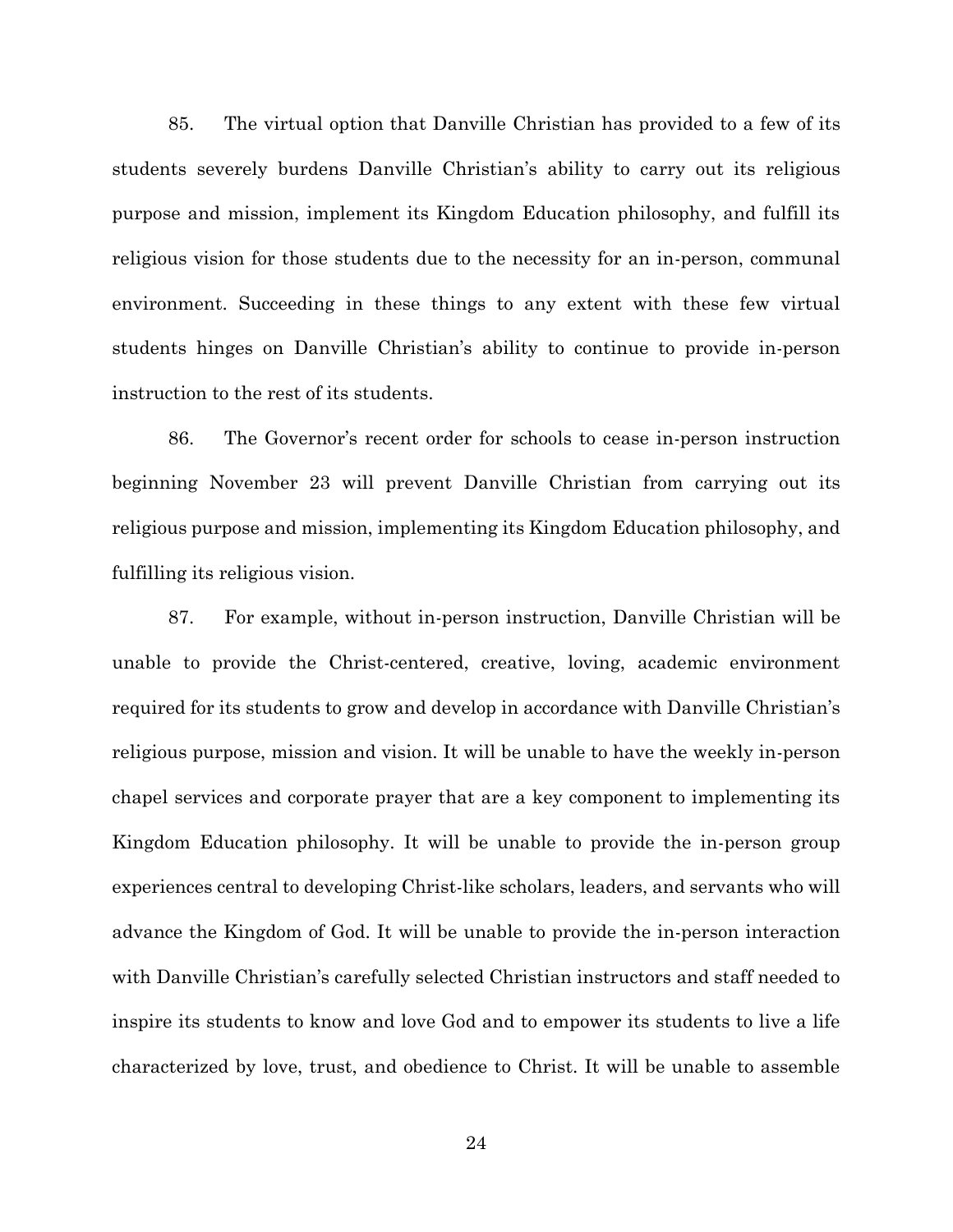85. The virtual option that Danville Christian has provided to a few of its students severely burdens Danville Christian's ability to carry out its religious purpose and mission, implement its Kingdom Education philosophy, and fulfill its religious vision for those students due to the necessity for an in-person, communal environment. Succeeding in these things to any extent with these few virtual students hinges on Danville Christian's ability to continue to provide in-person instruction to the rest of its students.

86. The Governor's recent order for schools to cease in-person instruction beginning November 23 will prevent Danville Christian from carrying out its religious purpose and mission, implementing its Kingdom Education philosophy, and fulfilling its religious vision.

87. For example, without in-person instruction, Danville Christian will be unable to provide the Christ-centered, creative, loving, academic environment required for its students to grow and develop in accordance with Danville Christian's religious purpose, mission and vision. It will be unable to have the weekly in-person chapel services and corporate prayer that are a key component to implementing its Kingdom Education philosophy. It will be unable to provide the in-person group experiences central to developing Christ-like scholars, leaders, and servants who will advance the Kingdom of God. It will be unable to provide the in-person interaction with Danville Christian's carefully selected Christian instructors and staff needed to inspire its students to know and love God and to empower its students to live a life characterized by love, trust, and obedience to Christ. It will be unable to assemble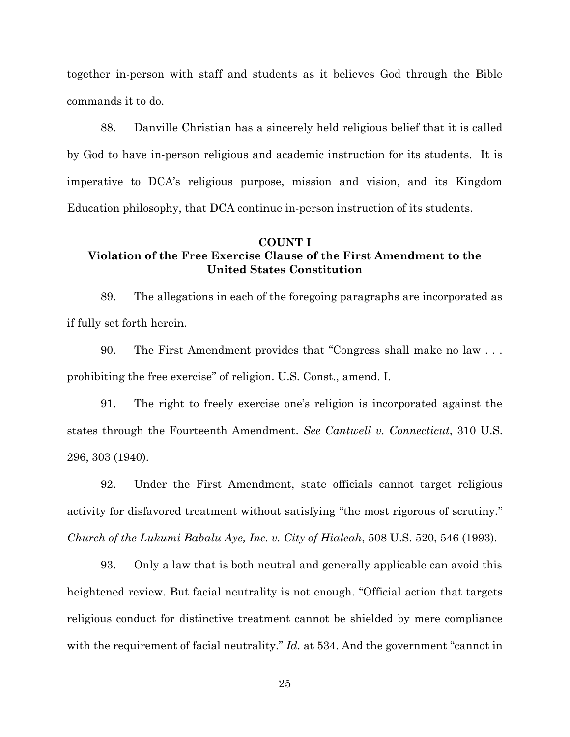together in-person with staff and students as it believes God through the Bible commands it to do.

88. Danville Christian has a sincerely held religious belief that it is called by God to have in-person religious and academic instruction for its students. It is imperative to DCA's religious purpose, mission and vision, and its Kingdom Education philosophy, that DCA continue in-person instruction of its students.

## COUNT I
## Violation of the Free Exercise Clause of the First Amendment to the United States Constitution

89. The allegations in each of the foregoing paragraphs are incorporated as if fully set forth herein.

90. The First Amendment provides that "Congress shall make no law . . . prohibiting the free exercise" of religion. U.S. Const., amend. I.

91. The right to freely exercise one's religion is incorporated against the states through the Fourteenth Amendment. *See Cantwell v. Connecticut*, 310 U.S. 296, 303 (1940).

92. Under the First Amendment, state officials cannot target religious activity for disfavored treatment without satisfying "the most rigorous of scrutiny." *Church of the Lukumi Babalu Aye, Inc. v. City of Hialeah*, 508 U.S. 520, 546 (1993).

93. Only a law that is both neutral and generally applicable can avoid this heightened review. But facial neutrality is not enough. "Official action that targets religious conduct for distinctive treatment cannot be shielded by mere compliance with the requirement of facial neutrality." *Id.* at 534. And the government "cannot in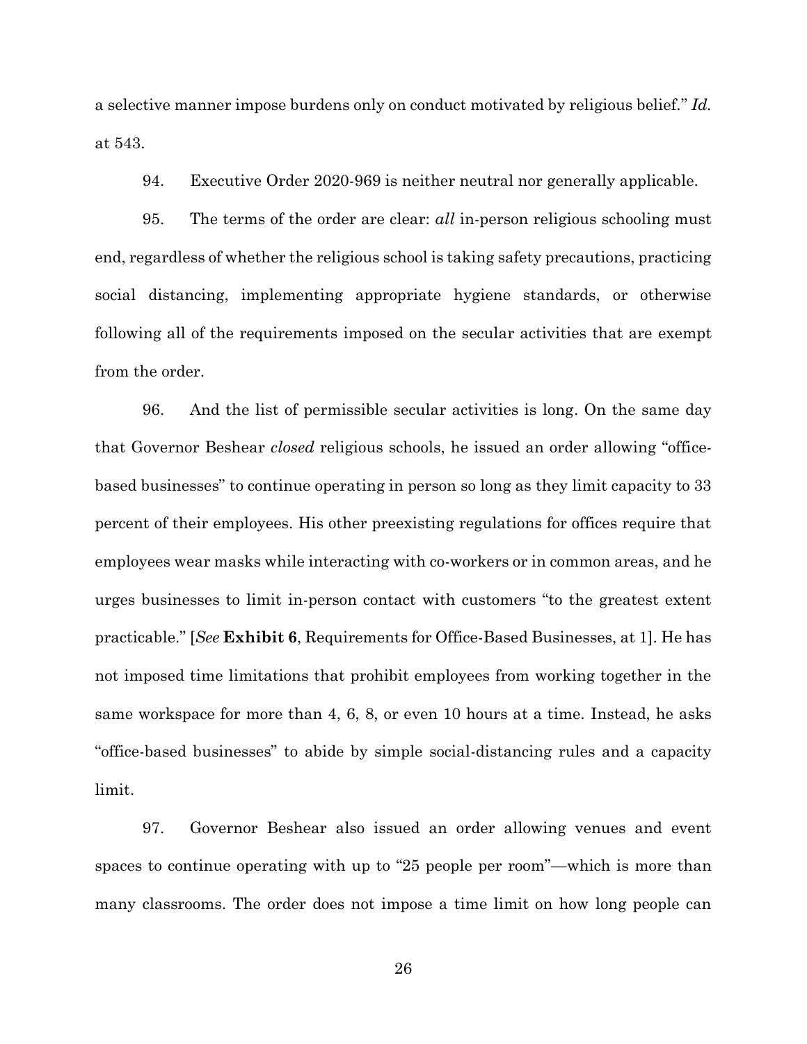a selective manner impose burdens only on conduct motivated by religious belief." *Id.* at 543.

94. Executive Order 2020-969 is neither neutral nor generally applicable.

95. The terms of the order are clear: *all* in-person religious schooling must end, regardless of whether the religious school is taking safety precautions, practicing social distancing, implementing appropriate hygiene standards, or otherwise following all of the requirements imposed on the secular activities that are exempt from the order.

96. And the list of permissible secular activities is long. On the same day that Governor Beshear *closed* religious schools, he issued an order allowing "office-based businesses" to continue operating in person so long as they limit capacity to 33 percent of their employees. His other preexisting regulations for offices require that employees wear masks while interacting with co-workers or in common areas, and he urges businesses to limit in-person contact with customers "to the greatest extent practicable." [*See* **Exhibit 6**, Requirements for Office-Based Businesses, at 1]. He has not imposed time limitations that prohibit employees from working together in the same workspace for more than 4, 6, 8, or even 10 hours at a time. Instead, he asks "office-based businesses" to abide by simple social-distancing rules and a capacity limit.

97. Governor Beshear also issued an order allowing venues and event spaces to continue operating with up to "25 people per room"—which is more than many classrooms. The order does not impose a time limit on how long people can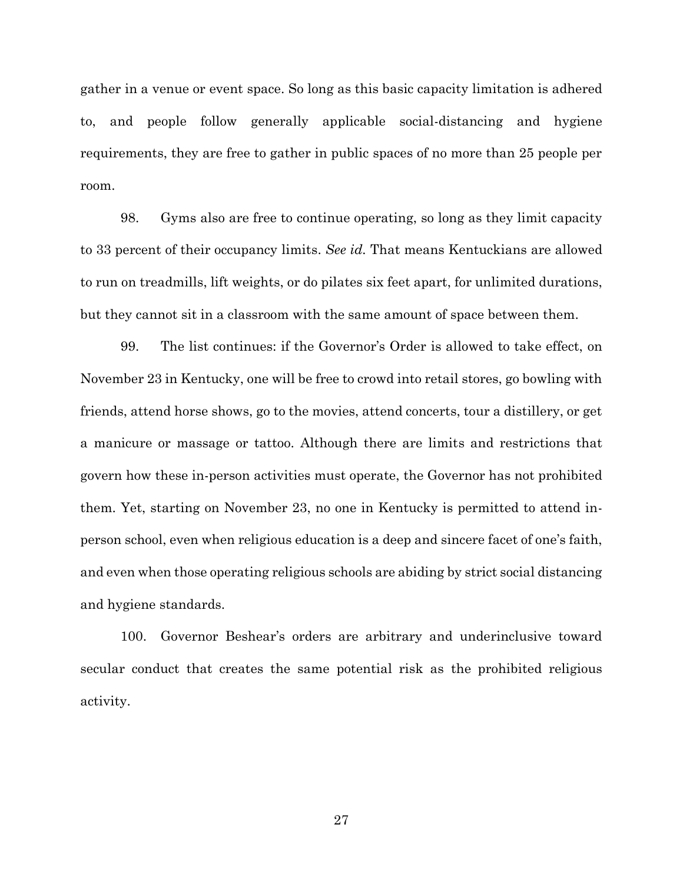gather in a venue or event space. So long as this basic capacity limitation is adhered to, and people follow generally applicable social-distancing and hygiene requirements, they are free to gather in public spaces of no more than 25 people per room.

98. Gyms also are free to continue operating, so long as they limit capacity to 33 percent of their occupancy limits. *See id.* That means Kentuckians are allowed to run on treadmills, lift weights, or do pilates six feet apart, for unlimited durations, but they cannot sit in a classroom with the same amount of space between them.

99. The list continues: if the Governor's Order is allowed to take effect, on November 23 in Kentucky, one will be free to crowd into retail stores, go bowling with friends, attend horse shows, go to the movies, attend concerts, tour a distillery, or get a manicure or massage or tattoo. Although there are limits and restrictions that govern how these in-person activities must operate, the Governor has not prohibited them. Yet, starting on November 23, no one in Kentucky is permitted to attend in-person school, even when religious education is a deep and sincere facet of one's faith, and even when those operating religious schools are abiding by strict social distancing and hygiene standards.

100. Governor Beshear's orders are arbitrary and underinclusive toward secular conduct that creates the same potential risk as the prohibited religious activity.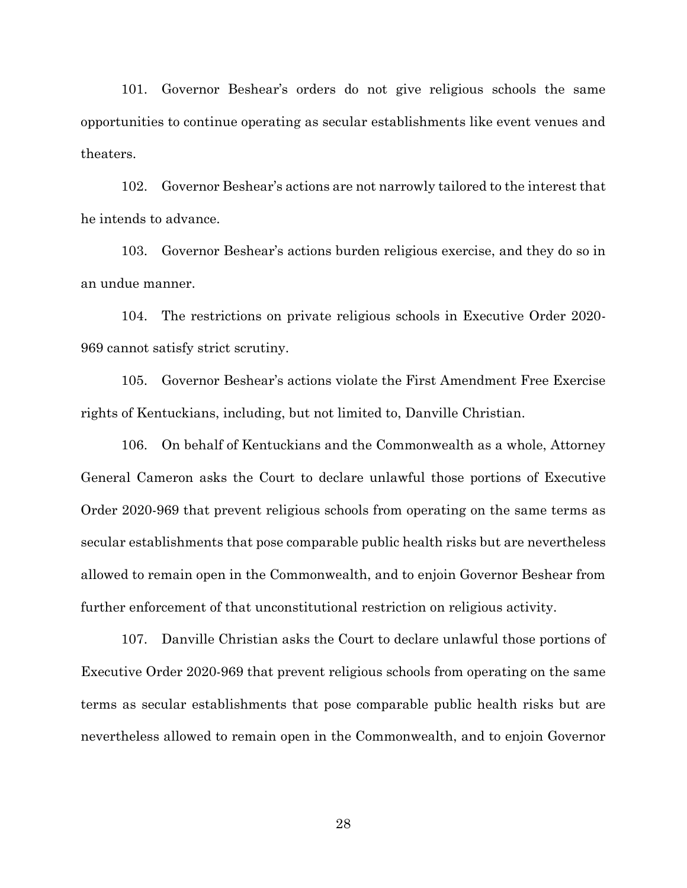101. Governor Beshear's orders do not give religious schools the same opportunities to continue operating as secular establishments like event venues and theaters.

102. Governor Beshear's actions are not narrowly tailored to the interest that he intends to advance.

103. Governor Beshear's actions burden religious exercise, and they do so in an undue manner.

104. The restrictions on private religious schools in Executive Order 2020-969 cannot satisfy strict scrutiny.

105. Governor Beshear's actions violate the First Amendment Free Exercise rights of Kentuckians, including, but not limited to, Danville Christian.

106. On behalf of Kentuckians and the Commonwealth as a whole, Attorney General Cameron asks the Court to declare unlawful those portions of Executive Order 2020-969 that prevent religious schools from operating on the same terms as secular establishments that pose comparable public health risks but are nevertheless allowed to remain open in the Commonwealth, and to enjoin Governor Beshear from further enforcement of that unconstitutional restriction on religious activity.

107. Danville Christian asks the Court to declare unlawful those portions of Executive Order 2020-969 that prevent religious schools from operating on the same terms as secular establishments that pose comparable public health risks but are nevertheless allowed to remain open in the Commonwealth, and to enjoin Governor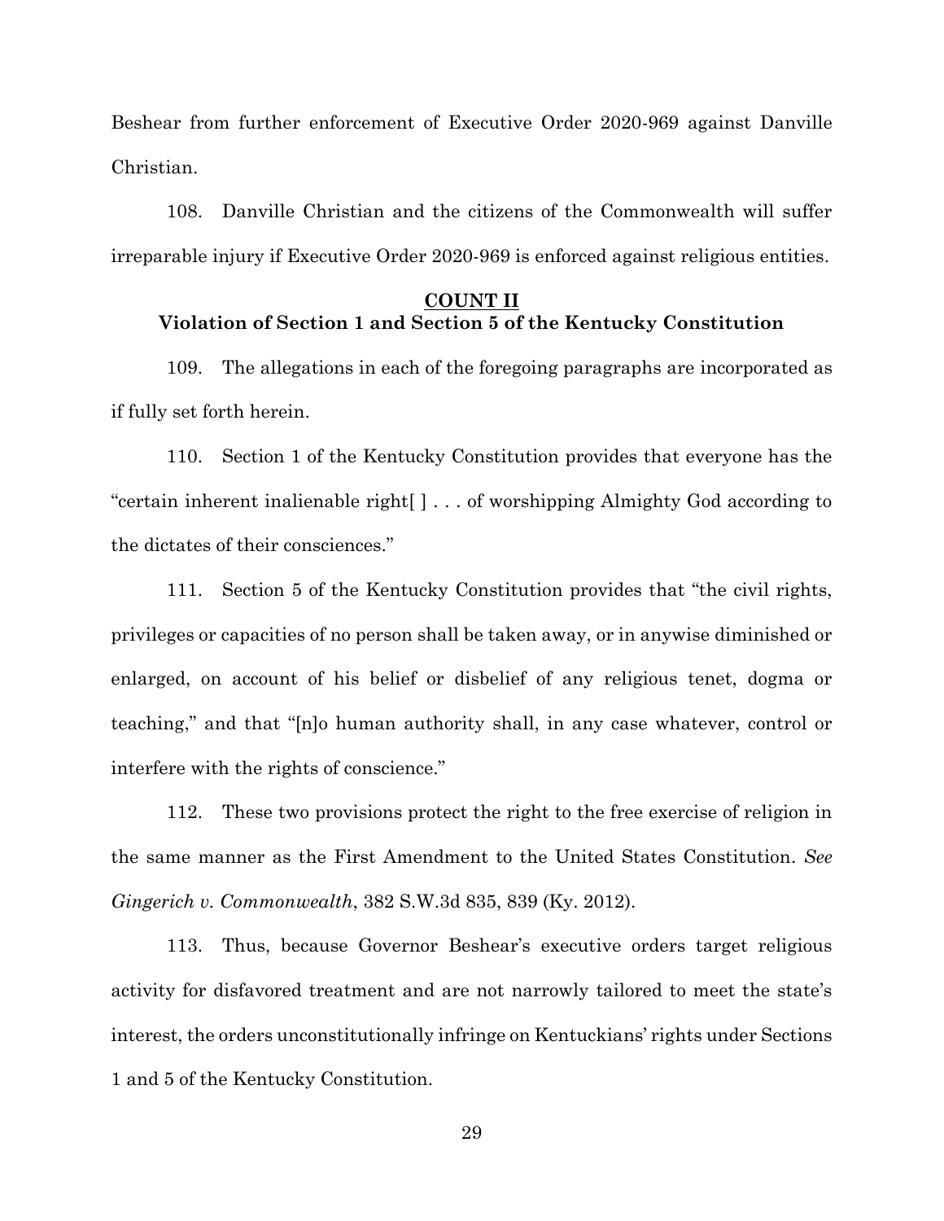Beshear from further enforcement of Executive Order 2020-969 against Danville Christian.

108. Danville Christian and the citizens of the Commonwealth will suffer irreparable injury if Executive Order 2020-969 is enforced against religious entities.

## COUNT II
## Violation of Section 1 and Section 5 of the Kentucky Constitution

109. The allegations in each of the foregoing paragraphs are incorporated as if fully set forth herein.

110. Section 1 of the Kentucky Constitution provides that everyone has the "certain inherent inalienable right[ ] . . . of worshipping Almighty God according to the dictates of their consciences."

111. Section 5 of the Kentucky Constitution provides that "the civil rights, privileges or capacities of no person shall be taken away, or in anywise diminished or enlarged, on account of his belief or disbelief of any religious tenet, dogma or teaching," and that "[n]o human authority shall, in any case whatever, control or interfere with the rights of conscience."

112. These two provisions protect the right to the free exercise of religion in the same manner as the First Amendment to the United States Constitution. *See Gingerich v. Commonwealth*, 382 S.W.3d 835, 839 (Ky. 2012).

113. Thus, because Governor Beshear's executive orders target religious activity for disfavored treatment and are not narrowly tailored to meet the state's interest, the orders unconstitutionally infringe on Kentuckians' rights under Sections 1 and 5 of the Kentucky Constitution.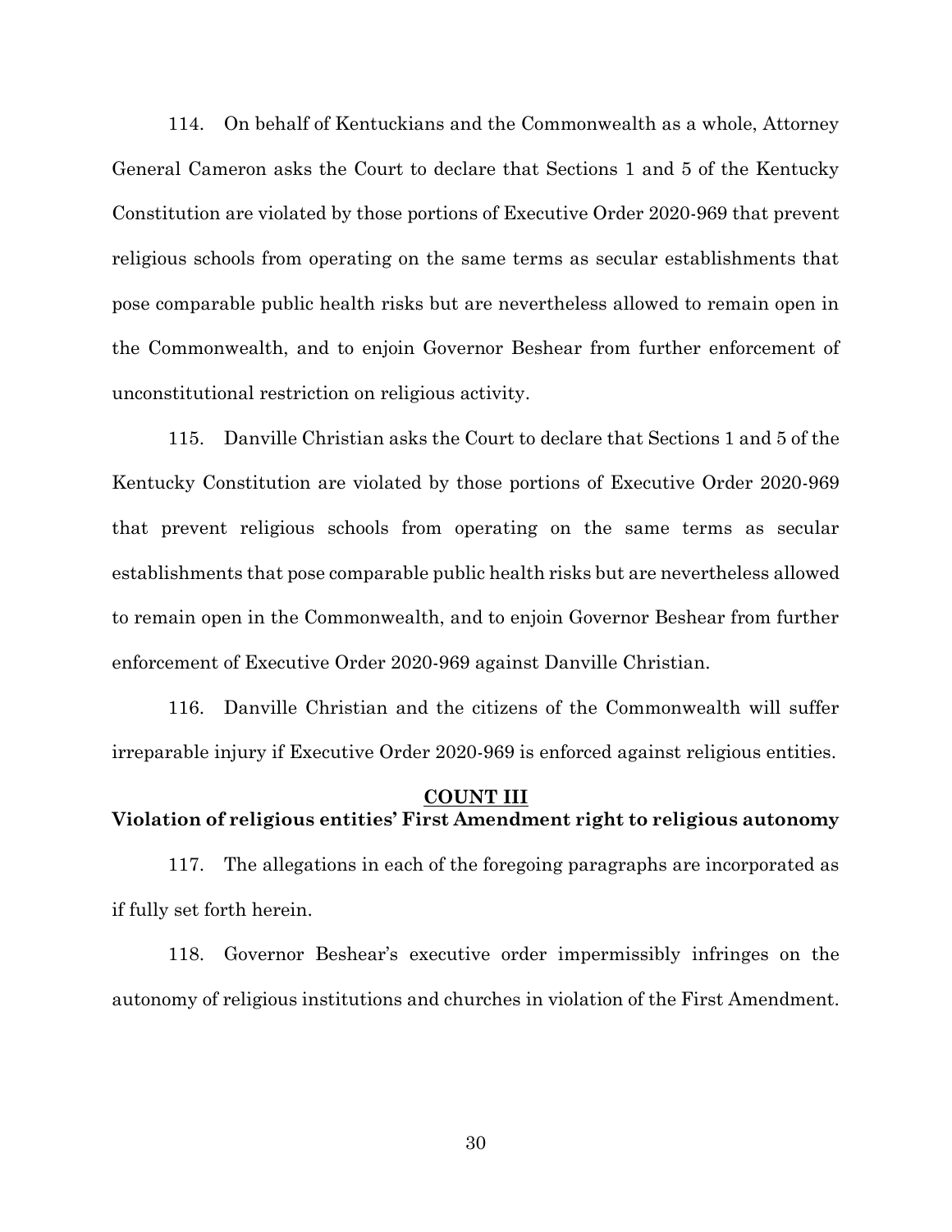114. On behalf of Kentuckians and the Commonwealth as a whole, Attorney General Cameron asks the Court to declare that Sections 1 and 5 of the Kentucky Constitution are violated by those portions of Executive Order 2020-969 that prevent religious schools from operating on the same terms as secular establishments that pose comparable public health risks but are nevertheless allowed to remain open in the Commonwealth, and to enjoin Governor Beshear from further enforcement of unconstitutional restriction on religious activity.

115. Danville Christian asks the Court to declare that Sections 1 and 5 of the Kentucky Constitution are violated by those portions of Executive Order 2020-969 that prevent religious schools from operating on the same terms as secular establishments that pose comparable public health risks but are nevertheless allowed to remain open in the Commonwealth, and to enjoin Governor Beshear from further enforcement of Executive Order 2020-969 against Danville Christian.

116. Danville Christian and the citizens of the Commonwealth will suffer irreparable injury if Executive Order 2020-969 is enforced against religious entities.

## COUNT III
## Violation of religious entities' First Amendment right to religious autonomy

117. The allegations in each of the foregoing paragraphs are incorporated as if fully set forth herein.

118. Governor Beshear's executive order impermissibly infringes on the autonomy of religious institutions and churches in violation of the First Amendment.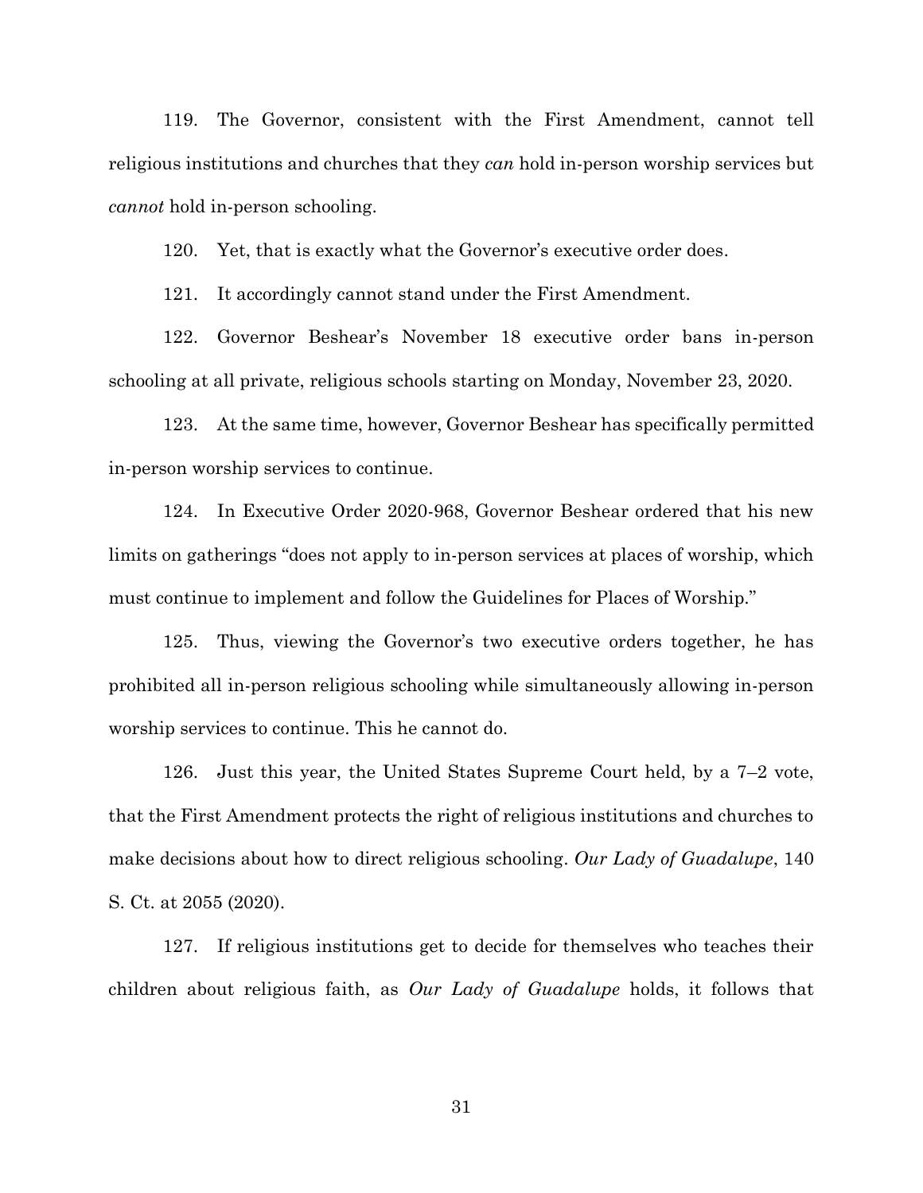119. The Governor, consistent with the First Amendment, cannot tell religious institutions and churches that they *can* hold in-person worship services but *cannot* hold in-person schooling.

120. Yet, that is exactly what the Governor's executive order does.

121. It accordingly cannot stand under the First Amendment.

122. Governor Beshear's November 18 executive order bans in-person schooling at all private, religious schools starting on Monday, November 23, 2020.

123. At the same time, however, Governor Beshear has specifically permitted in-person worship services to continue.

124. In Executive Order 2020-968, Governor Beshear ordered that his new limits on gatherings "does not apply to in-person services at places of worship, which must continue to implement and follow the Guidelines for Places of Worship."

125. Thus, viewing the Governor's two executive orders together, he has prohibited all in-person religious schooling while simultaneously allowing in-person worship services to continue. This he cannot do.

126. Just this year, the United States Supreme Court held, by a 7–2 vote, that the First Amendment protects the right of religious institutions and churches to make decisions about how to direct religious schooling. *Our Lady of Guadalupe*, 140 S. Ct. at 2055 (2020).

127. If religious institutions get to decide for themselves who teaches their children about religious faith, as *Our Lady of Guadalupe* holds, it follows that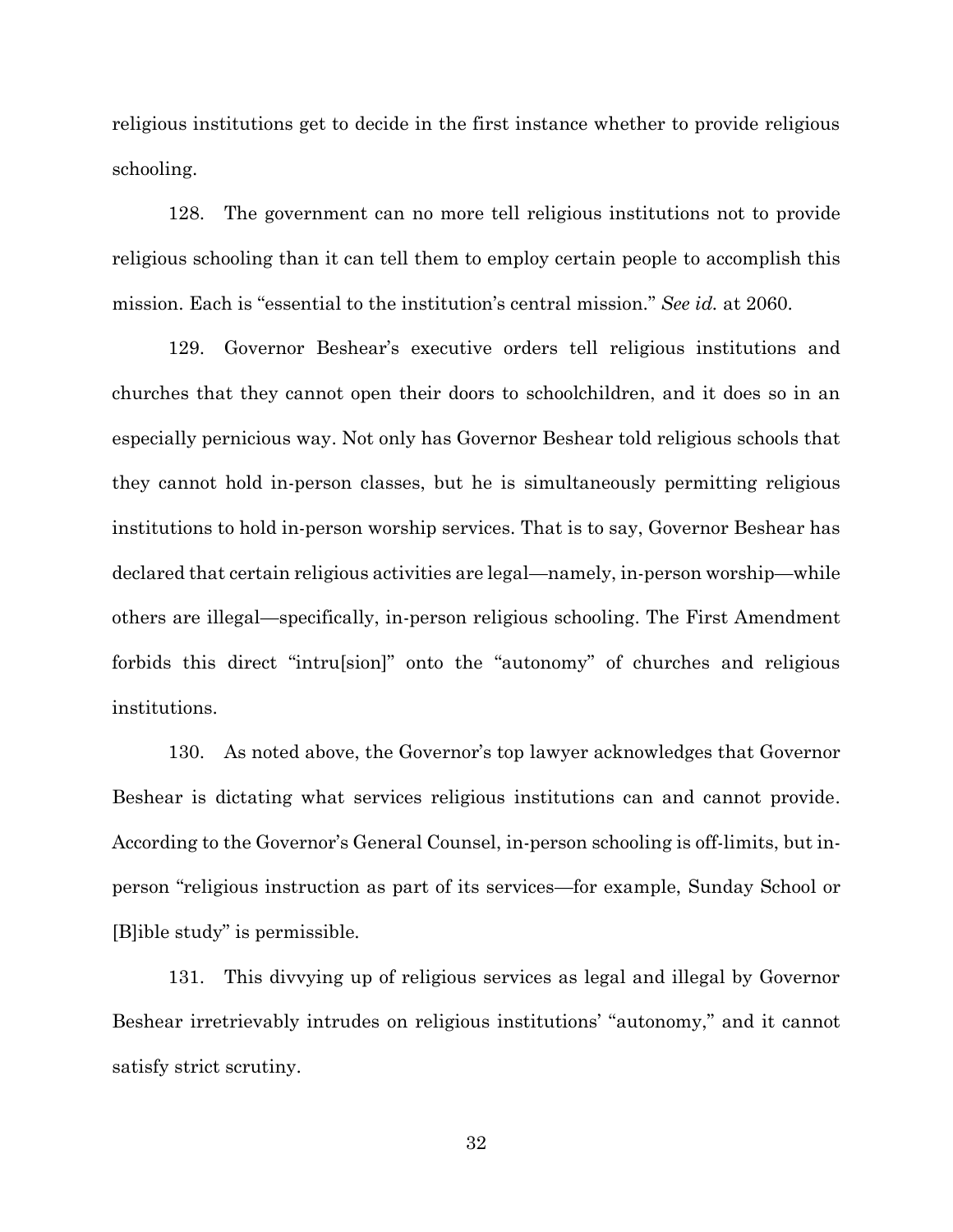religious institutions get to decide in the first instance whether to provide religious schooling.

128. The government can no more tell religious institutions not to provide religious schooling than it can tell them to employ certain people to accomplish this mission. Each is "essential to the institution's central mission." *See id.* at 2060.

129. Governor Beshear's executive orders tell religious institutions and churches that they cannot open their doors to schoolchildren, and it does so in an especially pernicious way. Not only has Governor Beshear told religious schools that they cannot hold in-person classes, but he is simultaneously permitting religious institutions to hold in-person worship services. That is to say, Governor Beshear has declared that certain religious activities are legal—namely, in-person worship—while others are illegal—specifically, in-person religious schooling. The First Amendment forbids this direct "intru[sion]" onto the "autonomy" of churches and religious institutions.

130. As noted above, the Governor's top lawyer acknowledges that Governor Beshear is dictating what services religious institutions can and cannot provide. According to the Governor's General Counsel, in-person schooling is off-limits, but in-person "religious instruction as part of its services—for example, Sunday School or [B]ible study" is permissible.

131. This divvying up of religious services as legal and illegal by Governor Beshear irretrievably intrudes on religious institutions' "autonomy," and it cannot satisfy strict scrutiny.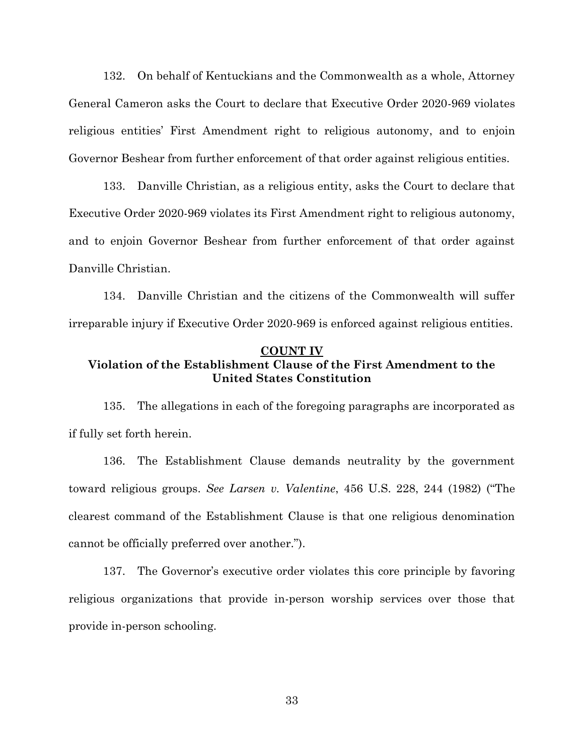132. On behalf of Kentuckians and the Commonwealth as a whole, Attorney General Cameron asks the Court to declare that Executive Order 2020-969 violates religious entities' First Amendment right to religious autonomy, and to enjoin Governor Beshear from further enforcement of that order against religious entities.

133. Danville Christian, as a religious entity, asks the Court to declare that Executive Order 2020-969 violates its First Amendment right to religious autonomy, and to enjoin Governor Beshear from further enforcement of that order against Danville Christian.

134. Danville Christian and the citizens of the Commonwealth will suffer irreparable injury if Executive Order 2020-969 is enforced against religious entities.

## COUNT IV
## Violation of the Establishment Clause of the First Amendment to the United States Constitution

135. The allegations in each of the foregoing paragraphs are incorporated as if fully set forth herein.

136. The Establishment Clause demands neutrality by the government toward religious groups. *See Larsen v. Valentine*, 456 U.S. 228, 244 (1982) ("The clearest command of the Establishment Clause is that one religious denomination cannot be officially preferred over another.").

137. The Governor's executive order violates this core principle by favoring religious organizations that provide in-person worship services over those that provide in-person schooling.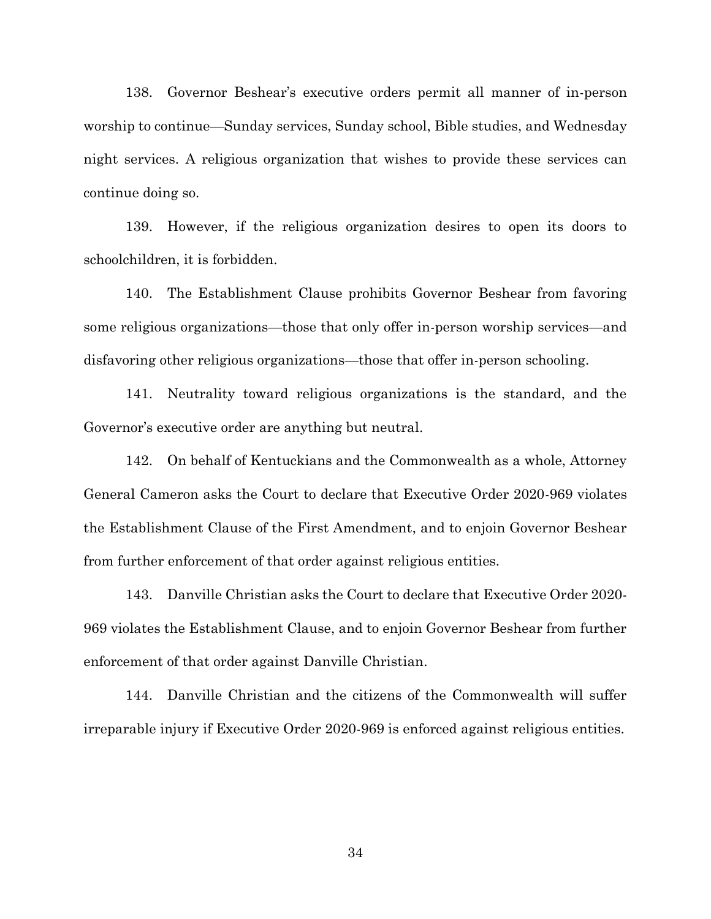138. Governor Beshear's executive orders permit all manner of in-person worship to continue—Sunday services, Sunday school, Bible studies, and Wednesday night services. A religious organization that wishes to provide these services can continue doing so.

139. However, if the religious organization desires to open its doors to schoolchildren, it is forbidden.

140. The Establishment Clause prohibits Governor Beshear from favoring some religious organizations—those that only offer in-person worship services—and disfavoring other religious organizations—those that offer in-person schooling.

141. Neutrality toward religious organizations is the standard, and the Governor's executive order are anything but neutral.

142. On behalf of Kentuckians and the Commonwealth as a whole, Attorney General Cameron asks the Court to declare that Executive Order 2020-969 violates the Establishment Clause of the First Amendment, and to enjoin Governor Beshear from further enforcement of that order against religious entities.

143. Danville Christian asks the Court to declare that Executive Order 2020-969 violates the Establishment Clause, and to enjoin Governor Beshear from further enforcement of that order against Danville Christian.

144. Danville Christian and the citizens of the Commonwealth will suffer irreparable injury if Executive Order 2020-969 is enforced against religious entities.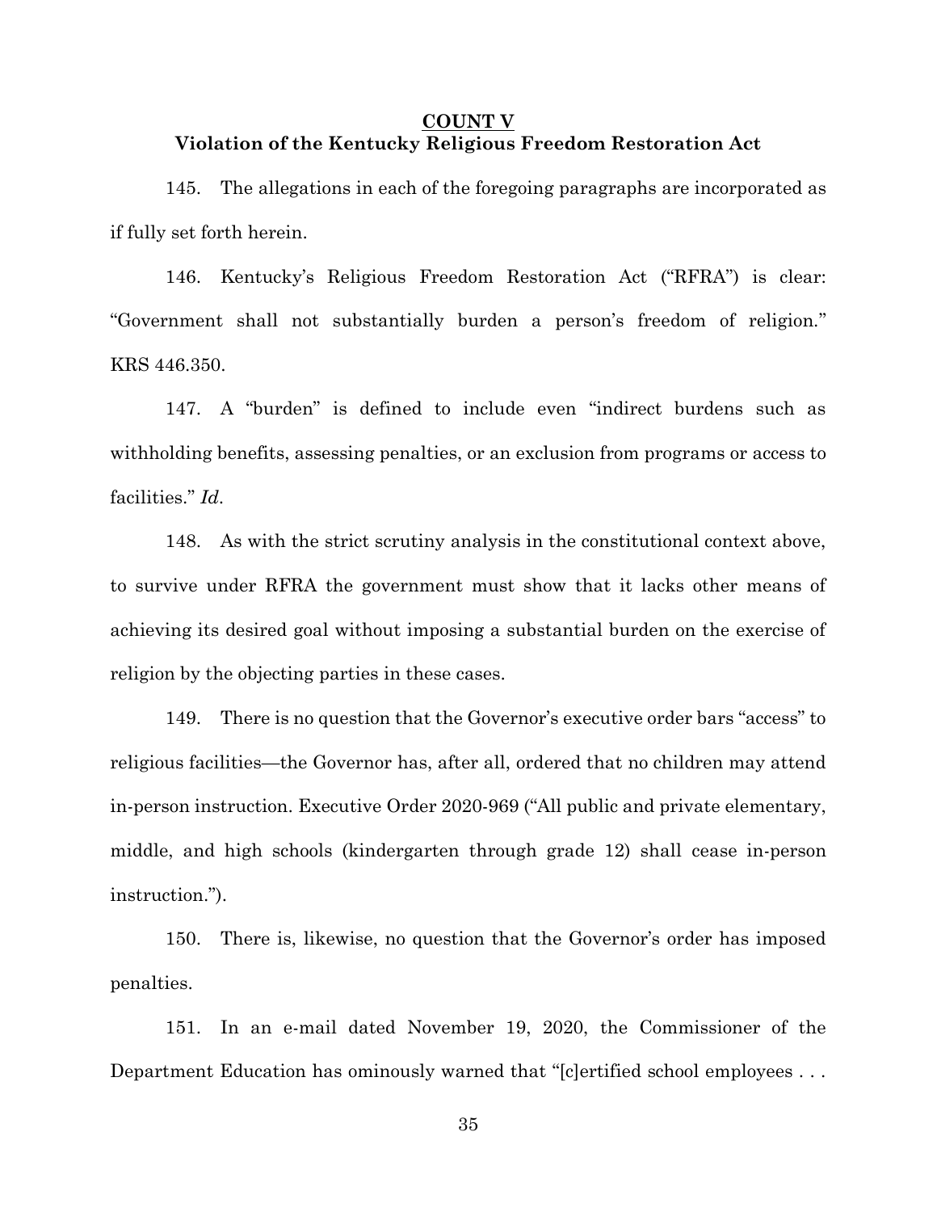**COUNT V**

**Violation of the Kentucky Religious Freedom Restoration Act**

145. The allegations in each of the foregoing paragraphs are incorporated as if fully set forth herein.

146. Kentucky's Religious Freedom Restoration Act ("RFRA") is clear: "Government shall not substantially burden a person's freedom of religion." KRS 446.350.

147. A "burden" is defined to include even "indirect burdens such as withholding benefits, assessing penalties, or an exclusion from programs or access to facilities." *Id.*

148. As with the strict scrutiny analysis in the constitutional context above, to survive under RFRA the government must show that it lacks other means of achieving its desired goal without imposing a substantial burden on the exercise of religion by the objecting parties in these cases.

149. There is no question that the Governor's executive order bars "access" to religious facilities—the Governor has, after all, ordered that no children may attend in-person instruction. Executive Order 2020-969 ("All public and private elementary, middle, and high schools (kindergarten through grade 12) shall cease in-person instruction.").

150. There is, likewise, no question that the Governor's order has imposed penalties.

151. In an e-mail dated November 19, 2020, the Commissioner of the Department Education has ominously warned that "[c]ertified school employees . . .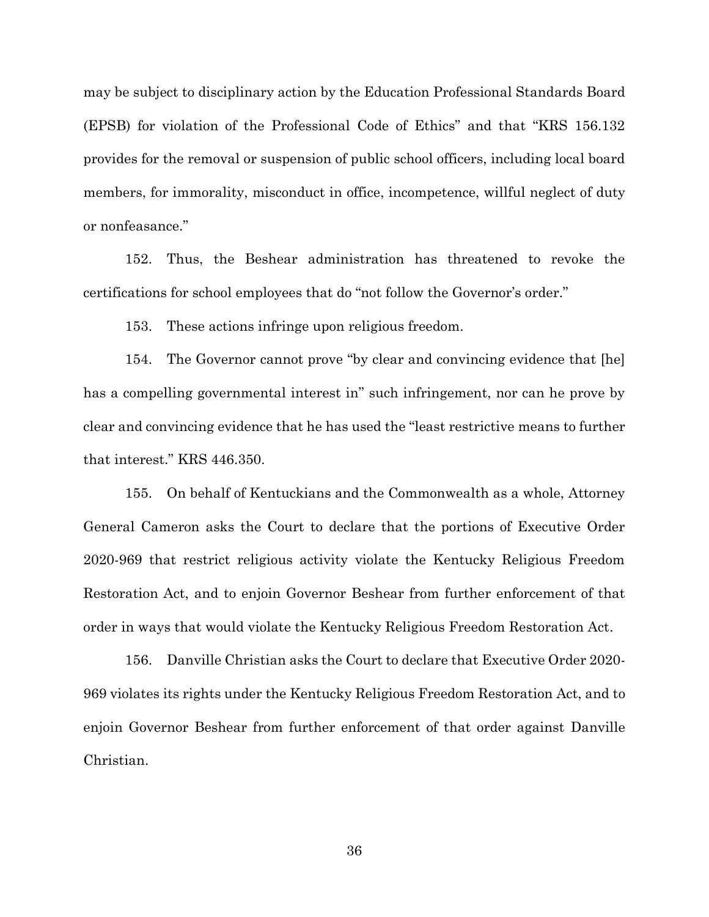may be subject to disciplinary action by the Education Professional Standards Board (EPSB) for violation of the Professional Code of Ethics" and that "KRS 156.132 provides for the removal or suspension of public school officers, including local board members, for immorality, misconduct in office, incompetence, willful neglect of duty or nonfeasance."

152. Thus, the Beshear administration has threatened to revoke the certifications for school employees that do "not follow the Governor's order."

153. These actions infringe upon religious freedom.

154. The Governor cannot prove "by clear and convincing evidence that [he] has a compelling governmental interest in" such infringement, nor can he prove by clear and convincing evidence that he has used the "least restrictive means to further that interest." KRS 446.350.

155. On behalf of Kentuckians and the Commonwealth as a whole, Attorney General Cameron asks the Court to declare that the portions of Executive Order 2020-969 that restrict religious activity violate the Kentucky Religious Freedom Restoration Act, and to enjoin Governor Beshear from further enforcement of that order in ways that would violate the Kentucky Religious Freedom Restoration Act.

156. Danville Christian asks the Court to declare that Executive Order 2020-969 violates its rights under the Kentucky Religious Freedom Restoration Act, and to enjoin Governor Beshear from further enforcement of that order against Danville Christian.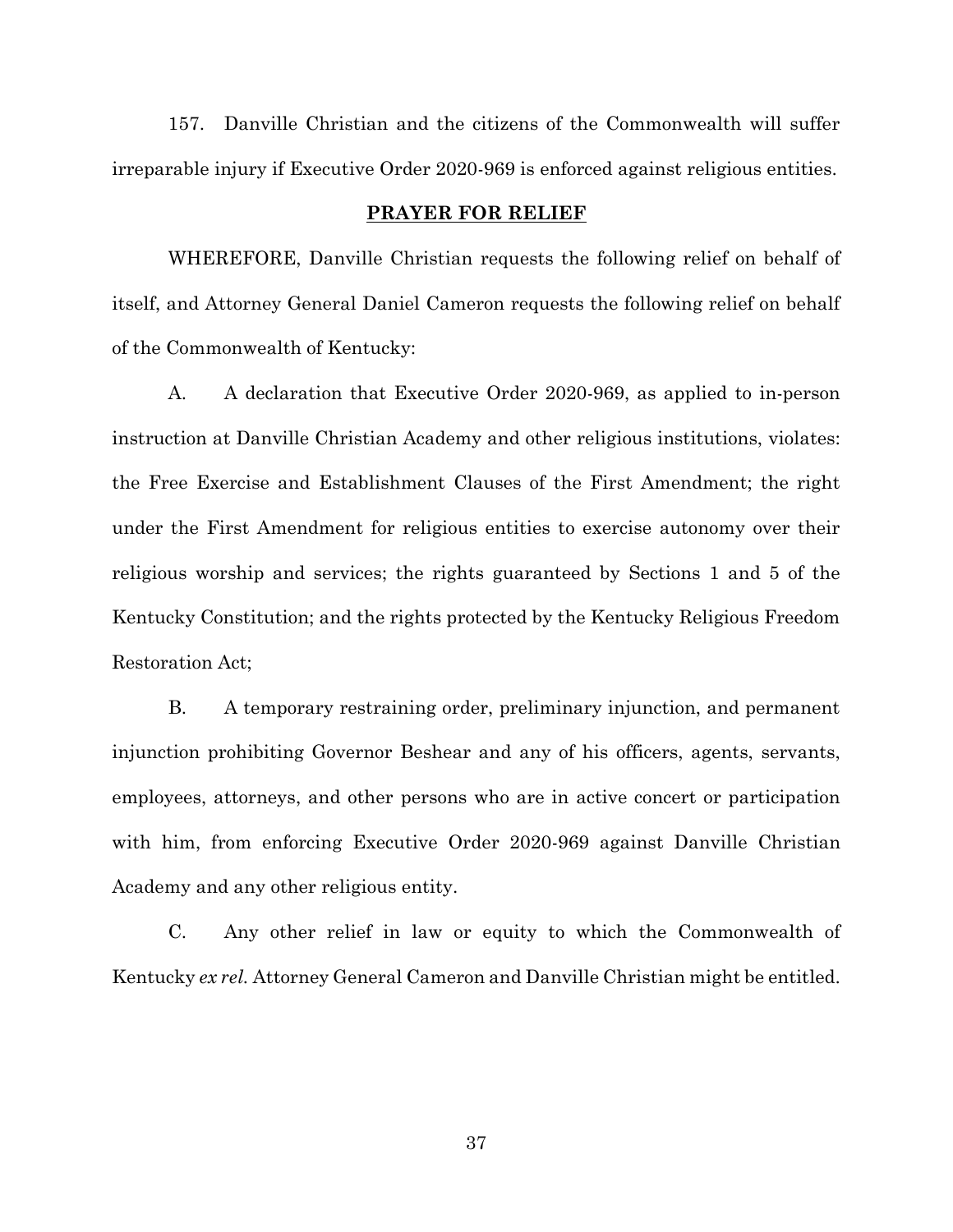157. Danville Christian and the citizens of the Commonwealth will suffer irreparable injury if Executive Order 2020-969 is enforced against religious entities.

## PRAYER FOR RELIEF

WHEREFORE, Danville Christian requests the following relief on behalf of itself, and Attorney General Daniel Cameron requests the following relief on behalf of the Commonwealth of Kentucky:

A. A declaration that Executive Order 2020-969, as applied to in-person instruction at Danville Christian Academy and other religious institutions, violates: the Free Exercise and Establishment Clauses of the First Amendment; the right under the First Amendment for religious entities to exercise autonomy over their religious worship and services; the rights guaranteed by Sections 1 and 5 of the Kentucky Constitution; and the rights protected by the Kentucky Religious Freedom Restoration Act;

B. A temporary restraining order, preliminary injunction, and permanent injunction prohibiting Governor Beshear and any of his officers, agents, servants, employees, attorneys, and other persons who are in active concert or participation with him, from enforcing Executive Order 2020-969 against Danville Christian Academy and any other religious entity.

C. Any other relief in law or equity to which the Commonwealth of Kentucky *ex rel.* Attorney General Cameron and Danville Christian might be entitled.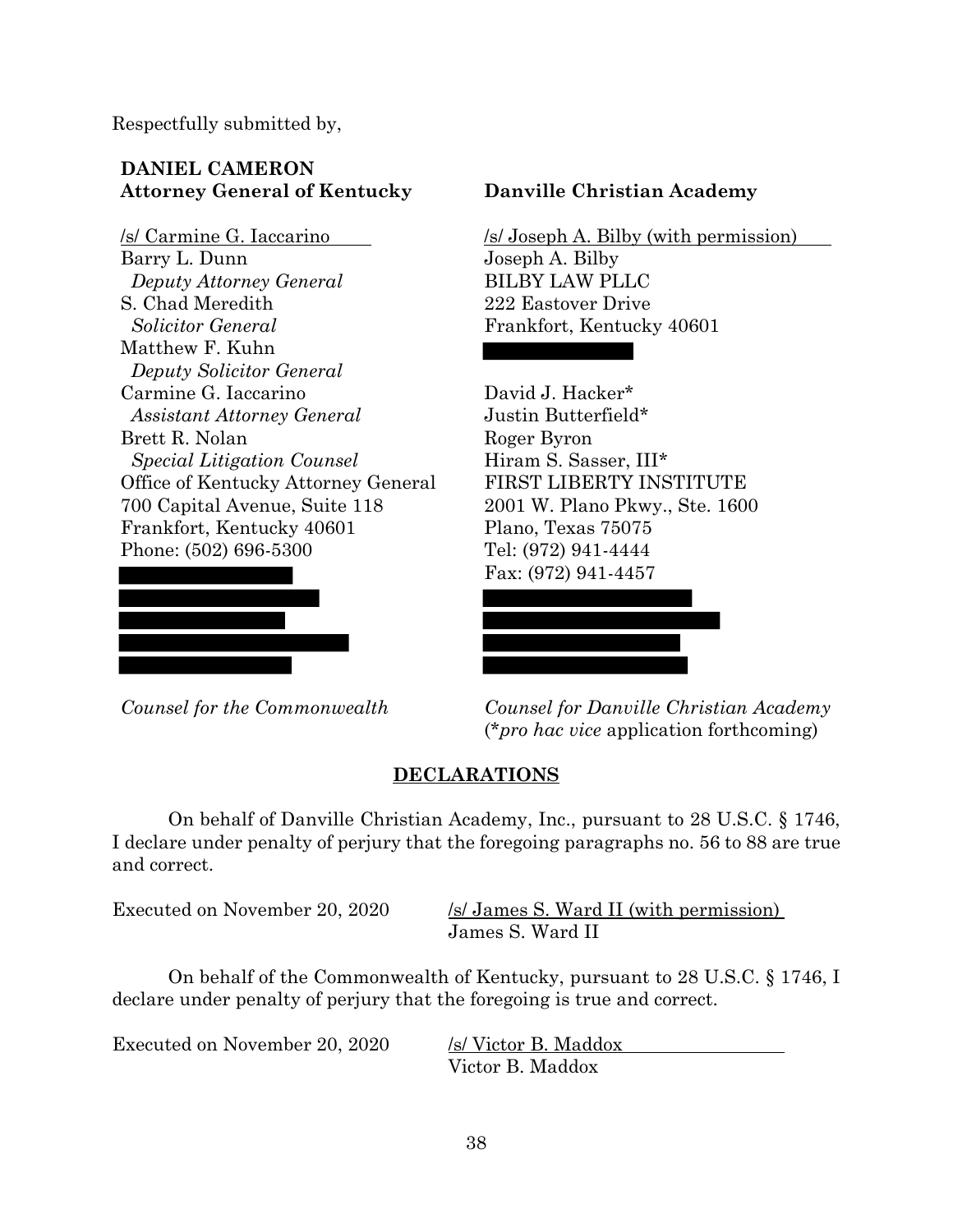Respectfully submitted by,

**DANIEL CAMERON**
**Attorney General of Kentucky**

/s/ Carmine G. Iaccarino
Barry L. Dunn
*Deputy Attorney General*
S. Chad Meredith
*Solicitor General*
Matthew F. Kuhn
*Deputy Solicitor General*
Carmine G. Iaccarino
*Assistant Attorney General*
Brett R. Nolan
*Special Litigation Counsel*
Office of Kentucky Attorney General
700 Capital Avenue, Suite 118
Frankfort, Kentucky 40601
Phone: (502) 696-5300

*Counsel for the Commonwealth*

**Danville Christian Academy**

/s/ Joseph A. Bilby (with permission)
Joseph A. Bilby
BILBY LAW PLLC
222 Eastover Drive
Frankfort, Kentucky 40601

David J. Hacker*
Justin Butterfield*
Roger Byron
Hiram S. Sasser, III*
FIRST LIBERTY INSTITUTE
2001 W. Plano Pkwy., Ste. 1600
Plano, Texas 75075
Tel: (972) 941-4444
Fax: (972) 941-4457

*Counsel for Danville Christian Academy*
(*\*pro hac vice* application forthcoming)

## DECLARATIONS

On behalf of Danville Christian Academy, Inc., pursuant to 28 U.S.C. § 1746, I declare under penalty of perjury that the foregoing paragraphs no. 56 to 88 are true and correct.

Executed on November 20, 2020 /s/ James S. Ward II (with permission)
James S. Ward II

On behalf of the Commonwealth of Kentucky, pursuant to 28 U.S.C. § 1746, I declare under penalty of perjury that the foregoing is true and correct.

Executed on November 20, 2020 /s/ Victor B. Maddox
Victor B. Maddox